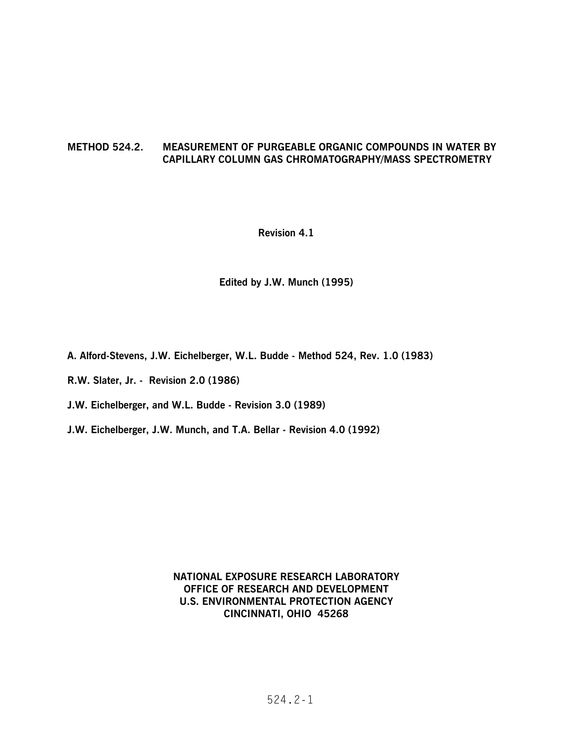# METHOD 524.2. MEASUREMENT OF PURGEABLE ORGANIC COMPOUNDS IN WATER BY CAPILLARY COLUMN GAS CHROMATOGRAPHY/MASS SPECTROMETRY

**Revision 4.1**

**Edited by J.W. Munch (1995)**

**A. Alford-Stevens, J.W. Eichelberger, W.L. Budde - Method 524, Rev. 1.0 (1983)**

**R.W. Slater, Jr. - Revision 2.0 (1986)**

**J.W. Eichelberger, and W.L. Budde - Revision 3.0 (1989)**

**J.W. Eichelberger, J.W. Munch, and T.A. Bellar - Revision 4.0 (1992)**

**NATIONAL EXPOSURE RESEARCH LABORATORY**
**OFFICE OF RESEARCH AND DEVELOPMENT**
**U.S. ENVIRONMENTAL PROTECTION AGENCY**
**CINCINNATI, OHIO 45268**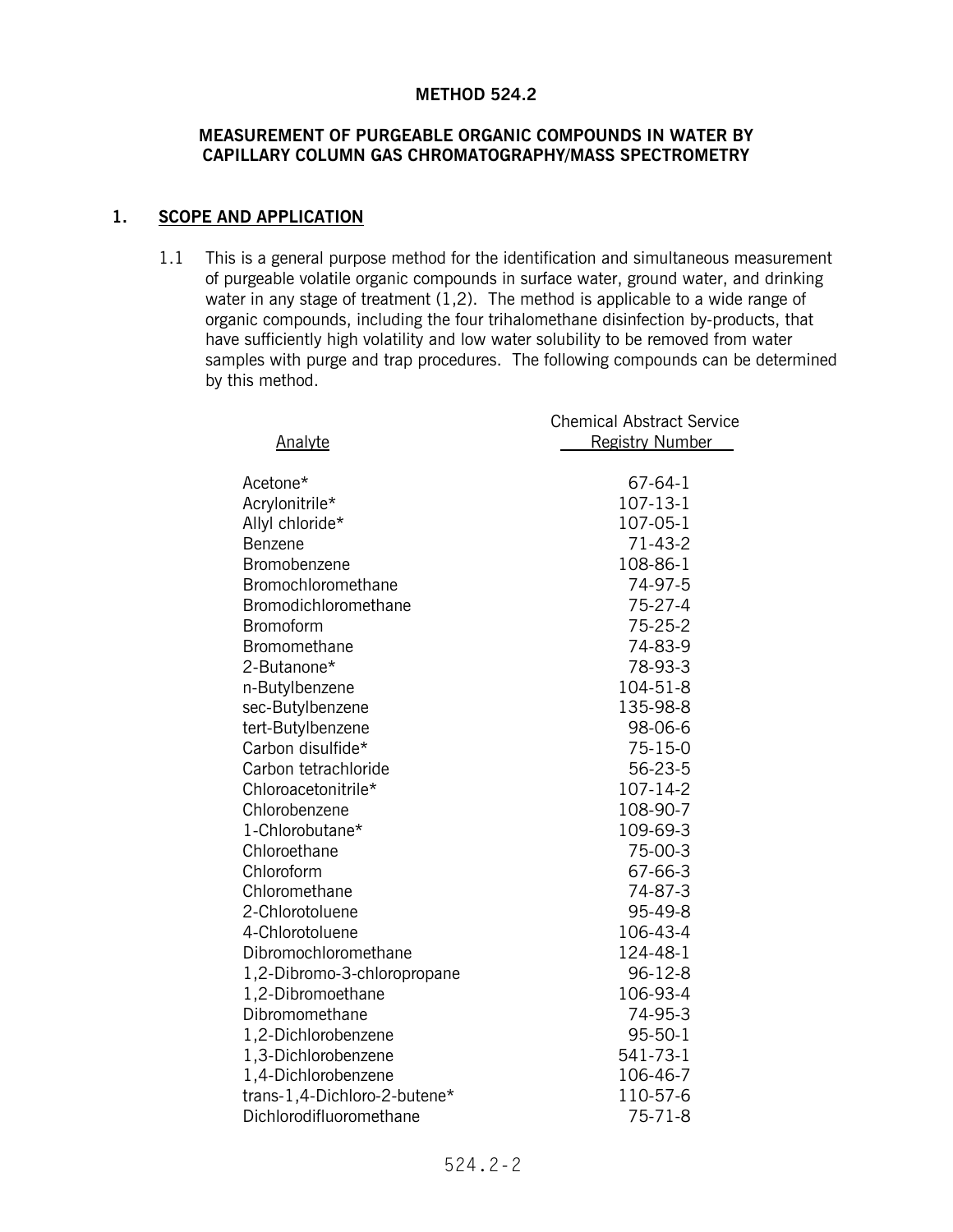# METHOD 524.2

## MEASUREMENT OF PURGEABLE ORGANIC COMPOUNDS IN WATER BY CAPILLARY COLUMN GAS CHROMATOGRAPHY/MASS SPECTROMETRY

## 1. SCOPE AND APPLICATION

1.1 This is a general purpose method for the identification and simultaneous measurement of purgeable volatile organic compounds in surface water, ground water, and drinking water in any stage of treatment (1,2). The method is applicable to a wide range of organic compounds, including the four trihalomethane disinfection by-products, that have sufficiently high volatility and low water solubility to be removed from water samples with purge and trap procedures. The following compounds can be determined by this method.

| Analyte | Chemical Abstract Service Registry Number |
|---|---|
| Acetone* | 67-64-1 |
| Acrylonitrile* | 107-13-1 |
| Allyl chloride* | 107-05-1 |
| Benzene | 71-43-2 |
| Bromobenzene | 108-86-1 |
| Bromochloromethane | 74-97-5 |
| Bromodichloromethane | 75-27-4 |
| Bromoform | 75-25-2 |
| Bromomethane | 74-83-9 |
| 2-Butanone* | 78-93-3 |
| n-Butylbenzene | 104-51-8 |
| sec-Butylbenzene | 135-98-8 |
| tert-Butylbenzene | 98-06-6 |
| Carbon disulfide* | 75-15-0 |
| Carbon tetrachloride | 56-23-5 |
| Chloroacetonitrile* | 107-14-2 |
| Chlorobenzene | 108-90-7 |
| 1-Chlorobutane* | 109-69-3 |
| Chloroethane | 75-00-3 |
| Chloroform | 67-66-3 |
| Chloromethane | 74-87-3 |
| 2-Chlorotoluene | 95-49-8 |
| 4-Chlorotoluene | 106-43-4 |
| Dibromochloromethane | 124-48-1 |
| 1,2-Dibromo-3-chloropropane | 96-12-8 |
| 1,2-Dibromoethane | 106-93-4 |
| Dibromomethane | 74-95-3 |
| 1,2-Dichlorobenzene | 95-50-1 |
| 1,3-Dichlorobenzene | 541-73-1 |
| 1,4-Dichlorobenzene | 106-46-7 |
| trans-1,4-Dichloro-2-butene* | 110-57-6 |
| Dichlorodifluoromethane | 75-71-8 |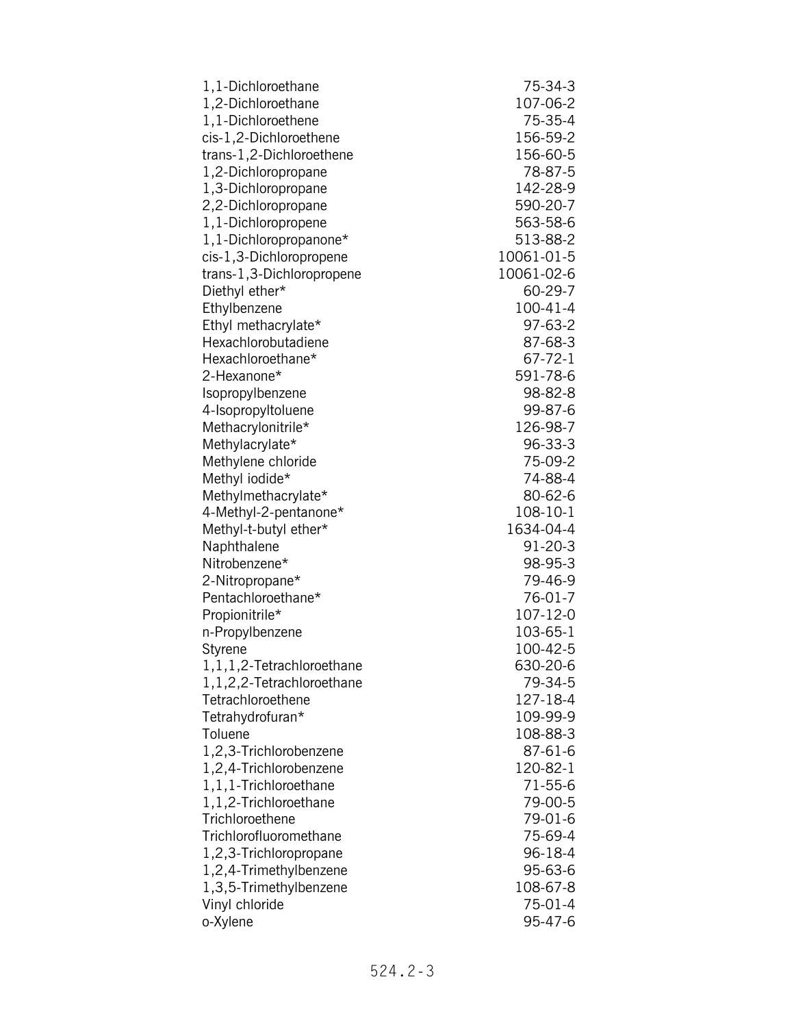| | |
|---|---|
| 1,1-Dichloroethane | 75-34-3 |
| 1,2-Dichloroethane | 107-06-2 |
| 1,1-Dichloroethene | 75-35-4 |
| cis-1,2-Dichloroethene | 156-59-2 |
| trans-1,2-Dichloroethene | 156-60-5 |
| 1,2-Dichloropropane | 78-87-5 |
| 1,3-Dichloropropane | 142-28-9 |
| 2,2-Dichloropropane | 590-20-7 |
| 1,1-Dichloropropene | 563-58-6 |
| 1,1-Dichloropropanone* | 513-88-2 |
| cis-1,3-Dichloropropene | 10061-01-5 |
| trans-1,3-Dichloropropene | 10061-02-6 |
| Diethyl ether* | 60-29-7 |
| Ethylbenzene | 100-41-4 |
| Ethyl methacrylate* | 97-63-2 |
| Hexachlorobutadiene | 87-68-3 |
| Hexachloroethane* | 67-72-1 |
| 2-Hexanone* | 591-78-6 |
| Isopropylbenzene | 98-82-8 |
| 4-Isopropyltoluene | 99-87-6 |
| Methacrylonitrile* | 126-98-7 |
| Methylacrylate* | 96-33-3 |
| Methylene chloride | 75-09-2 |
| Methyl iodide* | 74-88-4 |
| Methylmethacrylate* | 80-62-6 |
| 4-Methyl-2-pentanone* | 108-10-1 |
| Methyl-t-butyl ether* | 1634-04-4 |
| Naphthalene | 91-20-3 |
| Nitrobenzene* | 98-95-3 |
| 2-Nitropropane* | 79-46-9 |
| Pentachloroethane* | 76-01-7 |
| Propionitrile* | 107-12-0 |
| n-Propylbenzene | 103-65-1 |
| Styrene | 100-42-5 |
| 1,1,1,2-Tetrachloroethane | 630-20-6 |
| 1,1,2,2-Tetrachloroethane | 79-34-5 |
| Tetrachloroethene | 127-18-4 |
| Tetrahydrofuran* | 109-99-9 |
| Toluene | 108-88-3 |
| 1,2,3-Trichlorobenzene | 87-61-6 |
| 1,2,4-Trichlorobenzene | 120-82-1 |
| 1,1,1-Trichloroethane | 71-55-6 |
| 1,1,2-Trichloroethane | 79-00-5 |
| Trichloroethene | 79-01-6 |
| Trichlorofluoromethane | 75-69-4 |
| 1,2,3-Trichloropropane | 96-18-4 |
| 1,2,4-Trimethylbenzene | 95-63-6 |
| 1,3,5-Trimethylbenzene | 108-67-8 |
| Vinyl chloride | 75-01-4 |
| o-Xylene | 95-47-6 |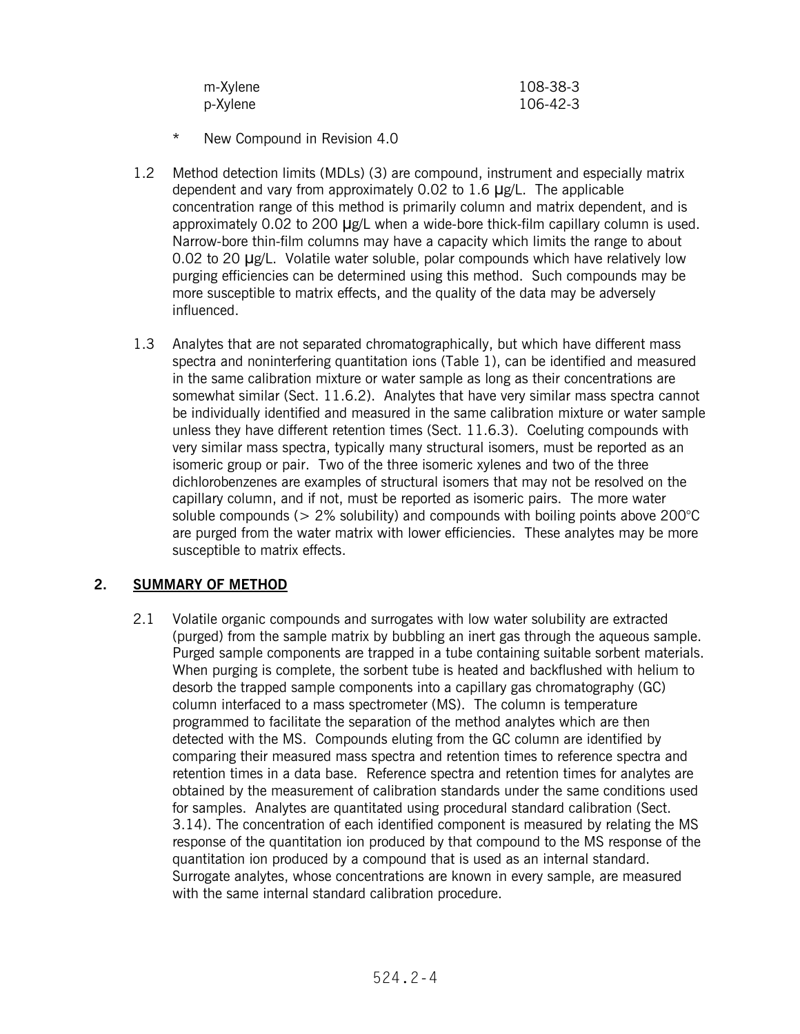| | |
|---|---|
| m-Xylene | 108-38-3 |
| p-Xylene | 106-42-3 |

\* New Compound in Revision 4.0

1.2 Method detection limits (MDLs) (3) are compound, instrument and especially matrix dependent and vary from approximately 0.02 to 1.6 µg/L. The applicable concentration range of this method is primarily column and matrix dependent, and is approximately 0.02 to 200 µg/L when a wide-bore thick-film capillary column is used. Narrow-bore thin-film columns may have a capacity which limits the range to about 0.02 to 20 µg/L. Volatile water soluble, polar compounds which have relatively low purging efficiencies can be determined using this method. Such compounds may be more susceptible to matrix effects, and the quality of the data may be adversely influenced.

1.3 Analytes that are not separated chromatographically, but which have different mass spectra and noninterfering quantitation ions (Table 1), can be identified and measured in the same calibration mixture or water sample as long as their concentrations are somewhat similar (Sect. 11.6.2). Analytes that have very similar mass spectra cannot be individually identified and measured in the same calibration mixture or water sample unless they have different retention times (Sect. 11.6.3). Coeluting compounds with very similar mass spectra, typically many structural isomers, must be reported as an isomeric group or pair. Two of the three isomeric xylenes and two of the three dichlorobenzenes are examples of structural isomers that may not be resolved on the capillary column, and if not, must be reported as isomeric pairs. The more water soluble compounds (> 2% solubility) and compounds with boiling points above 200°C are purged from the water matrix with lower efficiencies. These analytes may be more susceptible to matrix effects.

## 2. SUMMARY OF METHOD

2.1 Volatile organic compounds and surrogates with low water solubility are extracted (purged) from the sample matrix by bubbling an inert gas through the aqueous sample. Purged sample components are trapped in a tube containing suitable sorbent materials. When purging is complete, the sorbent tube is heated and backflushed with helium to desorb the trapped sample components into a capillary gas chromatography (GC) column interfaced to a mass spectrometer (MS). The column is temperature programmed to facilitate the separation of the method analytes which are then detected with the MS. Compounds eluting from the GC column are identified by comparing their measured mass spectra and retention times to reference spectra and retention times in a data base. Reference spectra and retention times for analytes are obtained by the measurement of calibration standards under the same conditions used for samples. Analytes are quantitated using procedural standard calibration (Sect. 3.14). The concentration of each identified component is measured by relating the MS response of the quantitation ion produced by that compound to the MS response of the quantitation ion produced by a compound that is used as an internal standard. Surrogate analytes, whose concentrations are known in every sample, are measured with the same internal standard calibration procedure.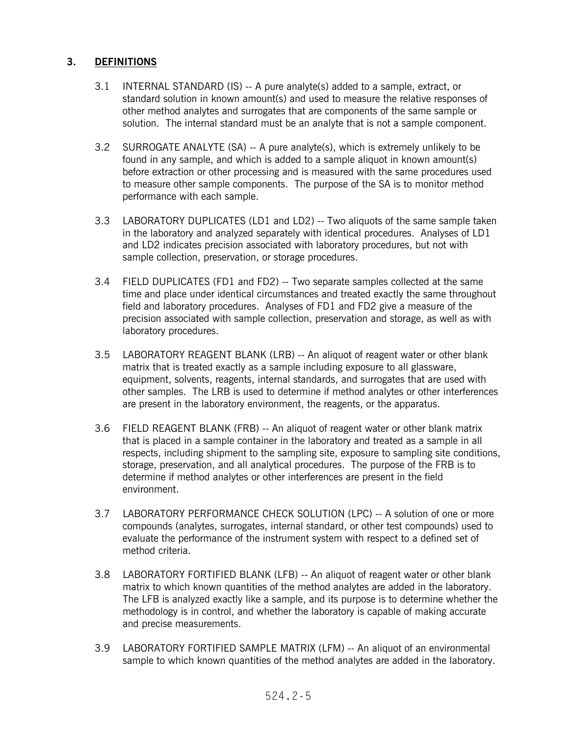## 3. DEFINITIONS

3.1 INTERNAL STANDARD (IS) -- A pure analyte(s) added to a sample, extract, or standard solution in known amount(s) and used to measure the relative responses of other method analytes and surrogates that are components of the same sample or solution. The internal standard must be an analyte that is not a sample component.

3.2 SURROGATE ANALYTE (SA) -- A pure analyte(s), which is extremely unlikely to be found in any sample, and which is added to a sample aliquot in known amount(s) before extraction or other processing and is measured with the same procedures used to measure other sample components. The purpose of the SA is to monitor method performance with each sample.

3.3 LABORATORY DUPLICATES (LD1 and LD2) -- Two aliquots of the same sample taken in the laboratory and analyzed separately with identical procedures. Analyses of LD1 and LD2 indicates precision associated with laboratory procedures, but not with sample collection, preservation, or storage procedures.

3.4 FIELD DUPLICATES (FD1 and FD2) -- Two separate samples collected at the same time and place under identical circumstances and treated exactly the same throughout field and laboratory procedures. Analyses of FD1 and FD2 give a measure of the precision associated with sample collection, preservation and storage, as well as with laboratory procedures.

3.5 LABORATORY REAGENT BLANK (LRB) -- An aliquot of reagent water or other blank matrix that is treated exactly as a sample including exposure to all glassware, equipment, solvents, reagents, internal standards, and surrogates that are used with other samples. The LRB is used to determine if method analytes or other interferences are present in the laboratory environment, the reagents, or the apparatus.

3.6 FIELD REAGENT BLANK (FRB) -- An aliquot of reagent water or other blank matrix that is placed in a sample container in the laboratory and treated as a sample in all respects, including shipment to the sampling site, exposure to sampling site conditions, storage, preservation, and all analytical procedures. The purpose of the FRB is to determine if method analytes or other interferences are present in the field environment.

3.7 LABORATORY PERFORMANCE CHECK SOLUTION (LPC) -- A solution of one or more compounds (analytes, surrogates, internal standard, or other test compounds) used to evaluate the performance of the instrument system with respect to a defined set of method criteria.

3.8 LABORATORY FORTIFIED BLANK (LFB) -- An aliquot of reagent water or other blank matrix to which known quantities of the method analytes are added in the laboratory. The LFB is analyzed exactly like a sample, and its purpose is to determine whether the methodology is in control, and whether the laboratory is capable of making accurate and precise measurements.

3.9 LABORATORY FORTIFIED SAMPLE MATRIX (LFM) -- An aliquot of an environmental sample to which known quantities of the method analytes are added in the laboratory.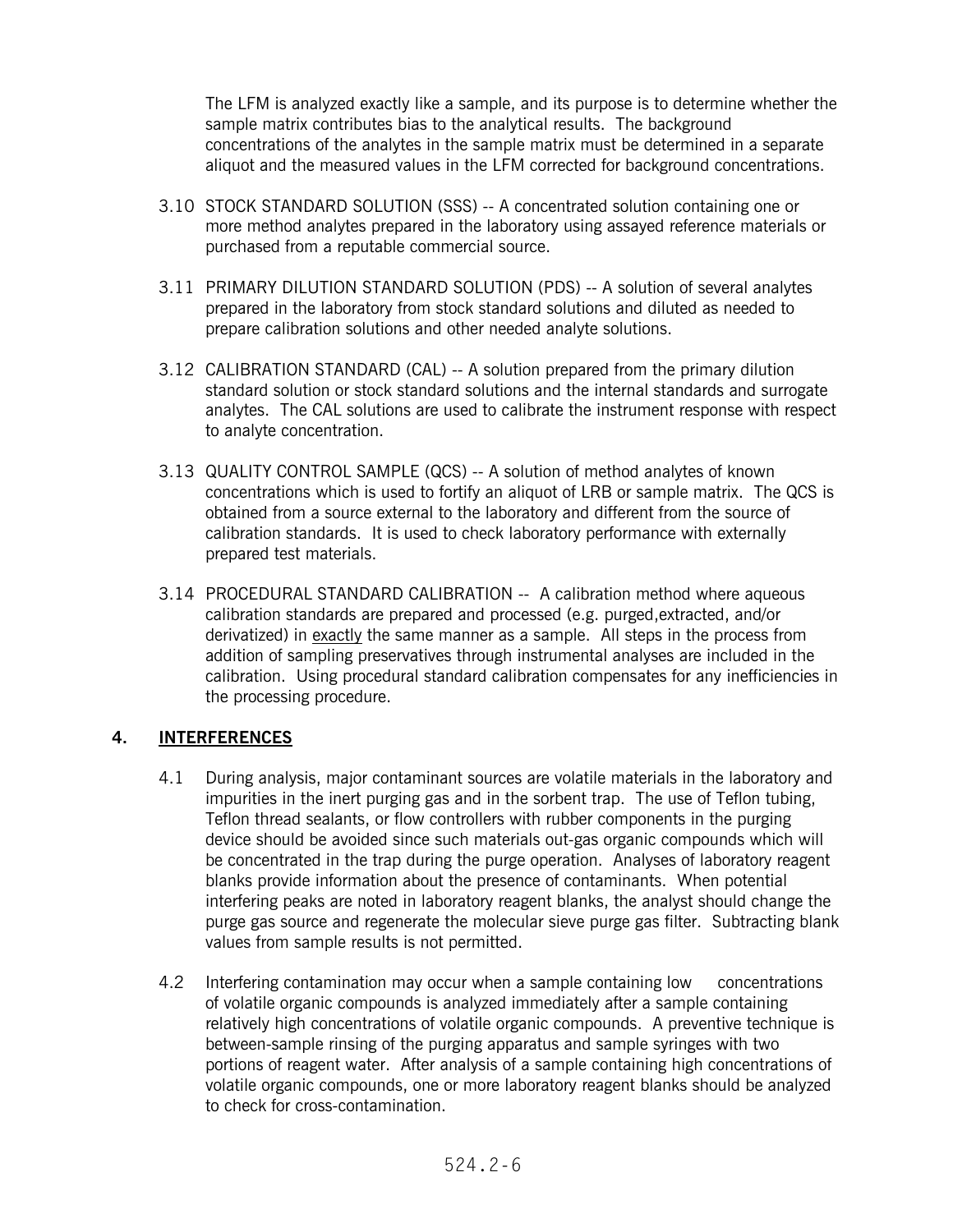The LFM is analyzed exactly like a sample, and its purpose is to determine whether the sample matrix contributes bias to the analytical results. The background concentrations of the analytes in the sample matrix must be determined in a separate aliquot and the measured values in the LFM corrected for background concentrations.

3.10 STOCK STANDARD SOLUTION (SSS) -- A concentrated solution containing one or more method analytes prepared in the laboratory using assayed reference materials or purchased from a reputable commercial source.

3.11 PRIMARY DILUTION STANDARD SOLUTION (PDS) -- A solution of several analytes prepared in the laboratory from stock standard solutions and diluted as needed to prepare calibration solutions and other needed analyte solutions.

3.12 CALIBRATION STANDARD (CAL) -- A solution prepared from the primary dilution standard solution or stock standard solutions and the internal standards and surrogate analytes. The CAL solutions are used to calibrate the instrument response with respect to analyte concentration.

3.13 QUALITY CONTROL SAMPLE (QCS) -- A solution of method analytes of known concentrations which is used to fortify an aliquot of LRB or sample matrix. The QCS is obtained from a source external to the laboratory and different from the source of calibration standards. It is used to check laboratory performance with externally prepared test materials.

3.14 PROCEDURAL STANDARD CALIBRATION -- A calibration method where aqueous calibration standards are prepared and processed (e.g. purged,extracted, and/or derivatized) in <u>exactly</u> the same manner as a sample. All steps in the process from addition of sampling preservatives through instrumental analyses are included in the calibration. Using procedural standard calibration compensates for any inefficiencies in the processing procedure.

## 4. INTERFERENCES

4.1 During analysis, major contaminant sources are volatile materials in the laboratory and impurities in the inert purging gas and in the sorbent trap. The use of Teflon tubing, Teflon thread sealants, or flow controllers with rubber components in the purging device should be avoided since such materials out-gas organic compounds which will be concentrated in the trap during the purge operation. Analyses of laboratory reagent blanks provide information about the presence of contaminants. When potential interfering peaks are noted in laboratory reagent blanks, the analyst should change the purge gas source and regenerate the molecular sieve purge gas filter. Subtracting blank values from sample results is not permitted.

4.2 Interfering contamination may occur when a sample containing low concentrations of volatile organic compounds is analyzed immediately after a sample containing relatively high concentrations of volatile organic compounds. A preventive technique is between-sample rinsing of the purging apparatus and sample syringes with two portions of reagent water. After analysis of a sample containing high concentrations of volatile organic compounds, one or more laboratory reagent blanks should be analyzed to check for cross-contamination.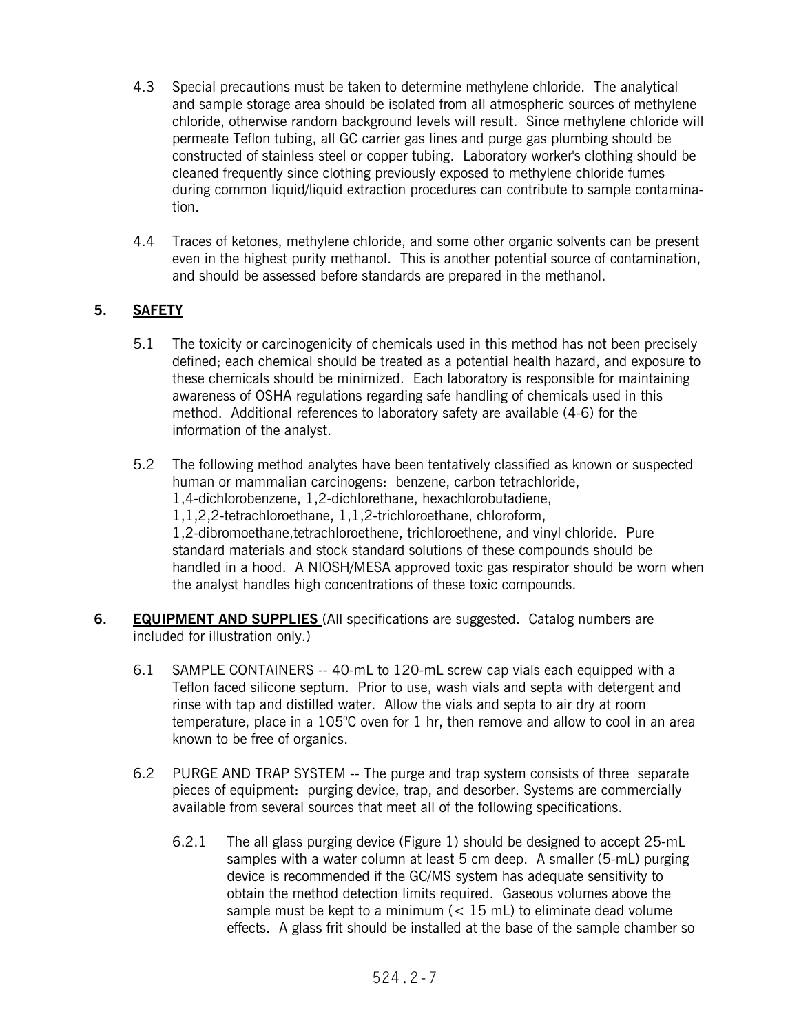4.3 Special precautions must be taken to determine methylene chloride. The analytical and sample storage area should be isolated from all atmospheric sources of methylene chloride, otherwise random background levels will result. Since methylene chloride will permeate Teflon tubing, all GC carrier gas lines and purge gas plumbing should be constructed of stainless steel or copper tubing. Laboratory worker's clothing should be cleaned frequently since clothing previously exposed to methylene chloride fumes during common liquid/liquid extraction procedures can contribute to sample contamination.

4.4 Traces of ketones, methylene chloride, and some other organic solvents can be present even in the highest purity methanol. This is another potential source of contamination, and should be assessed before standards are prepared in the methanol.

## 5. SAFETY

5.1 The toxicity or carcinogenicity of chemicals used in this method has not been precisely defined; each chemical should be treated as a potential health hazard, and exposure to these chemicals should be minimized. Each laboratory is responsible for maintaining awareness of OSHA regulations regarding safe handling of chemicals used in this method. Additional references to laboratory safety are available (4-6) for the information of the analyst.

5.2 The following method analytes have been tentatively classified as known or suspected human or mammalian carcinogens: benzene, carbon tetrachloride, 1,4-dichlorobenzene, 1,2-dichlorethane, hexachlorobutadiene, 1,1,2,2-tetrachloroethane, 1,1,2-trichloroethane, chloroform, 1,2-dibromoethane,tetrachloroethene, trichloroethene, and vinyl chloride. Pure standard materials and stock standard solutions of these compounds should be handled in a hood. A NIOSH/MESA approved toxic gas respirator should be worn when the analyst handles high concentrations of these toxic compounds.

## 6. EQUIPMENT AND SUPPLIES (All specifications are suggested. Catalog numbers are included for illustration only.)

6.1 SAMPLE CONTAINERS -- 40-mL to 120-mL screw cap vials each equipped with a Teflon faced silicone septum. Prior to use, wash vials and septa with detergent and rinse with tap and distilled water. Allow the vials and septa to air dry at room temperature, place in a 105°C oven for 1 hr, then remove and allow to cool in an area known to be free of organics.

6.2 PURGE AND TRAP SYSTEM -- The purge and trap system consists of three separate pieces of equipment: purging device, trap, and desorber. Systems are commercially available from several sources that meet all of the following specifications.

6.2.1 The all glass purging device (Figure 1) should be designed to accept 25-mL samples with a water column at least 5 cm deep. A smaller (5-mL) purging device is recommended if the GC/MS system has adequate sensitivity to obtain the method detection limits required. Gaseous volumes above the sample must be kept to a minimum (< 15 mL) to eliminate dead volume effects. A glass frit should be installed at the base of the sample chamber so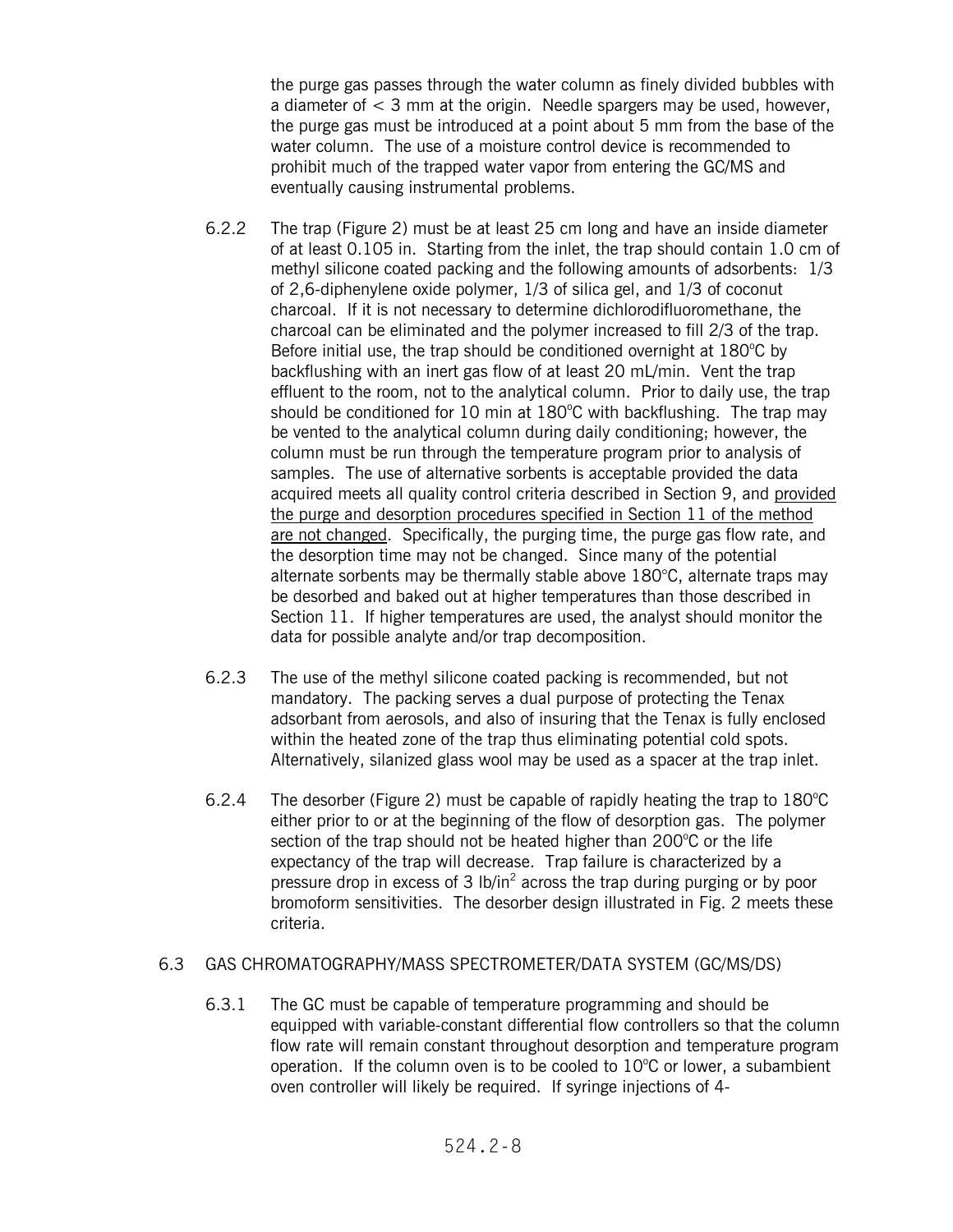the purge gas passes through the water column as finely divided bubbles with a diameter of < 3 mm at the origin. Needle spargers may be used, however, the purge gas must be introduced at a point about 5 mm from the base of the water column. The use of a moisture control device is recommended to prohibit much of the trapped water vapor from entering the GC/MS and eventually causing instrumental problems.

6.2.2 The trap (Figure 2) must be at least 25 cm long and have an inside diameter of at least 0.105 in. Starting from the inlet, the trap should contain 1.0 cm of methyl silicone coated packing and the following amounts of adsorbents: 1/3 of 2,6-diphenylene oxide polymer, 1/3 of silica gel, and 1/3 of coconut charcoal. If it is not necessary to determine dichlorodifluoromethane, the charcoal can be eliminated and the polymer increased to fill 2/3 of the trap. Before initial use, the trap should be conditioned overnight at 180°C by backflushing with an inert gas flow of at least 20 mL/min. Vent the trap effluent to the room, not to the analytical column. Prior to daily use, the trap should be conditioned for 10 min at 180°C with backflushing. The trap may be vented to the analytical column during daily conditioning; however, the column must be run through the temperature program prior to analysis of samples. The use of alternative sorbents is acceptable provided the data acquired meets all quality control criteria described in Section 9, and provided the purge and desorption procedures specified in Section 11 of the method are not changed. Specifically, the purging time, the purge gas flow rate, and the desorption time may not be changed. Since many of the potential alternate sorbents may be thermally stable above 180°C, alternate traps may be desorbed and baked out at higher temperatures than those described in Section 11. If higher temperatures are used, the analyst should monitor the data for possible analyte and/or trap decomposition.

6.2.3 The use of the methyl silicone coated packing is recommended, but not mandatory. The packing serves a dual purpose of protecting the Tenax adsorbant from aerosols, and also of insuring that the Tenax is fully enclosed within the heated zone of the trap thus eliminating potential cold spots. Alternatively, silanized glass wool may be used as a spacer at the trap inlet.

6.2.4 The desorber (Figure 2) must be capable of rapidly heating the trap to 180°C either prior to or at the beginning of the flow of desorption gas. The polymer section of the trap should not be heated higher than 200°C or the life expectancy of the trap will decrease. Trap failure is characterized by a pressure drop in excess of 3 $lb/in^2$ across the trap during purging or by poor bromoform sensitivities. The desorber design illustrated in Fig. 2 meets these criteria.

## 6.3 GAS CHROMATOGRAPHY/MASS SPECTROMETER/DATA SYSTEM (GC/MS/DS)

6.3.1 The GC must be capable of temperature programming and should be equipped with variable-constant differential flow controllers so that the column flow rate will remain constant throughout desorption and temperature program operation. If the column oven is to be cooled to 10°C or lower, a subambient oven controller will likely be required. If syringe injections of 4-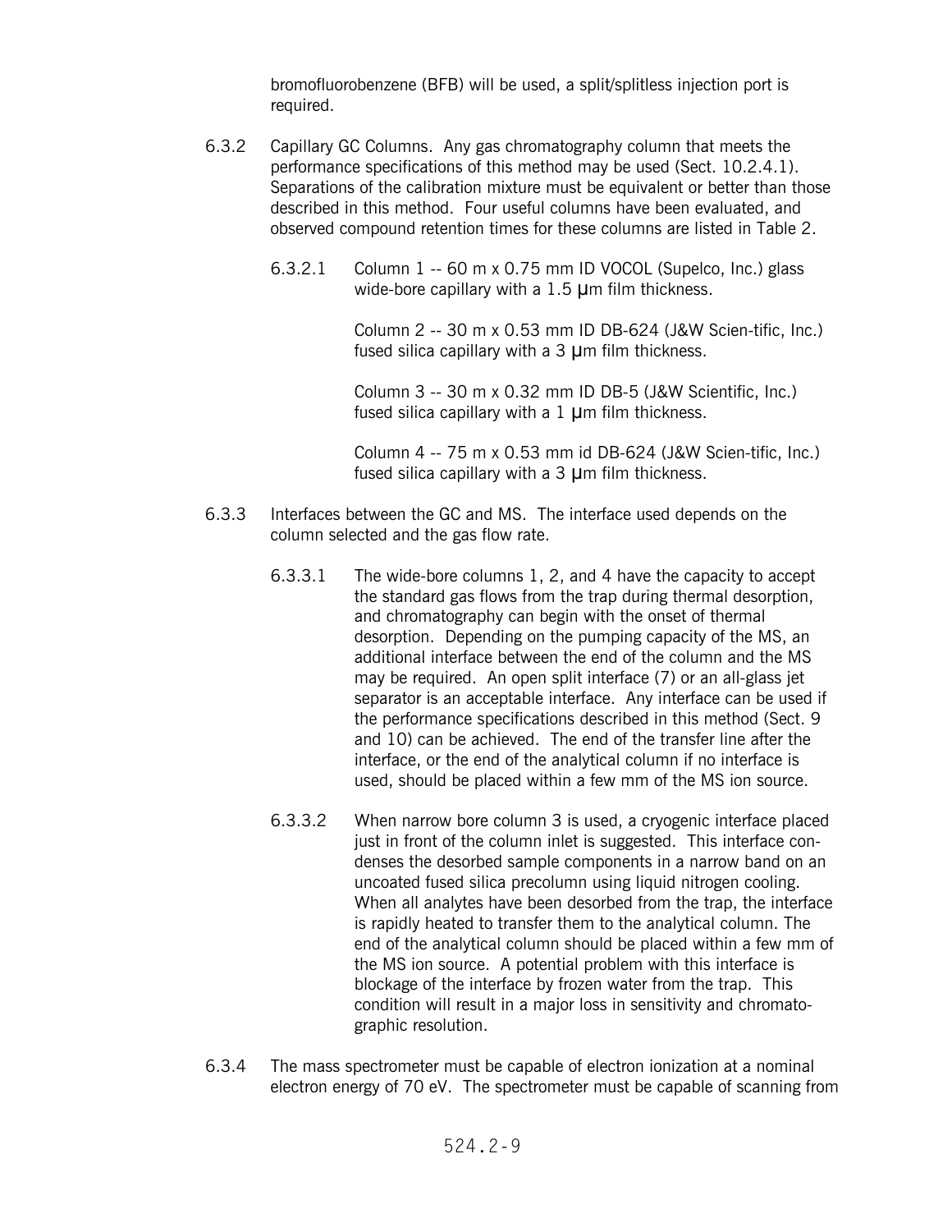bromofluorobenzene (BFB) will be used, a split/splitless injection port is required.

6.3.2 Capillary GC Columns. Any gas chromatography column that meets the performance specifications of this method may be used (Sect. 10.2.4.1). Separations of the calibration mixture must be equivalent or better than those described in this method. Four useful columns have been evaluated, and observed compound retention times for these columns are listed in Table 2.

6.3.2.1 Column 1 -- 60 m x 0.75 mm ID VOCOL (Supelco, Inc.) glass wide-bore capillary with a 1.5 μm film thickness.

Column 2 -- 30 m x 0.53 mm ID DB-624 (J&W Scien-tific, Inc.) fused silica capillary with a 3 μm film thickness.

Column 3 -- 30 m x 0.32 mm ID DB-5 (J&W Scientific, Inc.) fused silica capillary with a 1 μm film thickness.

Column 4 -- 75 m x 0.53 mm id DB-624 (J&W Scien-tific, Inc.) fused silica capillary with a 3 μm film thickness.

6.3.3 Interfaces between the GC and MS. The interface used depends on the column selected and the gas flow rate.

6.3.3.1 The wide-bore columns 1, 2, and 4 have the capacity to accept the standard gas flows from the trap during thermal desorption, and chromatography can begin with the onset of thermal desorption. Depending on the pumping capacity of the MS, an additional interface between the end of the column and the MS may be required. An open split interface (7) or an all-glass jet separator is an acceptable interface. Any interface can be used if the performance specifications described in this method (Sect. 9 and 10) can be achieved. The end of the transfer line after the interface, or the end of the analytical column if no interface is used, should be placed within a few mm of the MS ion source.

6.3.3.2 When narrow bore column 3 is used, a cryogenic interface placed just in front of the column inlet is suggested. This interface con-denses the desorbed sample components in a narrow band on an uncoated fused silica precolumn using liquid nitrogen cooling. When all analytes have been desorbed from the trap, the interface is rapidly heated to transfer them to the analytical column. The end of the analytical column should be placed within a few mm of the MS ion source. A potential problem with this interface is blockage of the interface by frozen water from the trap. This condition will result in a major loss in sensitivity and chromato-graphic resolution.

6.3.4 The mass spectrometer must be capable of electron ionization at a nominal electron energy of 70 eV. The spectrometer must be capable of scanning from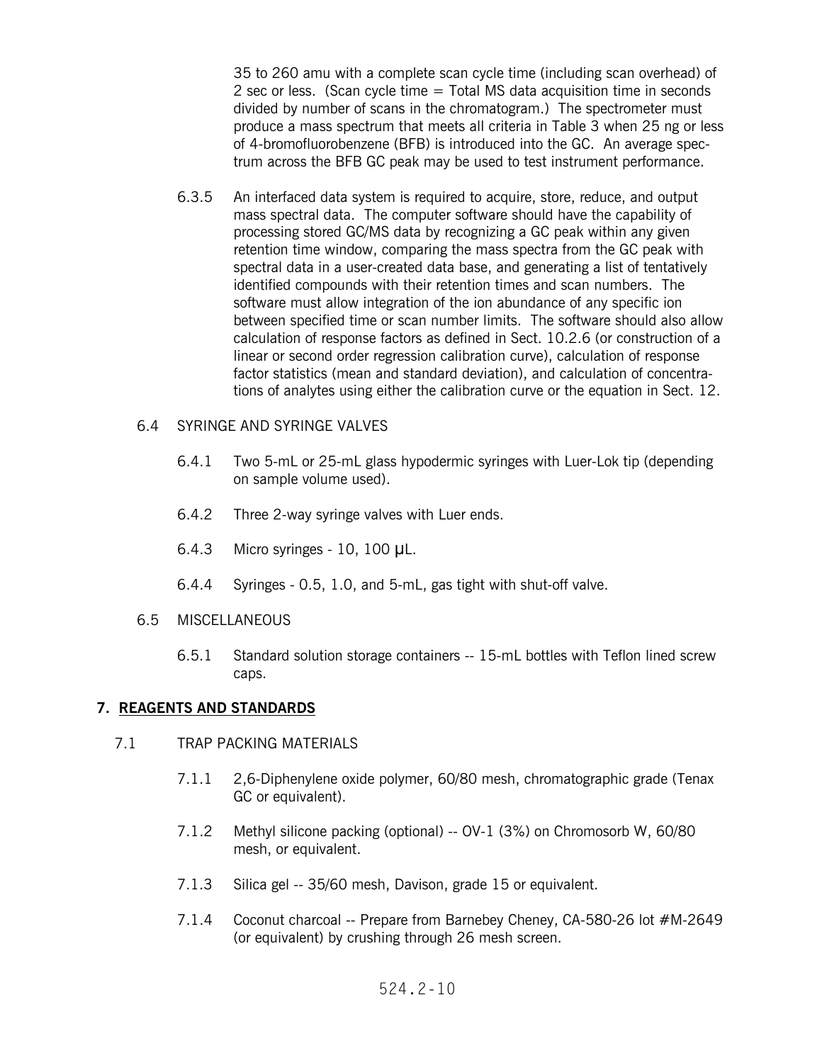35 to 260 amu with a complete scan cycle time (including scan overhead) of 2 sec or less. (Scan cycle time = Total MS data acquisition time in seconds divided by number of scans in the chromatogram.) The spectrometer must produce a mass spectrum that meets all criteria in Table 3 when 25 ng or less of 4-bromofluorobenzene (BFB) is introduced into the GC. An average spectrum across the BFB GC peak may be used to test instrument performance.

6.3.5 An interfaced data system is required to acquire, store, reduce, and output mass spectral data. The computer software should have the capability of processing stored GC/MS data by recognizing a GC peak within any given retention time window, comparing the mass spectra from the GC peak with spectral data in a user-created data base, and generating a list of tentatively identified compounds with their retention times and scan numbers. The software must allow integration of the ion abundance of any specific ion between specified time or scan number limits. The software should also allow calculation of response factors as defined in Sect. 10.2.6 (or construction of a linear or second order regression calibration curve), calculation of response factor statistics (mean and standard deviation), and calculation of concentrations of analytes using either the calibration curve or the equation in Sect. 12.

6.4 SYRINGE AND SYRINGE VALVES

6.4.1 Two 5-mL or 25-mL glass hypodermic syringes with Luer-Lok tip (depending on sample volume used).

6.4.2 Three 2-way syringe valves with Luer ends.

6.4.3 Micro syringes - 10, 100 µL.

6.4.4 Syringes - 0.5, 1.0, and 5-mL, gas tight with shut-off valve.

6.5 MISCELLANEOUS

6.5.1 Standard solution storage containers -- 15-mL bottles with Teflon lined screw caps.

## 7. REAGENTS AND STANDARDS

7.1 TRAP PACKING MATERIALS

7.1.1 2,6-Diphenylene oxide polymer, 60/80 mesh, chromatographic grade (Tenax GC or equivalent).

7.1.2 Methyl silicone packing (optional) -- OV-1 (3%) on Chromosorb W, 60/80 mesh, or equivalent.

7.1.3 Silica gel -- 35/60 mesh, Davison, grade 15 or equivalent.

7.1.4 Coconut charcoal -- Prepare from Barnebey Cheney, CA-580-26 lot #M-2649 (or equivalent) by crushing through 26 mesh screen.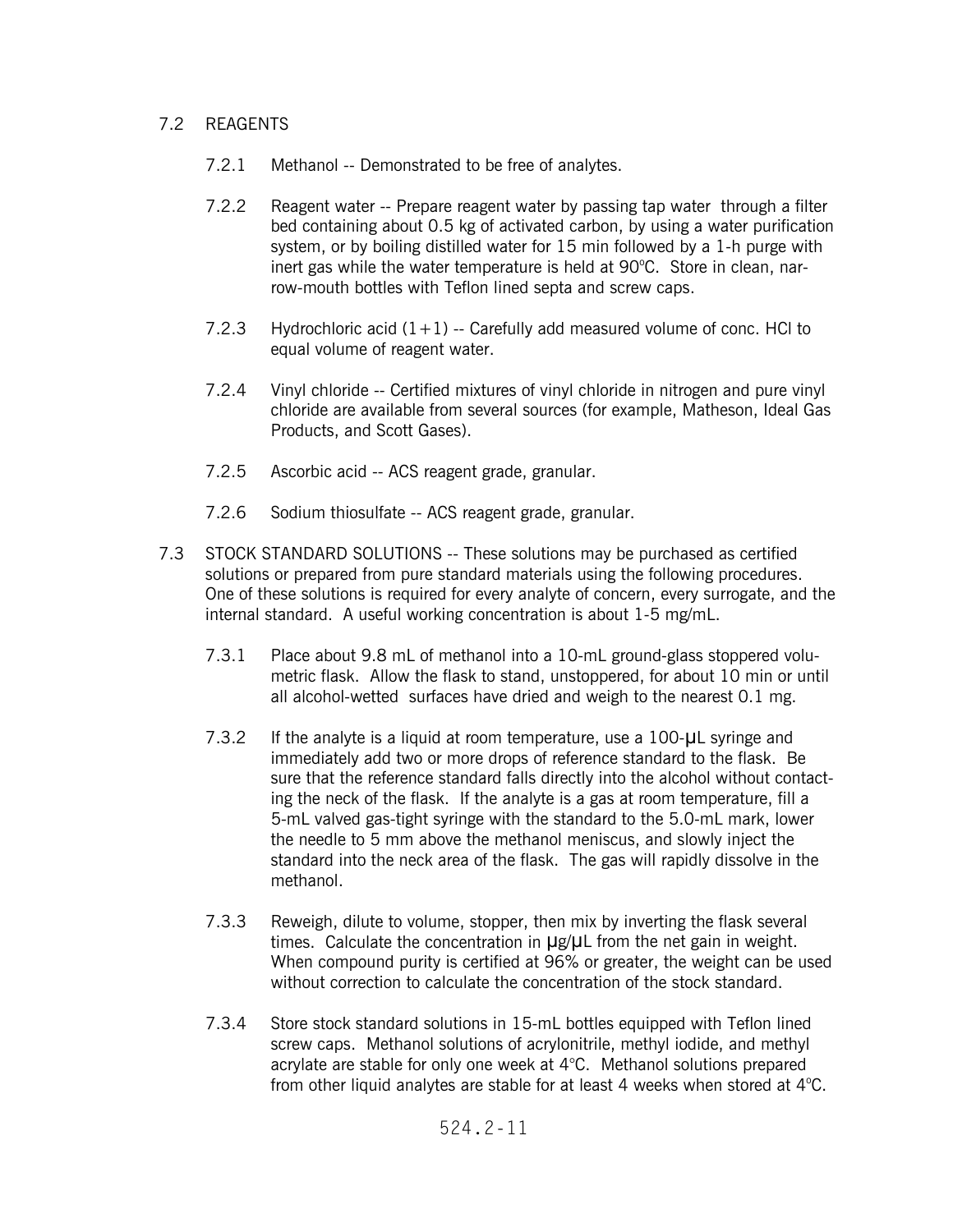## 7.2 REAGENTS

7.2.1 Methanol -- Demonstrated to be free of analytes.

7.2.2 Reagent water -- Prepare reagent water by passing tap water through a filter bed containing about 0.5 kg of activated carbon, by using a water purification system, or by boiling distilled water for 15 min followed by a 1-h purge with inert gas while the water temperature is held at 90°C. Store in clean, narrow-mouth bottles with Teflon lined septa and screw caps.

7.2.3 Hydrochloric acid (1+1) -- Carefully add measured volume of conc. HCl to equal volume of reagent water.

7.2.4 Vinyl chloride -- Certified mixtures of vinyl chloride in nitrogen and pure vinyl chloride are available from several sources (for example, Matheson, Ideal Gas Products, and Scott Gases).

7.2.5 Ascorbic acid -- ACS reagent grade, granular.

7.2.6 Sodium thiosulfate -- ACS reagent grade, granular.

## 7.3 STOCK STANDARD SOLUTIONS

7.3 STOCK STANDARD SOLUTIONS -- These solutions may be purchased as certified solutions or prepared from pure standard materials using the following procedures. One of these solutions is required for every analyte of concern, every surrogate, and the internal standard. A useful working concentration is about 1-5 mg/mL.

7.3.1 Place about 9.8 mL of methanol into a 10-mL ground-glass stoppered volumetric flask. Allow the flask to stand, unstoppered, for about 10 min or until all alcohol-wetted surfaces have dried and weigh to the nearest 0.1 mg.

7.3.2 If the analyte is a liquid at room temperature, use a 100-µL syringe and immediately add two or more drops of reference standard to the flask. Be sure that the reference standard falls directly into the alcohol without contacting the neck of the flask. If the analyte is a gas at room temperature, fill a 5-mL valved gas-tight syringe with the standard to the 5.0-mL mark, lower the needle to 5 mm above the methanol meniscus, and slowly inject the standard into the neck area of the flask. The gas will rapidly dissolve in the methanol.

7.3.3 Reweigh, dilute to volume, stopper, then mix by inverting the flask several times. Calculate the concentration in µg/µL from the net gain in weight. When compound purity is certified at 96% or greater, the weight can be used without correction to calculate the concentration of the stock standard.

7.3.4 Store stock standard solutions in 15-mL bottles equipped with Teflon lined screw caps. Methanol solutions of acrylonitrile, methyl iodide, and methyl acrylate are stable for only one week at 4°C. Methanol solutions prepared from other liquid analytes are stable for at least 4 weeks when stored at 4°C.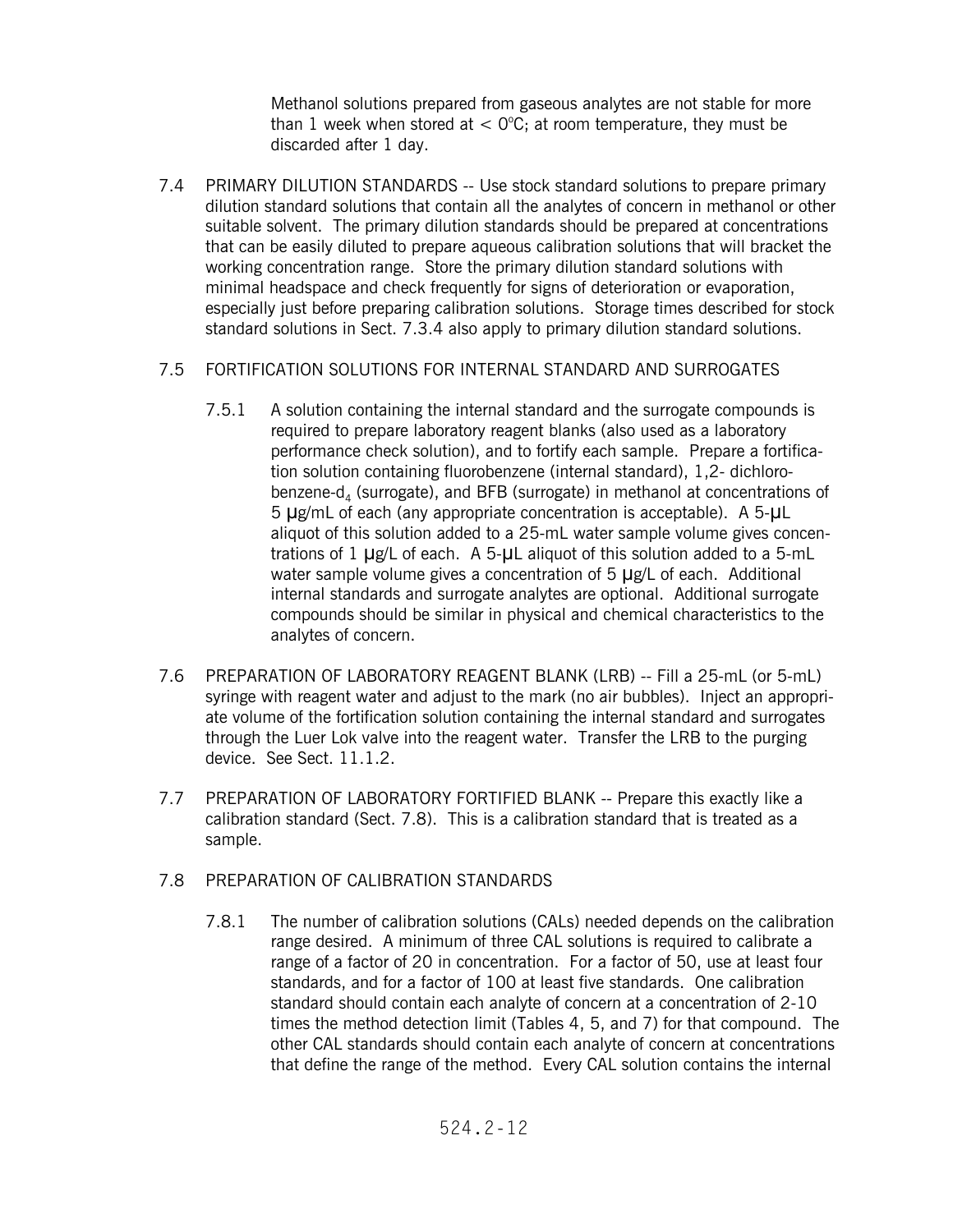Methanol solutions prepared from gaseous analytes are not stable for more than 1 week when stored at $< 0°C$; at room temperature, they must be discarded after 1 day.

7.4 PRIMARY DILUTION STANDARDS -- Use stock standard solutions to prepare primary dilution standard solutions that contain all the analytes of concern in methanol or other suitable solvent. The primary dilution standards should be prepared at concentrations that can be easily diluted to prepare aqueous calibration solutions that will bracket the working concentration range. Store the primary dilution standard solutions with minimal headspace and check frequently for signs of deterioration or evaporation, especially just before preparing calibration solutions. Storage times described for stock standard solutions in Sect. 7.3.4 also apply to primary dilution standard solutions.

7.5 FORTIFICATION SOLUTIONS FOR INTERNAL STANDARD AND SURROGATES

7.5.1 A solution containing the internal standard and the surrogate compounds is required to prepare laboratory reagent blanks (also used as a laboratory performance check solution), and to fortify each sample. Prepare a fortification solution containing fluorobenzene (internal standard), 1,2- dichlorobenzene-$d_4$ (surrogate), and BFB (surrogate) in methanol at concentrations of 5 µg/mL of each (any appropriate concentration is acceptable). A 5-µL aliquot of this solution added to a 25-mL water sample volume gives concentrations of 1 µg/L of each. A 5-µL aliquot of this solution added to a 5-mL water sample volume gives a concentration of 5 µg/L of each. Additional internal standards and surrogate analytes are optional. Additional surrogate compounds should be similar in physical and chemical characteristics to the analytes of concern.

7.6 PREPARATION OF LABORATORY REAGENT BLANK (LRB) -- Fill a 25-mL (or 5-mL) syringe with reagent water and adjust to the mark (no air bubbles). Inject an appropriate volume of the fortification solution containing the internal standard and surrogates through the Luer Lok valve into the reagent water. Transfer the LRB to the purging device. See Sect. 11.1.2.

7.7 PREPARATION OF LABORATORY FORTIFIED BLANK -- Prepare this exactly like a calibration standard (Sect. 7.8). This is a calibration standard that is treated as a sample.

7.8 PREPARATION OF CALIBRATION STANDARDS

7.8.1 The number of calibration solutions (CALs) needed depends on the calibration range desired. A minimum of three CAL solutions is required to calibrate a range of a factor of 20 in concentration. For a factor of 50, use at least four standards, and for a factor of 100 at least five standards. One calibration standard should contain each analyte of concern at a concentration of 2-10 times the method detection limit (Tables 4, 5, and 7) for that compound. The other CAL standards should contain each analyte of concern at concentrations that define the range of the method. Every CAL solution contains the internal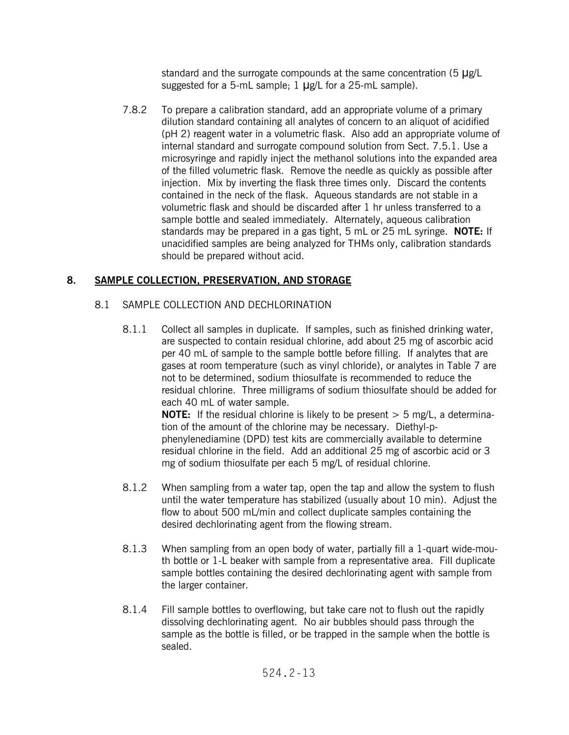standard and the surrogate compounds at the same concentration (5 µg/L suggested for a 5-mL sample; 1 µg/L for a 25-mL sample).

7.8.2 To prepare a calibration standard, add an appropriate volume of a primary dilution standard containing all analytes of concern to an aliquot of acidified (pH 2) reagent water in a volumetric flask. Also add an appropriate volume of internal standard and surrogate compound solution from Sect. 7.5.1. Use a microsyringe and rapidly inject the methanol solutions into the expanded area of the filled volumetric flask. Remove the needle as quickly as possible after injection. Mix by inverting the flask three times only. Discard the contents contained in the neck of the flask. Aqueous standards are not stable in a volumetric flask and should be discarded after 1 hr unless transferred to a sample bottle and sealed immediately. Alternately, aqueous calibration standards may be prepared in a gas tight, 5 mL or 25 mL syringe. **NOTE:** If unacidified samples are being analyzed for THMs only, calibration standards should be prepared without acid.

## 8. SAMPLE COLLECTION, PRESERVATION, AND STORAGE

### 8.1 SAMPLE COLLECTION AND DECHLORINATION

8.1.1 Collect all samples in duplicate. If samples, such as finished drinking water, are suspected to contain residual chlorine, add about 25 mg of ascorbic acid per 40 mL of sample to the sample bottle before filling. If analytes that are gases at room temperature (such as vinyl chloride), or analytes in Table 7 are not to be determined, sodium thiosulfate is recommended to reduce the residual chlorine. Three milligrams of sodium thiosulfate should be added for each 40 mL of water sample.
**NOTE:** If the residual chlorine is likely to be present > 5 mg/L, a determination of the amount of the chlorine may be necessary. Diethyl-p-phenylenediamine (DPD) test kits are commercially available to determine residual chlorine in the field. Add an additional 25 mg of ascorbic acid or 3 mg of sodium thiosulfate per each 5 mg/L of residual chlorine.

8.1.2 When sampling from a water tap, open the tap and allow the system to flush until the water temperature has stabilized (usually about 10 min). Adjust the flow to about 500 mL/min and collect duplicate samples containing the desired dechlorinating agent from the flowing stream.

8.1.3 When sampling from an open body of water, partially fill a 1-quart wide-mouth bottle or 1-L beaker with sample from a representative area. Fill duplicate sample bottles containing the desired dechlorinating agent with sample from the larger container.

8.1.4 Fill sample bottles to overflowing, but take care not to flush out the rapidly dissolving dechlorinating agent. No air bubbles should pass through the sample as the bottle is filled, or be trapped in the sample when the bottle is sealed.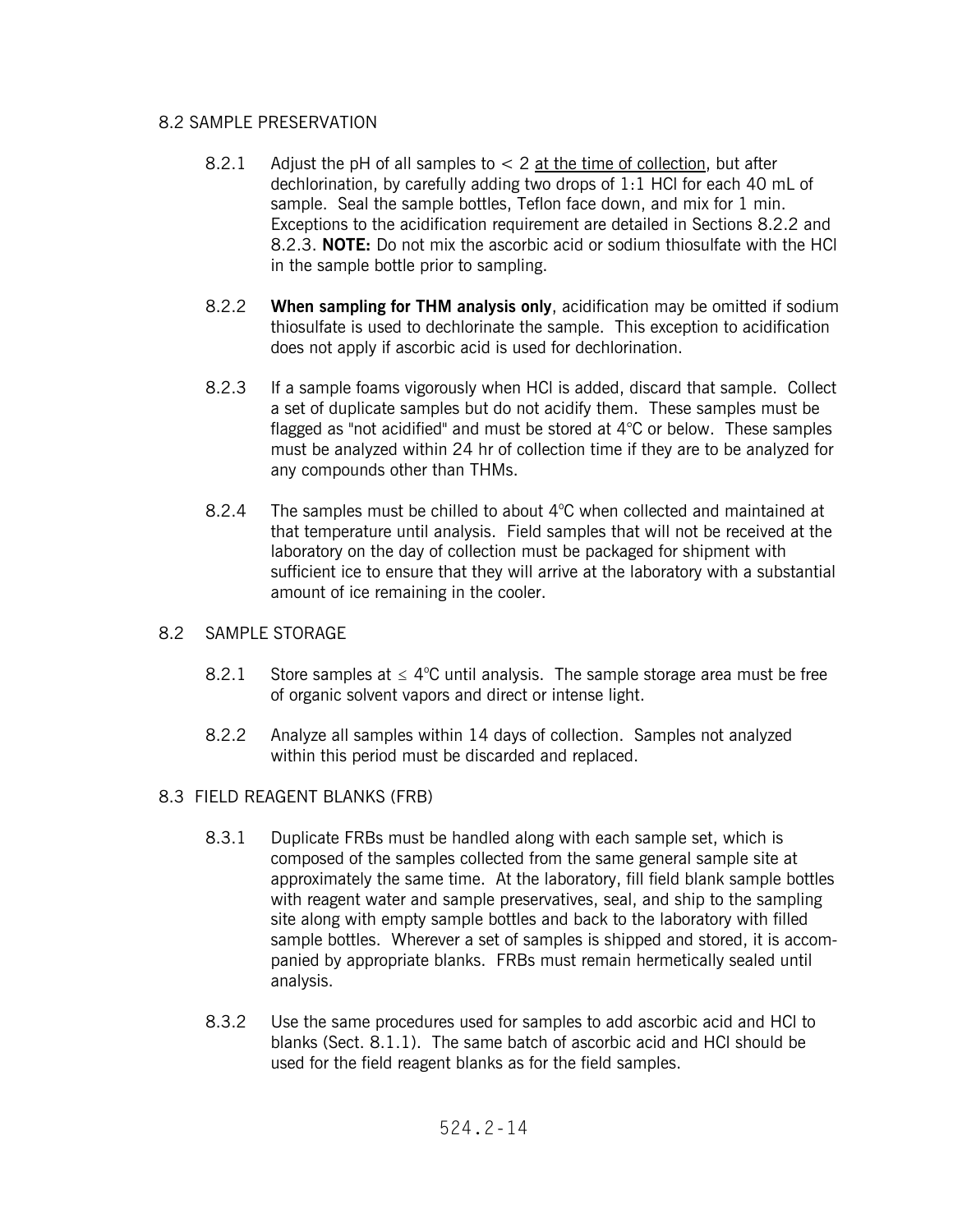## 8.2 SAMPLE PRESERVATION

8.2.1 Adjust the pH of all samples to < 2 <u>at the time of collection</u>, but after dechlorination, by carefully adding two drops of 1:1 HCl for each 40 mL of sample. Seal the sample bottles, Teflon face down, and mix for 1 min. Exceptions to the acidification requirement are detailed in Sections 8.2.2 and 8.2.3. **NOTE:** Do not mix the ascorbic acid or sodium thiosulfate with the HCl in the sample bottle prior to sampling.

8.2.2 **When sampling for THM analysis only**, acidification may be omitted if sodium thiosulfate is used to dechlorinate the sample. This exception to acidification does not apply if ascorbic acid is used for dechlorination.

8.2.3 If a sample foams vigorously when HCl is added, discard that sample. Collect a set of duplicate samples but do not acidify them. These samples must be flagged as "not acidified" and must be stored at 4°C or below. These samples must be analyzed within 24 hr of collection time if they are to be analyzed for any compounds other than THMs.

8.2.4 The samples must be chilled to about 4°C when collected and maintained at that temperature until analysis. Field samples that will not be received at the laboratory on the day of collection must be packaged for shipment with sufficient ice to ensure that they will arrive at the laboratory with a substantial amount of ice remaining in the cooler.

## 8.2 SAMPLE STORAGE

8.2.1 Store samples at ≤ 4°C until analysis. The sample storage area must be free of organic solvent vapors and direct or intense light.

8.2.2 Analyze all samples within 14 days of collection. Samples not analyzed within this period must be discarded and replaced.

## 8.3 FIELD REAGENT BLANKS (FRB)

8.3.1 Duplicate FRBs must be handled along with each sample set, which is composed of the samples collected from the same general sample site at approximately the same time. At the laboratory, fill field blank sample bottles with reagent water and sample preservatives, seal, and ship to the sampling site along with empty sample bottles and back to the laboratory with filled sample bottles. Wherever a set of samples is shipped and stored, it is accompanied by appropriate blanks. FRBs must remain hermetically sealed until analysis.

8.3.2 Use the same procedures used for samples to add ascorbic acid and HCl to blanks (Sect. 8.1.1). The same batch of ascorbic acid and HCl should be used for the field reagent blanks as for the field samples.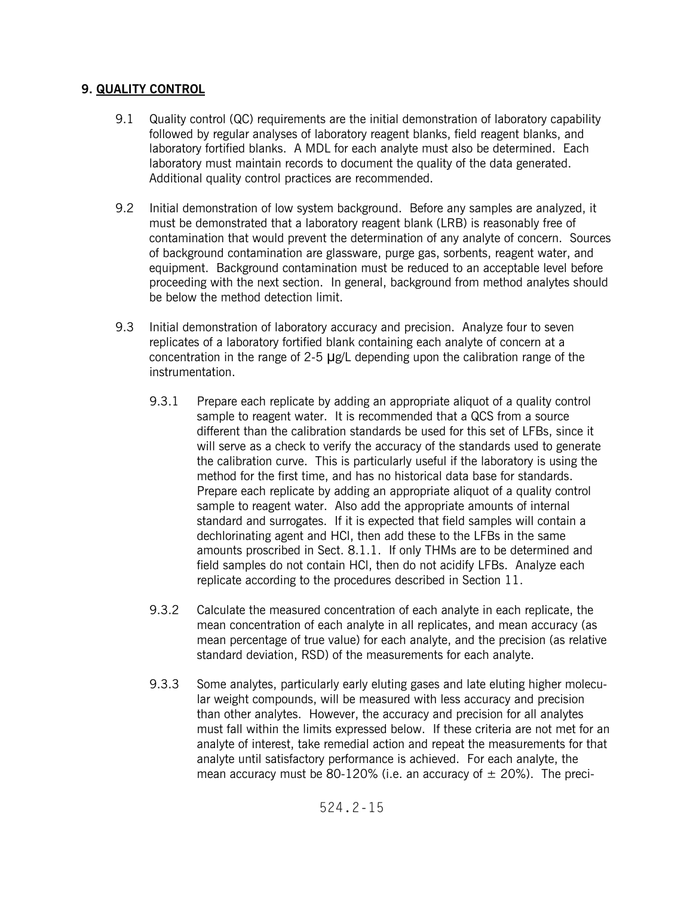## 9. QUALITY CONTROL

9.1 Quality control (QC) requirements are the initial demonstration of laboratory capability followed by regular analyses of laboratory reagent blanks, field reagent blanks, and laboratory fortified blanks. A MDL for each analyte must also be determined. Each laboratory must maintain records to document the quality of the data generated. Additional quality control practices are recommended.

9.2 Initial demonstration of low system background. Before any samples are analyzed, it must be demonstrated that a laboratory reagent blank (LRB) is reasonably free of contamination that would prevent the determination of any analyte of concern. Sources of background contamination are glassware, purge gas, sorbents, reagent water, and equipment. Background contamination must be reduced to an acceptable level before proceeding with the next section. In general, background from method analytes should be below the method detection limit.

9.3 Initial demonstration of laboratory accuracy and precision. Analyze four to seven replicates of a laboratory fortified blank containing each analyte of concern at a concentration in the range of 2-5 μg/L depending upon the calibration range of the instrumentation.

9.3.1 Prepare each replicate by adding an appropriate aliquot of a quality control sample to reagent water. It is recommended that a QCS from a source different than the calibration standards be used for this set of LFBs, since it will serve as a check to verify the accuracy of the standards used to generate the calibration curve. This is particularly useful if the laboratory is using the method for the first time, and has no historical data base for standards. Prepare each replicate by adding an appropriate aliquot of a quality control sample to reagent water. Also add the appropriate amounts of internal standard and surrogates. If it is expected that field samples will contain a dechlorinating agent and HCl, then add these to the LFBs in the same amounts proscribed in Sect. 8.1.1. If only THMs are to be determined and field samples do not contain HCl, then do not acidify LFBs. Analyze each replicate according to the procedures described in Section 11.

9.3.2 Calculate the measured concentration of each analyte in each replicate, the mean concentration of each analyte in all replicates, and mean accuracy (as mean percentage of true value) for each analyte, and the precision (as relative standard deviation, RSD) of the measurements for each analyte.

9.3.3 Some analytes, particularly early eluting gases and late eluting higher molecular weight compounds, will be measured with less accuracy and precision than other analytes. However, the accuracy and precision for all analytes must fall within the limits expressed below. If these criteria are not met for an analyte of interest, take remedial action and repeat the measurements for that analyte until satisfactory performance is achieved. For each analyte, the mean accuracy must be 80-120% (i.e. an accuracy of ± 20%). The preci-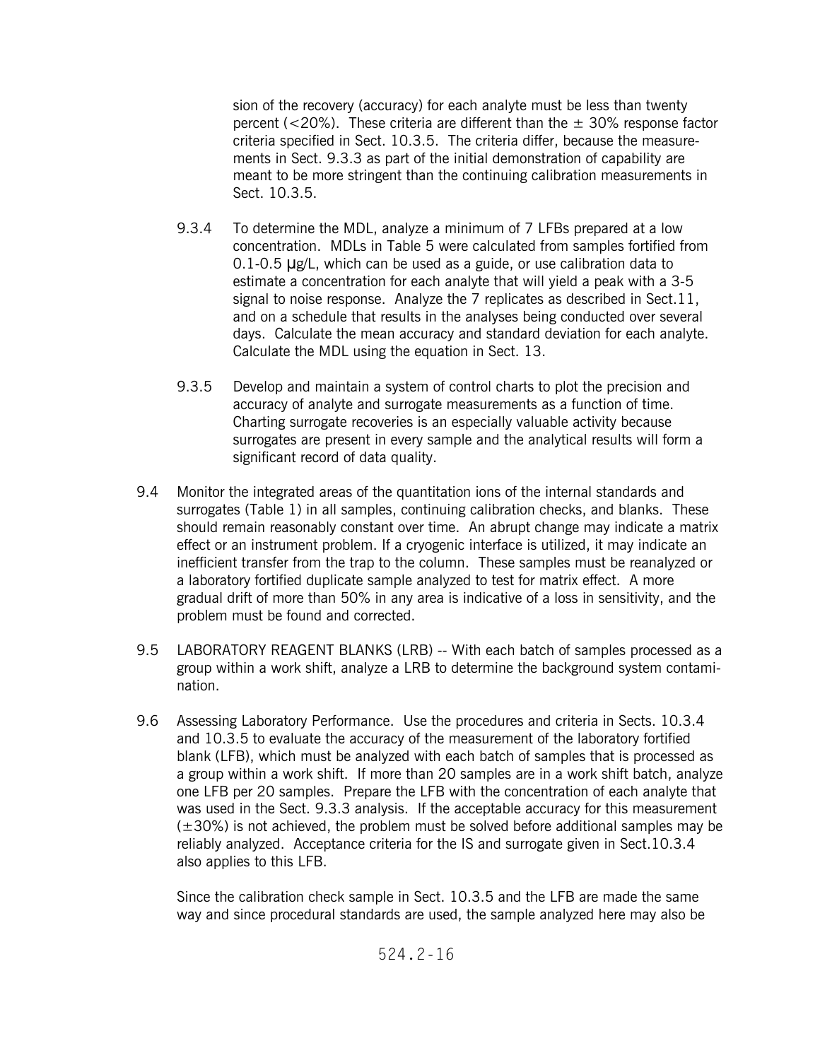sion of the recovery (accuracy) for each analyte must be less than twenty percent (<20%). These criteria are different than the ± 30% response factor criteria specified in Sect. 10.3.5. The criteria differ, because the measurements in Sect. 9.3.3 as part of the initial demonstration of capability are meant to be more stringent than the continuing calibration measurements in Sect. 10.3.5.

9.3.4 To determine the MDL, analyze a minimum of 7 LFBs prepared at a low concentration. MDLs in Table 5 were calculated from samples fortified from 0.1-0.5 µg/L, which can be used as a guide, or use calibration data to estimate a concentration for each analyte that will yield a peak with a 3-5 signal to noise response. Analyze the 7 replicates as described in Sect.11, and on a schedule that results in the analyses being conducted over several days. Calculate the mean accuracy and standard deviation for each analyte. Calculate the MDL using the equation in Sect. 13.

9.3.5 Develop and maintain a system of control charts to plot the precision and accuracy of analyte and surrogate measurements as a function of time. Charting surrogate recoveries is an especially valuable activity because surrogates are present in every sample and the analytical results will form a significant record of data quality.

9.4 Monitor the integrated areas of the quantitation ions of the internal standards and surrogates (Table 1) in all samples, continuing calibration checks, and blanks. These should remain reasonably constant over time. An abrupt change may indicate a matrix effect or an instrument problem. If a cryogenic interface is utilized, it may indicate an inefficient transfer from the trap to the column. These samples must be reanalyzed or a laboratory fortified duplicate sample analyzed to test for matrix effect. A more gradual drift of more than 50% in any area is indicative of a loss in sensitivity, and the problem must be found and corrected.

9.5 LABORATORY REAGENT BLANKS (LRB) -- With each batch of samples processed as a group within a work shift, analyze a LRB to determine the background system contamination.

9.6 Assessing Laboratory Performance. Use the procedures and criteria in Sects. 10.3.4 and 10.3.5 to evaluate the accuracy of the measurement of the laboratory fortified blank (LFB), which must be analyzed with each batch of samples that is processed as a group within a work shift. If more than 20 samples are in a work shift batch, analyze one LFB per 20 samples. Prepare the LFB with the concentration of each analyte that was used in the Sect. 9.3.3 analysis. If the acceptable accuracy for this measurement (±30%) is not achieved, the problem must be solved before additional samples may be reliably analyzed. Acceptance criteria for the IS and surrogate given in Sect.10.3.4 also applies to this LFB.

Since the calibration check sample in Sect. 10.3.5 and the LFB are made the same way and since procedural standards are used, the sample analyzed here may also be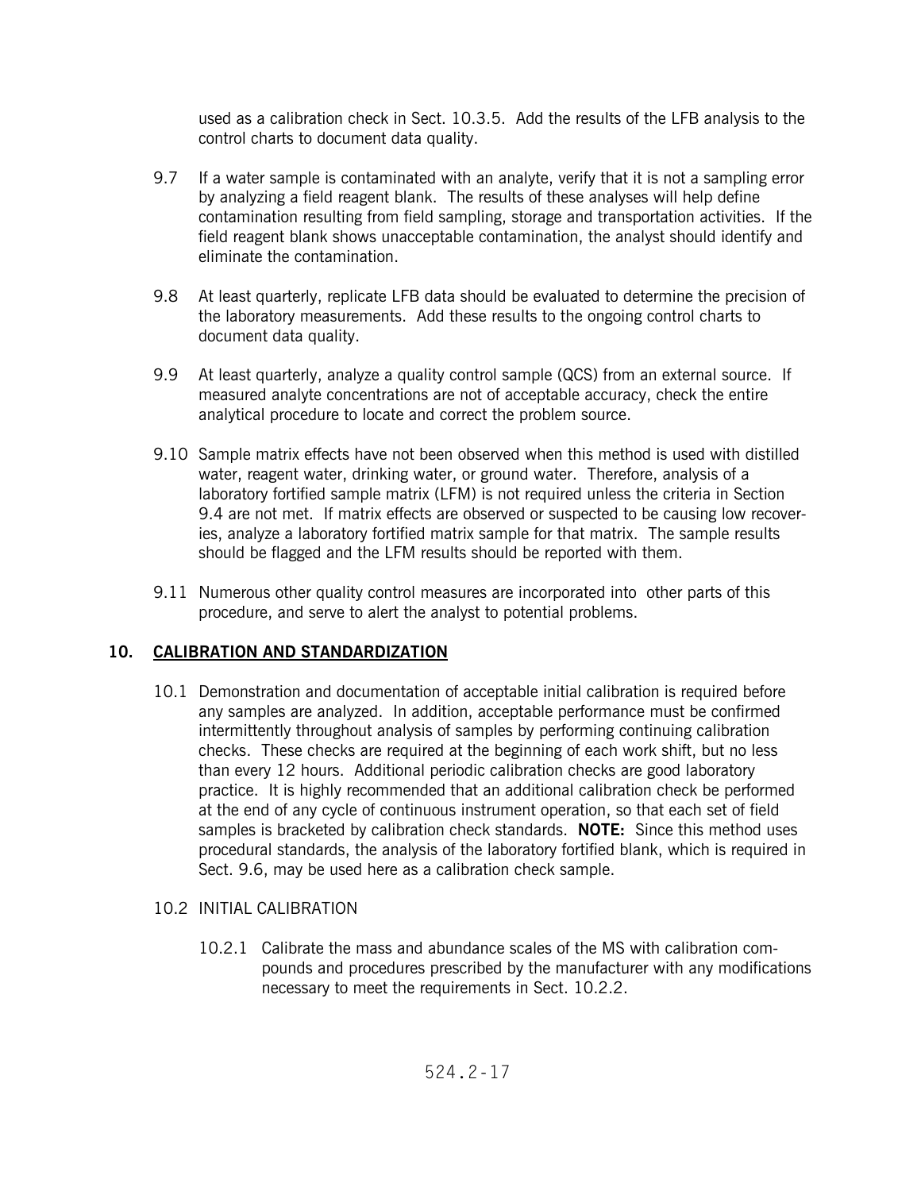used as a calibration check in Sect. 10.3.5. Add the results of the LFB analysis to the control charts to document data quality.

9.7 If a water sample is contaminated with an analyte, verify that it is not a sampling error by analyzing a field reagent blank. The results of these analyses will help define contamination resulting from field sampling, storage and transportation activities. If the field reagent blank shows unacceptable contamination, the analyst should identify and eliminate the contamination.

9.8 At least quarterly, replicate LFB data should be evaluated to determine the precision of the laboratory measurements. Add these results to the ongoing control charts to document data quality.

9.9 At least quarterly, analyze a quality control sample (QCS) from an external source. If measured analyte concentrations are not of acceptable accuracy, check the entire analytical procedure to locate and correct the problem source.

9.10 Sample matrix effects have not been observed when this method is used with distilled water, reagent water, drinking water, or ground water. Therefore, analysis of a laboratory fortified sample matrix (LFM) is not required unless the criteria in Section 9.4 are not met. If matrix effects are observed or suspected to be causing low recoveries, analyze a laboratory fortified matrix sample for that matrix. The sample results should be flagged and the LFM results should be reported with them.

9.11 Numerous other quality control measures are incorporated into other parts of this procedure, and serve to alert the analyst to potential problems.

## 10. CALIBRATION AND STANDARDIZATION

10.1 Demonstration and documentation of acceptable initial calibration is required before any samples are analyzed. In addition, acceptable performance must be confirmed intermittently throughout analysis of samples by performing continuing calibration checks. These checks are required at the beginning of each work shift, but no less than every 12 hours. Additional periodic calibration checks are good laboratory practice. It is highly recommended that an additional calibration check be performed at the end of any cycle of continuous instrument operation, so that each set of field samples is bracketed by calibration check standards. **NOTE:** Since this method uses procedural standards, the analysis of the laboratory fortified blank, which is required in Sect. 9.6, may be used here as a calibration check sample.

10.2 INITIAL CALIBRATION

10.2.1 Calibrate the mass and abundance scales of the MS with calibration compounds and procedures prescribed by the manufacturer with any modifications necessary to meet the requirements in Sect. 10.2.2.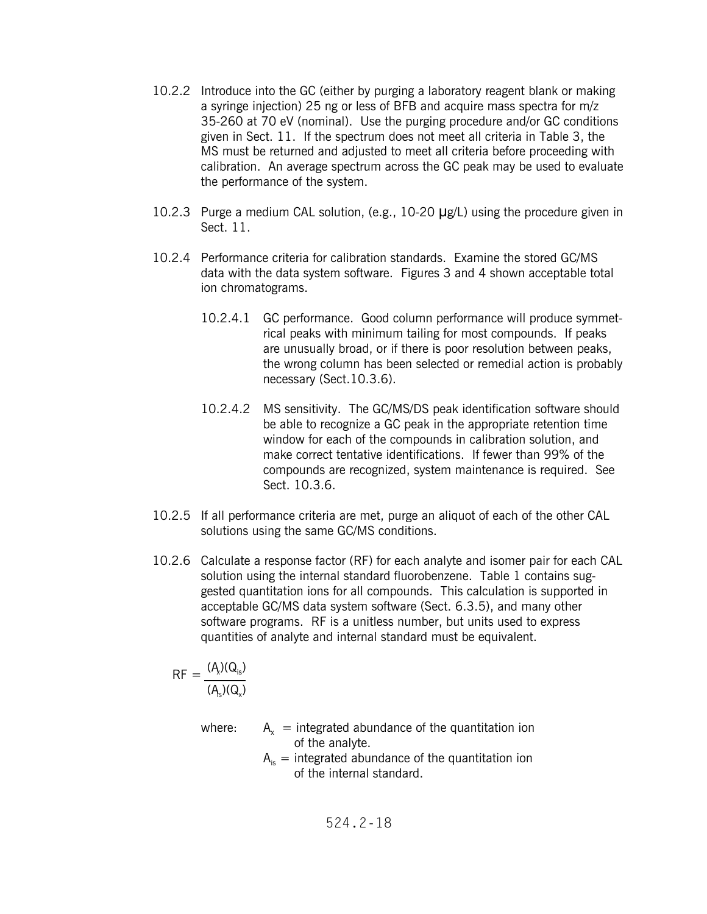10.2.2 Introduce into the GC (either by purging a laboratory reagent blank or making a syringe injection) 25 ng or less of BFB and acquire mass spectra for m/z 35-260 at 70 eV (nominal). Use the purging procedure and/or GC conditions given in Sect. 11. If the spectrum does not meet all criteria in Table 3, the MS must be returned and adjusted to meet all criteria before proceeding with calibration. An average spectrum across the GC peak may be used to evaluate the performance of the system.

10.2.3 Purge a medium CAL solution, (e.g., 10-20 μg/L) using the procedure given in Sect. 11.

10.2.4 Performance criteria for calibration standards. Examine the stored GC/MS data with the data system software. Figures 3 and 4 shown acceptable total ion chromatograms.

10.2.4.1 GC performance. Good column performance will produce symmetrical peaks with minimum tailing for most compounds. If peaks are unusually broad, or if there is poor resolution between peaks, the wrong column has been selected or remedial action is probably necessary (Sect.10.3.6).

10.2.4.2 MS sensitivity. The GC/MS/DS peak identification software should be able to recognize a GC peak in the appropriate retention time window for each of the compounds in calibration solution, and make correct tentative identifications. If fewer than 99% of the compounds are recognized, system maintenance is required. See Sect. 10.3.6.

10.2.5 If all performance criteria are met, purge an aliquot of each of the other CAL solutions using the same GC/MS conditions.

10.2.6 Calculate a response factor (RF) for each analyte and isomer pair for each CAL solution using the internal standard fluorobenzene. Table 1 contains suggested quantitation ions for all compounds. This calculation is supported in acceptable GC/MS data system software (Sect. 6.3.5), and many other software programs. RF is a unitless number, but units used to express quantities of analyte and internal standard must be equivalent.

$$RF = \frac{(A_x)(Q_{is})}{(A_{is})(Q_x)}$$

where: $A_x$ = integrated abundance of the quantitation ion of the analyte.
$A_{is}$ = integrated abundance of the quantitation ion of the internal standard.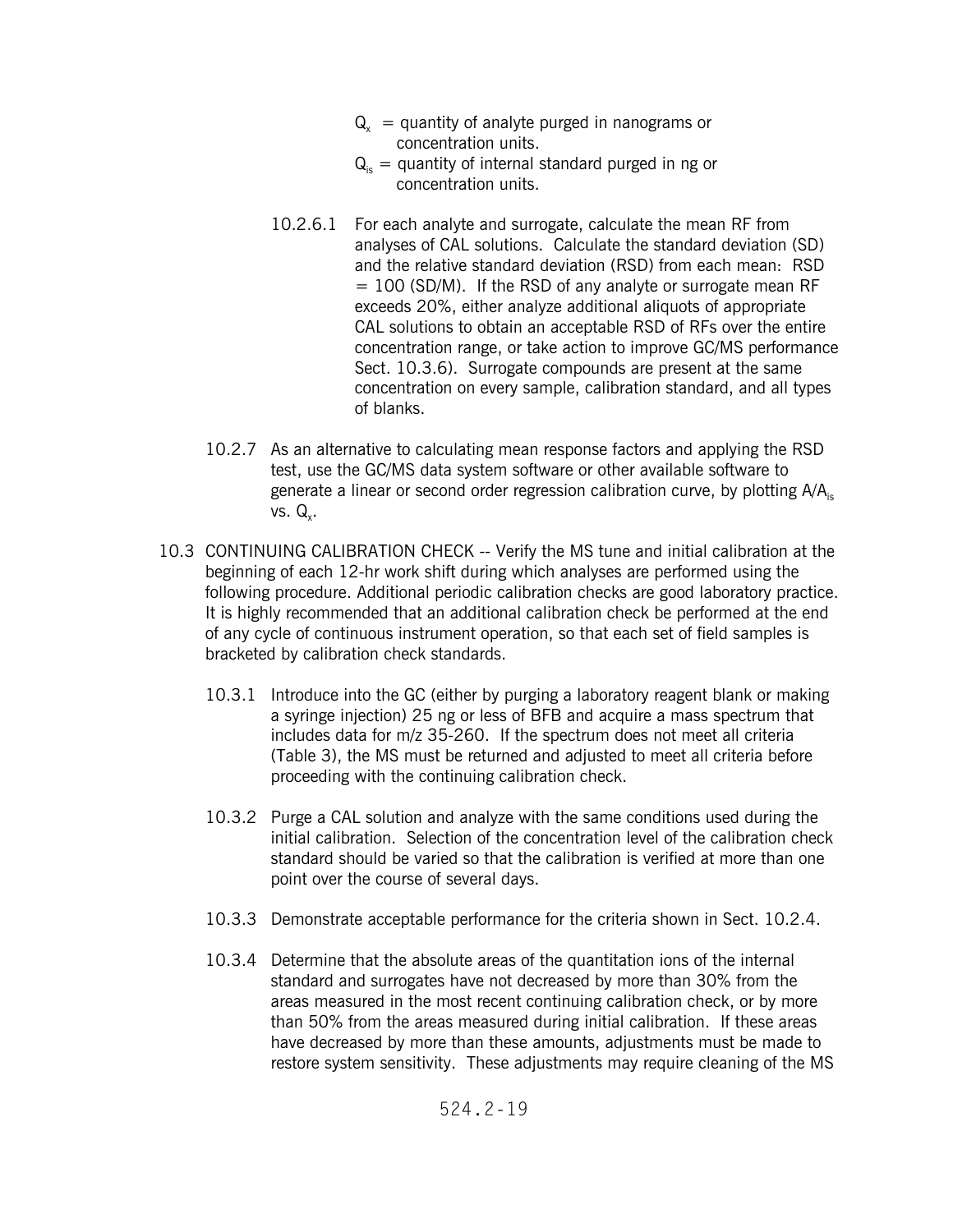$Q_x$ = quantity of analyte purged in nanograms or concentration units.

$Q_{is}$ = quantity of internal standard purged in ng or concentration units.

10.2.6.1 For each analyte and surrogate, calculate the mean RF from analyses of CAL solutions. Calculate the standard deviation (SD) and the relative standard deviation (RSD) from each mean: RSD = 100 (SD/M). If the RSD of any analyte or surrogate mean RF exceeds 20%, either analyze additional aliquots of appropriate CAL solutions to obtain an acceptable RSD of RFs over the entire concentration range, or take action to improve GC/MS performance Sect. 10.3.6). Surrogate compounds are present at the same concentration on every sample, calibration standard, and all types of blanks.

10.2.7 As an alternative to calculating mean response factors and applying the RSD test, use the GC/MS data system software or other available software to generate a linear or second order regression calibration curve, by plotting $A/A_{is}$ vs. $Q_x$.

10.3 CONTINUING CALIBRATION CHECK -- Verify the MS tune and initial calibration at the beginning of each 12-hr work shift during which analyses are performed using the following procedure. Additional periodic calibration checks are good laboratory practice. It is highly recommended that an additional calibration check be performed at the end of any cycle of continuous instrument operation, so that each set of field samples is bracketed by calibration check standards.

10.3.1 Introduce into the GC (either by purging a laboratory reagent blank or making a syringe injection) 25 ng or less of BFB and acquire a mass spectrum that includes data for m/z 35-260. If the spectrum does not meet all criteria (Table 3), the MS must be returned and adjusted to meet all criteria before proceeding with the continuing calibration check.

10.3.2 Purge a CAL solution and analyze with the same conditions used during the initial calibration. Selection of the concentration level of the calibration check standard should be varied so that the calibration is verified at more than one point over the course of several days.

10.3.3 Demonstrate acceptable performance for the criteria shown in Sect. 10.2.4.

10.3.4 Determine that the absolute areas of the quantitation ions of the internal standard and surrogates have not decreased by more than 30% from the areas measured in the most recent continuing calibration check, or by more than 50% from the areas measured during initial calibration. If these areas have decreased by more than these amounts, adjustments must be made to restore system sensitivity. These adjustments may require cleaning of the MS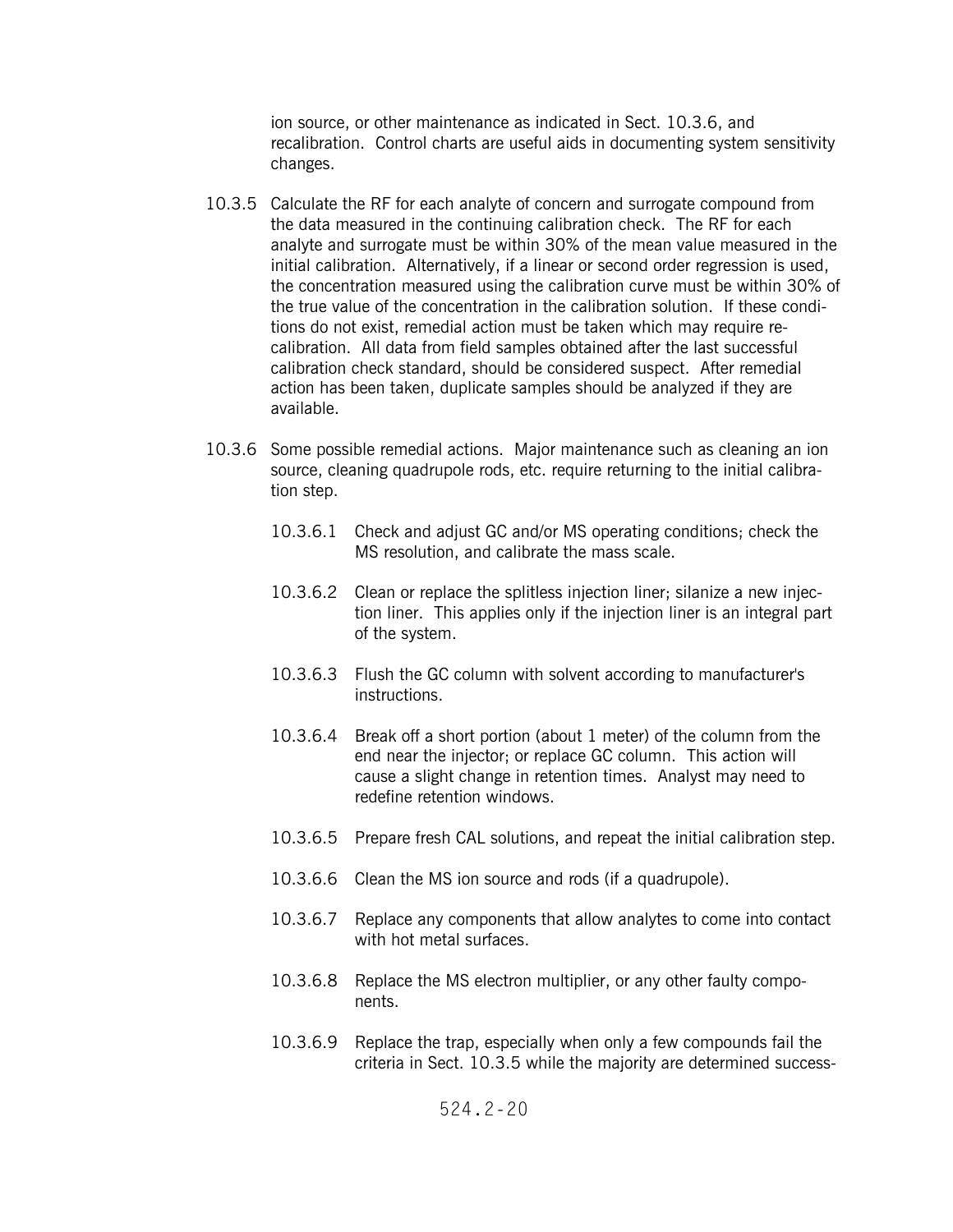ion source, or other maintenance as indicated in Sect. 10.3.6, and recalibration. Control charts are useful aids in documenting system sensitivity changes.

10.3.5 Calculate the RF for each analyte of concern and surrogate compound from the data measured in the continuing calibration check. The RF for each analyte and surrogate must be within 30% of the mean value measured in the initial calibration. Alternatively, if a linear or second order regression is used, the concentration measured using the calibration curve must be within 30% of the true value of the concentration in the calibration solution. If these conditions do not exist, remedial action must be taken which may require recalibration. All data from field samples obtained after the last successful calibration check standard, should be considered suspect. After remedial action has been taken, duplicate samples should be analyzed if they are available.

10.3.6 Some possible remedial actions. Major maintenance such as cleaning an ion source, cleaning quadrupole rods, etc. require returning to the initial calibration step.

10.3.6.1 Check and adjust GC and/or MS operating conditions; check the MS resolution, and calibrate the mass scale.

10.3.6.2 Clean or replace the splitless injection liner; silanize a new injection liner. This applies only if the injection liner is an integral part of the system.

10.3.6.3 Flush the GC column with solvent according to manufacturer's instructions.

10.3.6.4 Break off a short portion (about 1 meter) of the column from the end near the injector; or replace GC column. This action will cause a slight change in retention times. Analyst may need to redefine retention windows.

10.3.6.5 Prepare fresh CAL solutions, and repeat the initial calibration step.

10.3.6.6 Clean the MS ion source and rods (if a quadrupole).

10.3.6.7 Replace any components that allow analytes to come into contact with hot metal surfaces.

10.3.6.8 Replace the MS electron multiplier, or any other faulty components.

10.3.6.9 Replace the trap, especially when only a few compounds fail the criteria in Sect. 10.3.5 while the majority are determined success-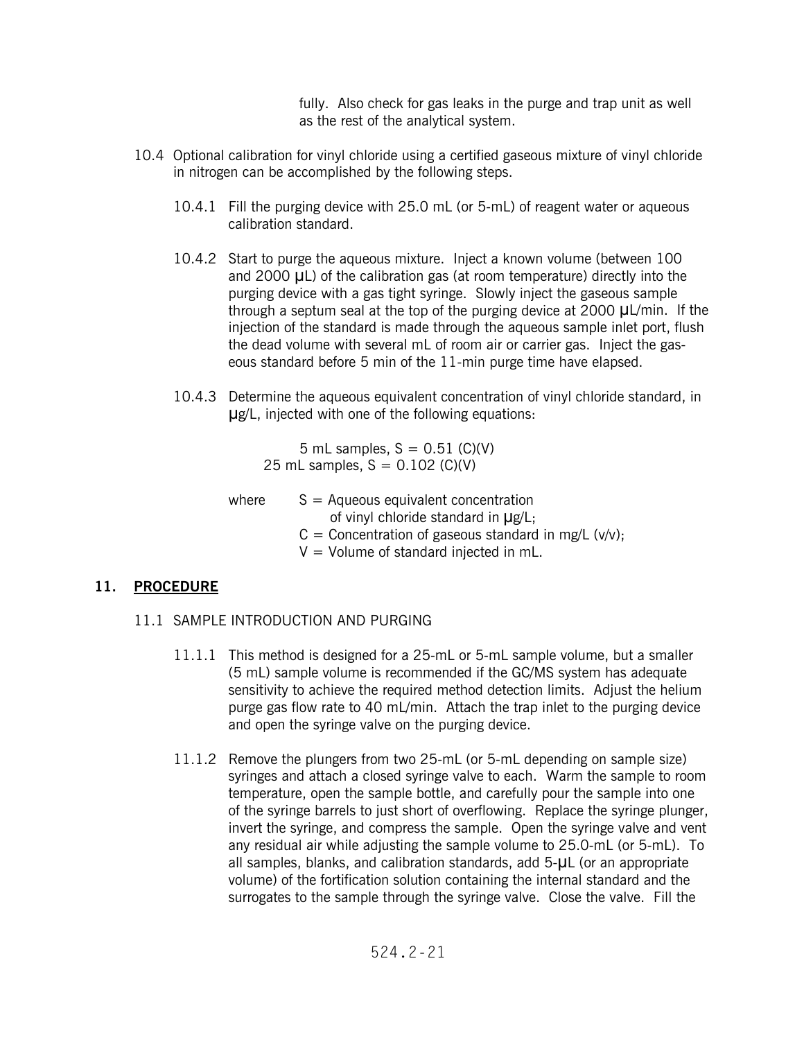fully. Also check for gas leaks in the purge and trap unit as well as the rest of the analytical system.

10.4 Optional calibration for vinyl chloride using a certified gaseous mixture of vinyl chloride in nitrogen can be accomplished by the following steps.

10.4.1 Fill the purging device with 25.0 mL (or 5-mL) of reagent water or aqueous calibration standard.

10.4.2 Start to purge the aqueous mixture. Inject a known volume (between 100 and 2000 μL) of the calibration gas (at room temperature) directly into the purging device with a gas tight syringe. Slowly inject the gaseous sample through a septum seal at the top of the purging device at 2000 μL/min. If the injection of the standard is made through the aqueous sample inlet port, flush the dead volume with several mL of room air or carrier gas. Inject the gaseous standard before 5 min of the 11-min purge time have elapsed.

10.4.3 Determine the aqueous equivalent concentration of vinyl chloride standard, in μg/L, injected with one of the following equations:

$$\text{5 mL samples, } S = 0.51\,(C)(V)$$

$$\text{25 mL samples, } S = 0.102\,(C)(V)$$

where $S$ = Aqueous equivalent concentration of vinyl chloride standard in μg/L;
$C$ = Concentration of gaseous standard in mg/L (v/v);
$V$ = Volume of standard injected in mL.

## 11. PROCEDURE

### 11.1 SAMPLE INTRODUCTION AND PURGING

11.1.1 This method is designed for a 25-mL or 5-mL sample volume, but a smaller (5 mL) sample volume is recommended if the GC/MS system has adequate sensitivity to achieve the required method detection limits. Adjust the helium purge gas flow rate to 40 mL/min. Attach the trap inlet to the purging device and open the syringe valve on the purging device.

11.1.2 Remove the plungers from two 25-mL (or 5-mL depending on sample size) syringes and attach a closed syringe valve to each. Warm the sample to room temperature, open the sample bottle, and carefully pour the sample into one of the syringe barrels to just short of overflowing. Replace the syringe plunger, invert the syringe, and compress the sample. Open the syringe valve and vent any residual air while adjusting the sample volume to 25.0-mL (or 5-mL). To all samples, blanks, and calibration standards, add 5-μL (or an appropriate volume) of the fortification solution containing the internal standard and the surrogates to the sample through the syringe valve. Close the valve. Fill the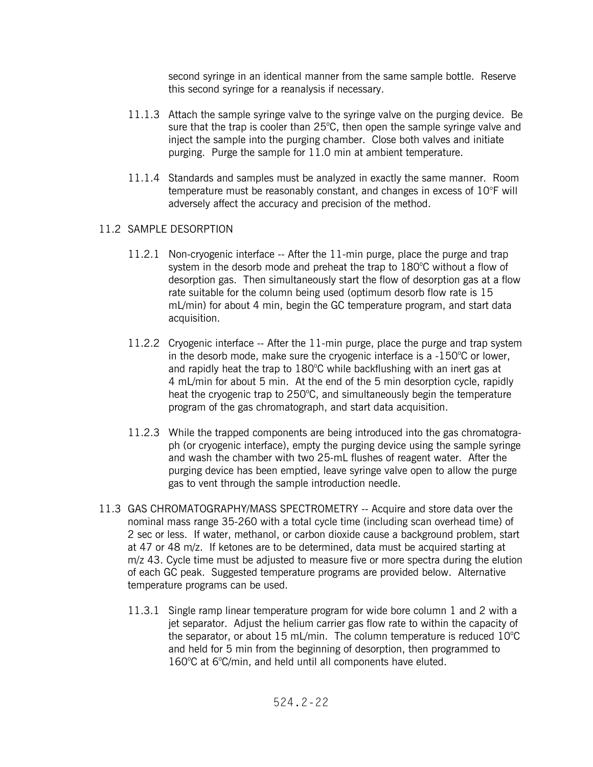second syringe in an identical manner from the same sample bottle. Reserve this second syringe for a reanalysis if necessary.

11.1.3 Attach the sample syringe valve to the syringe valve on the purging device. Be sure that the trap is cooler than 25°C, then open the sample syringe valve and inject the sample into the purging chamber. Close both valves and initiate purging. Purge the sample for 11.0 min at ambient temperature.

11.1.4 Standards and samples must be analyzed in exactly the same manner. Room temperature must be reasonably constant, and changes in excess of 10°F will adversely affect the accuracy and precision of the method.

11.2 SAMPLE DESORPTION

11.2.1 Non-cryogenic interface -- After the 11-min purge, place the purge and trap system in the desorb mode and preheat the trap to 180°C without a flow of desorption gas. Then simultaneously start the flow of desorption gas at a flow rate suitable for the column being used (optimum desorb flow rate is 15 mL/min) for about 4 min, begin the GC temperature program, and start data acquisition.

11.2.2 Cryogenic interface -- After the 11-min purge, place the purge and trap system in the desorb mode, make sure the cryogenic interface is a -150°C or lower, and rapidly heat the trap to 180°C while backflushing with an inert gas at 4 mL/min for about 5 min. At the end of the 5 min desorption cycle, rapidly heat the cryogenic trap to 250°C, and simultaneously begin the temperature program of the gas chromatograph, and start data acquisition.

11.2.3 While the trapped components are being introduced into the gas chromatograph (or cryogenic interface), empty the purging device using the sample syringe and wash the chamber with two 25-mL flushes of reagent water. After the purging device has been emptied, leave syringe valve open to allow the purge gas to vent through the sample introduction needle.

11.3 GAS CHROMATOGRAPHY/MASS SPECTROMETRY -- Acquire and store data over the nominal mass range 35-260 with a total cycle time (including scan overhead time) of 2 sec or less. If water, methanol, or carbon dioxide cause a background problem, start at 47 or 48 m/z. If ketones are to be determined, data must be acquired starting at m/z 43. Cycle time must be adjusted to measure five or more spectra during the elution of each GC peak. Suggested temperature programs are provided below. Alternative temperature programs can be used.

11.3.1 Single ramp linear temperature program for wide bore column 1 and 2 with a jet separator. Adjust the helium carrier gas flow rate to within the capacity of the separator, or about 15 mL/min. The column temperature is reduced 10°C and held for 5 min from the beginning of desorption, then programmed to 160°C at 6°C/min, and held until all components have eluted.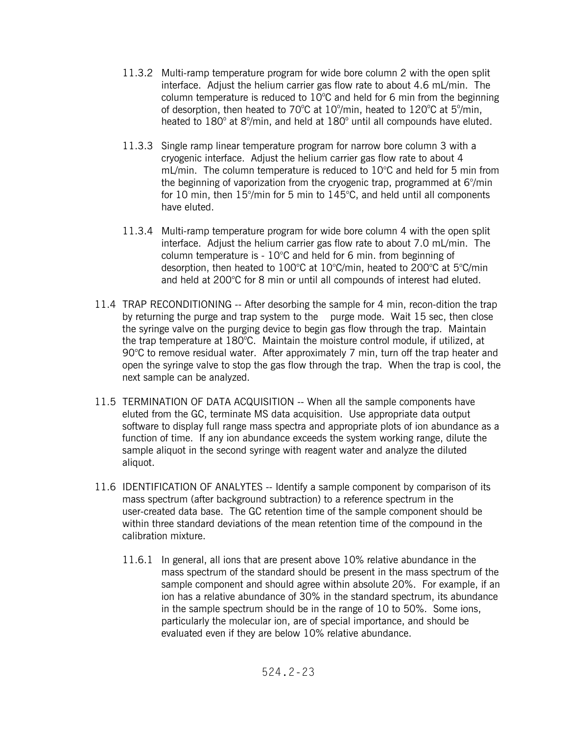11.3.2 Multi-ramp temperature program for wide bore column 2 with the open split interface. Adjust the helium carrier gas flow rate to about 4.6 mL/min. The column temperature is reduced to 10°C and held for 6 min from the beginning of desorption, then heated to 70°C at 10°/min, heated to 120°C at 5°/min, heated to 180° at 8°/min, and held at 180° until all compounds have eluted.

11.3.3 Single ramp linear temperature program for narrow bore column 3 with a cryogenic interface. Adjust the helium carrier gas flow rate to about 4 mL/min. The column temperature is reduced to 10°C and held for 5 min from the beginning of vaporization from the cryogenic trap, programmed at 6°/min for 10 min, then 15°/min for 5 min to 145°C, and held until all components have eluted.

11.3.4 Multi-ramp temperature program for wide bore column 4 with the open split interface. Adjust the helium carrier gas flow rate to about 7.0 mL/min. The column temperature is - 10°C and held for 6 min. from beginning of desorption, then heated to 100°C at 10°C/min, heated to 200°C at 5°C/min and held at 200°C for 8 min or until all compounds of interest had eluted.

11.4 TRAP RECONDITIONING -- After desorbing the sample for 4 min, recon-dition the trap by returning the purge and trap system to the purge mode. Wait 15 sec, then close the syringe valve on the purging device to begin gas flow through the trap. Maintain the trap temperature at 180°C. Maintain the moisture control module, if utilized, at 90°C to remove residual water. After approximately 7 min, turn off the trap heater and open the syringe valve to stop the gas flow through the trap. When the trap is cool, the next sample can be analyzed.

11.5 TERMINATION OF DATA ACQUISITION -- When all the sample components have eluted from the GC, terminate MS data acquisition. Use appropriate data output software to display full range mass spectra and appropriate plots of ion abundance as a function of time. If any ion abundance exceeds the system working range, dilute the sample aliquot in the second syringe with reagent water and analyze the diluted aliquot.

11.6 IDENTIFICATION OF ANALYTES -- Identify a sample component by comparison of its mass spectrum (after background subtraction) to a reference spectrum in the user-created data base. The GC retention time of the sample component should be within three standard deviations of the mean retention time of the compound in the calibration mixture.

11.6.1 In general, all ions that are present above 10% relative abundance in the mass spectrum of the standard should be present in the mass spectrum of the sample component and should agree within absolute 20%. For example, if an ion has a relative abundance of 30% in the standard spectrum, its abundance in the sample spectrum should be in the range of 10 to 50%. Some ions, particularly the molecular ion, are of special importance, and should be evaluated even if they are below 10% relative abundance.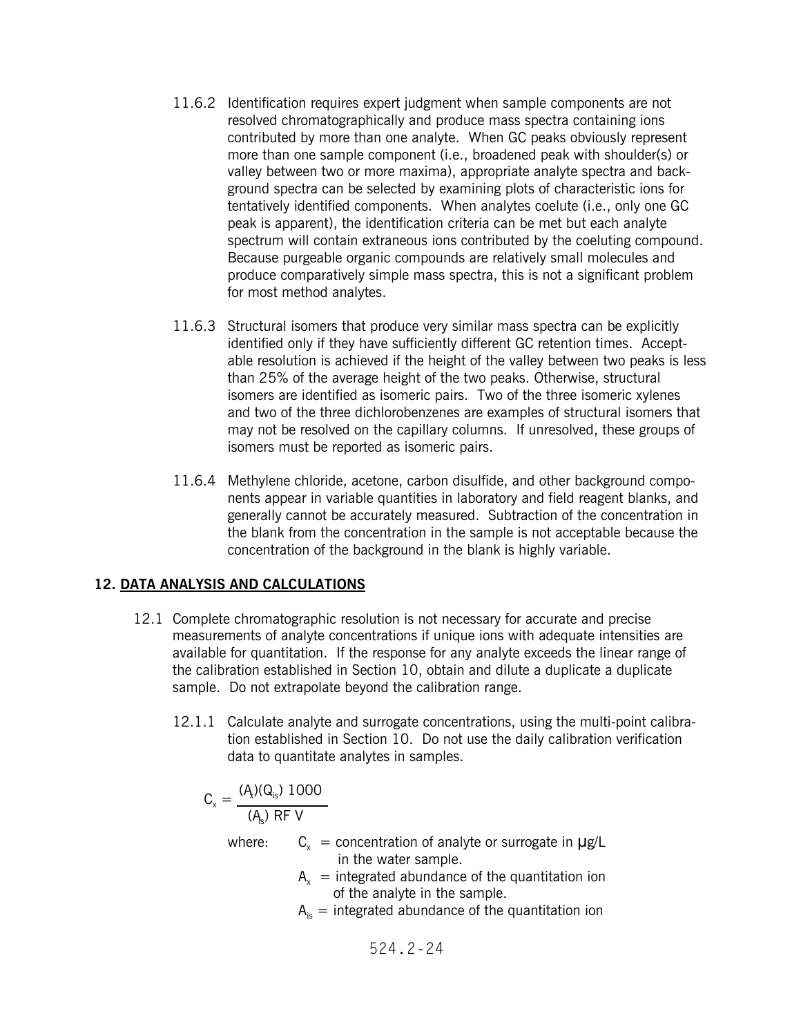11.6.2 Identification requires expert judgment when sample components are not resolved chromatographically and produce mass spectra containing ions contributed by more than one analyte. When GC peaks obviously represent more than one sample component (i.e., broadened peak with shoulder(s) or valley between two or more maxima), appropriate analyte spectra and background spectra can be selected by examining plots of characteristic ions for tentatively identified components. When analytes coelute (i.e., only one GC peak is apparent), the identification criteria can be met but each analyte spectrum will contain extraneous ions contributed by the coeluting compound. Because purgeable organic compounds are relatively small molecules and produce comparatively simple mass spectra, this is not a significant problem for most method analytes.

11.6.3 Structural isomers that produce very similar mass spectra can be explicitly identified only if they have sufficiently different GC retention times. Acceptable resolution is achieved if the height of the valley between two peaks is less than 25% of the average height of the two peaks. Otherwise, structural isomers are identified as isomeric pairs. Two of the three isomeric xylenes and two of the three dichlorobenzenes are examples of structural isomers that may not be resolved on the capillary columns. If unresolved, these groups of isomers must be reported as isomeric pairs.

11.6.4 Methylene chloride, acetone, carbon disulfide, and other background components appear in variable quantities in laboratory and field reagent blanks, and generally cannot be accurately measured. Subtraction of the concentration in the blank from the concentration in the sample is not acceptable because the concentration of the background in the blank is highly variable.

## 12. DATA ANALYSIS AND CALCULATIONS

12.1 Complete chromatographic resolution is not necessary for accurate and precise measurements of analyte concentrations if unique ions with adequate intensities are available for quantitation. If the response for any analyte exceeds the linear range of the calibration established in Section 10, obtain and dilute a duplicate a duplicate sample. Do not extrapolate beyond the calibration range.

12.1.1 Calculate analyte and surrogate concentrations, using the multi-point calibration established in Section 10. Do not use the daily calibration verification data to quantitate analytes in samples.

$$C_x = \frac{(A_x)(Q_{is})\ 1000}{(A_{is})\ RF\ V}$$

where: $C_x$ = concentration of analyte or surrogate in μg/L in the water sample.

$A_x$ = integrated abundance of the quantitation ion of the analyte in the sample.

$A_{is}$ = integrated abundance of the quantitation ion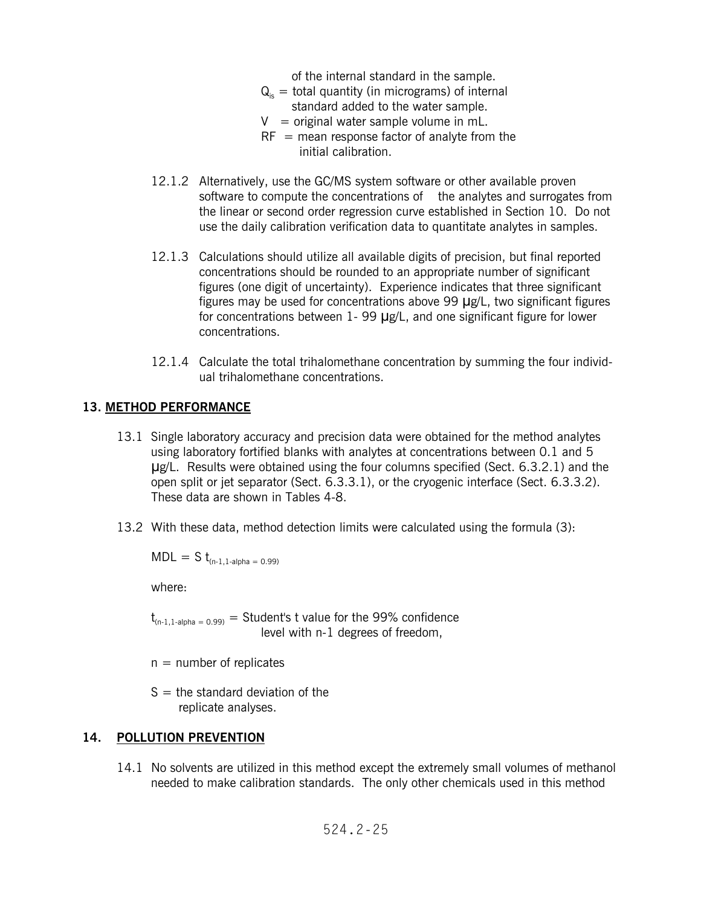of the internal standard in the sample.

$Q_{is}$ = total quantity (in micrograms) of internal standard added to the water sample.

V = original water sample volume in mL.

RF = mean response factor of analyte from the initial calibration.

12.1.2 Alternatively, use the GC/MS system software or other available proven software to compute the concentrations of the analytes and surrogates from the linear or second order regression curve established in Section 10. Do not use the daily calibration verification data to quantitate analytes in samples.

12.1.3 Calculations should utilize all available digits of precision, but final reported concentrations should be rounded to an appropriate number of significant figures (one digit of uncertainty). Experience indicates that three significant figures may be used for concentrations above 99 µg/L, two significant figures for concentrations between 1- 99 µg/L, and one significant figure for lower concentrations.

12.1.4 Calculate the total trihalomethane concentration by summing the four individual trihalomethane concentrations.

## 13. METHOD PERFORMANCE

13.1 Single laboratory accuracy and precision data were obtained for the method analytes using laboratory fortified blanks with analytes at concentrations between 0.1 and 5 µg/L. Results were obtained using the four columns specified (Sect. 6.3.2.1) and the open split or jet separator (Sect. 6.3.3.1), or the cryogenic interface (Sect. 6.3.3.2). These data are shown in Tables 4-8.

13.2 With these data, method detection limits were calculated using the formula (3):

$$MDL = S\, t_{(n-1,1-\text{alpha} = 0.99)}$$

where:

$t_{(n-1,1-\text{alpha} = 0.99)}$ = Student's t value for the 99% confidence level with n-1 degrees of freedom,

n = number of replicates

S = the standard deviation of the replicate analyses.

## 14. POLLUTION PREVENTION

14.1 No solvents are utilized in this method except the extremely small volumes of methanol needed to make calibration standards. The only other chemicals used in this method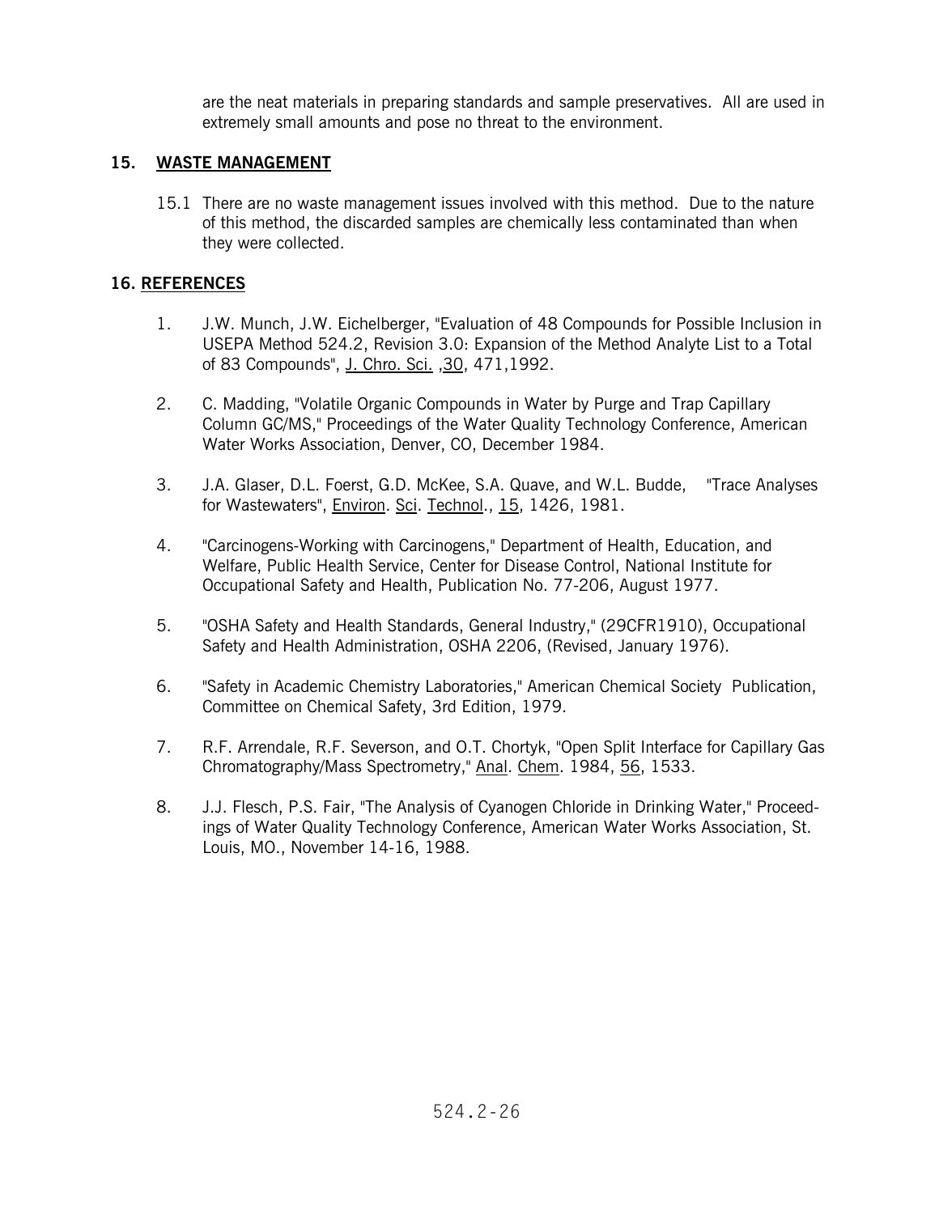are the neat materials in preparing standards and sample preservatives. All are used in extremely small amounts and pose no threat to the environment.

## 15. WASTE MANAGEMENT

15.1 There are no waste management issues involved with this method. Due to the nature of this method, the discarded samples are chemically less contaminated than when they were collected.

## 16. REFERENCES

1. J.W. Munch, J.W. Eichelberger, "Evaluation of 48 Compounds for Possible Inclusion in USEPA Method 524.2, Revision 3.0: Expansion of the Method Analyte List to a Total of 83 Compounds", J. Chro. Sci. ,30, 471,1992.

2. C. Madding, "Volatile Organic Compounds in Water by Purge and Trap Capillary Column GC/MS," Proceedings of the Water Quality Technology Conference, American Water Works Association, Denver, CO, December 1984.

3. J.A. Glaser, D.L. Foerst, G.D. McKee, S.A. Quave, and W.L. Budde, "Trace Analyses for Wastewaters", Environ. Sci. Technol., 15, 1426, 1981.

4. "Carcinogens-Working with Carcinogens," Department of Health, Education, and Welfare, Public Health Service, Center for Disease Control, National Institute for Occupational Safety and Health, Publication No. 77-206, August 1977.

5. "OSHA Safety and Health Standards, General Industry," (29CFR1910), Occupational Safety and Health Administration, OSHA 2206, (Revised, January 1976).

6. "Safety in Academic Chemistry Laboratories," American Chemical Society Publication, Committee on Chemical Safety, 3rd Edition, 1979.

7. R.F. Arrendale, R.F. Severson, and O.T. Chortyk, "Open Split Interface for Capillary Gas Chromatography/Mass Spectrometry," Anal. Chem. 1984, 56, 1533.

8. J.J. Flesch, P.S. Fair, "The Analysis of Cyanogen Chloride in Drinking Water," Proceedings of Water Quality Technology Conference, American Water Works Association, St. Louis, MO., November 14-16, 1988.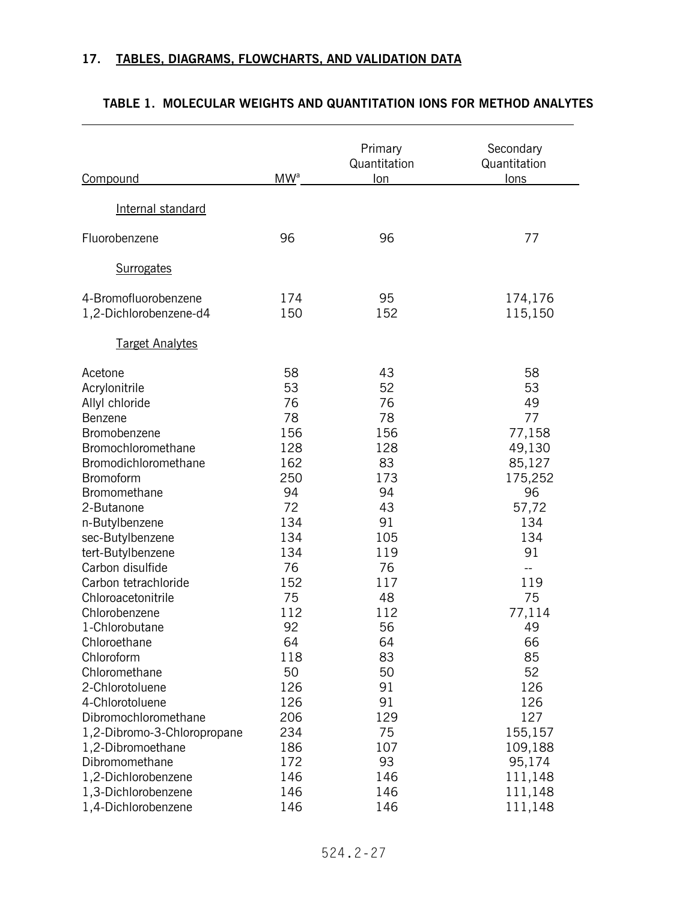## 17. TABLES, DIAGRAMS, FLOWCHARTS, AND VALIDATION DATA

### TABLE 1. MOLECULAR WEIGHTS AND QUANTITATION IONS FOR METHOD ANALYTES

| Compound | MW[a] | Primary Quantitation Ion | Secondary Quantitation Ions |
|---|---|---|---|
| Internal standard | | | |
| Fluorobenzene | 96 | 96 | 77 |
| Surrogates | | | |
| 4-Bromofluorobenzene | 174 | 95 | 174,176 |
| 1,2-Dichlorobenzene-d4 | 150 | 152 | 115,150 |
| Target Analytes | | | |
| Acetone | 58 | 43 | 58 |
| Acrylonitrile | 53 | 52 | 53 |
| Allyl chloride | 76 | 76 | 49 |
| Benzene | 78 | 78 | 77 |
| Bromobenzene | 156 | 156 | 77,158 |
| Bromochloromethane | 128 | 128 | 49,130 |
| Bromodichloromethane | 162 | 83 | 85,127 |
| Bromoform | 250 | 173 | 175,252 |
| Bromomethane | 94 | 94 | 96 |
| 2-Butanone | 72 | 43 | 57,72 |
| n-Butylbenzene | 134 | 91 | 134 |
| sec-Butylbenzene | 134 | 105 | 134 |
| tert-Butylbenzene | 134 | 119 | 91 |
| Carbon disulfide | 76 | 76 | -- |
| Carbon tetrachloride | 152 | 117 | 119 |
| Chloroacetonitrile | 75 | 48 | 75 |
| Chlorobenzene | 112 | 112 | 77,114 |
| 1-Chlorobutane | 92 | 56 | 49 |
| Chloroethane | 64 | 64 | 66 |
| Chloroform | 118 | 83 | 85 |
| Chloromethane | 50 | 50 | 52 |
| 2-Chlorotoluene | 126 | 91 | 126 |
| 4-Chlorotoluene | 126 | 91 | 126 |
| Dibromochloromethane | 206 | 129 | 127 |
| 1,2-Dibromo-3-Chloropropane | 234 | 75 | 155,157 |
| 1,2-Dibromoethane | 186 | 107 | 109,188 |
| Dibromomethane | 172 | 93 | 95,174 |
| 1,2-Dichlorobenzene | 146 | 146 | 111,148 |
| 1,3-Dichlorobenzene | 146 | 146 | 111,148 |
| 1,4-Dichlorobenzene | 146 | 146 | 111,148 |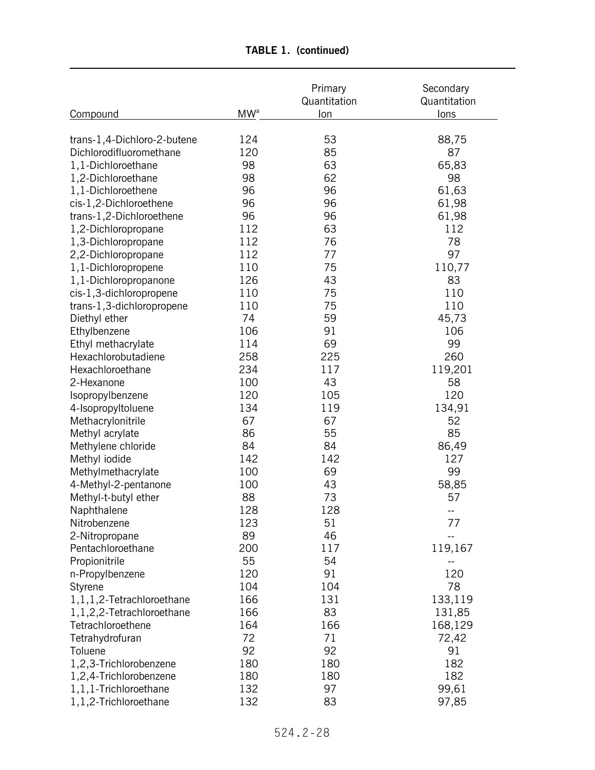**TABLE 1. (continued)**

| Compound | MW[a] | Primary Quantitation Ion | Secondary Quantitation Ions |
|---|---|---|---|
| trans-1,4-Dichloro-2-butene | 124 | 53 | 88,75 |
| Dichlorodifluoromethane | 120 | 85 | 87 |
| 1,1-Dichloroethane | 98 | 63 | 65,83 |
| 1,2-Dichloroethane | 98 | 62 | 98 |
| 1,1-Dichloroethene | 96 | 96 | 61,63 |
| cis-1,2-Dichloroethene | 96 | 96 | 61,98 |
| trans-1,2-Dichloroethene | 96 | 96 | 61,98 |
| 1,2-Dichloropropane | 112 | 63 | 112 |
| 1,3-Dichloropropane | 112 | 76 | 78 |
| 2,2-Dichloropropane | 112 | 77 | 97 |
| 1,1-Dichloropropene | 110 | 75 | 110,77 |
| 1,1-Dichloropropanone | 126 | 43 | 83 |
| cis-1,3-dichloropropene | 110 | 75 | 110 |
| trans-1,3-dichloropropene | 110 | 75 | 110 |
| Diethyl ether | 74 | 59 | 45,73 |
| Ethylbenzene | 106 | 91 | 106 |
| Ethyl methacrylate | 114 | 69 | 99 |
| Hexachlorobutadiene | 258 | 225 | 260 |
| Hexachloroethane | 234 | 117 | 119,201 |
| 2-Hexanone | 100 | 43 | 58 |
| Isopropylbenzene | 120 | 105 | 120 |
| 4-Isopropyltoluene | 134 | 119 | 134,91 |
| Methacrylonitrile | 67 | 67 | 52 |
| Methyl acrylate | 86 | 55 | 85 |
| Methylene chloride | 84 | 84 | 86,49 |
| Methyl iodide | 142 | 142 | 127 |
| Methylmethacrylate | 100 | 69 | 99 |
| 4-Methyl-2-pentanone | 100 | 43 | 58,85 |
| Methyl-t-butyl ether | 88 | 73 | 57 |
| Naphthalene | 128 | 128 | -- |
| Nitrobenzene | 123 | 51 | 77 |
| 2-Nitropropane | 89 | 46 | -- |
| Pentachloroethane | 200 | 117 | 119,167 |
| Propionitrile | 55 | 54 | -- |
| n-Propylbenzene | 120 | 91 | 120 |
| Styrene | 104 | 104 | 78 |
| 1,1,1,2-Tetrachloroethane | 166 | 131 | 133,119 |
| 1,1,2,2-Tetrachloroethane | 166 | 83 | 131,85 |
| Tetrachloroethene | 164 | 166 | 168,129 |
| Tetrahydrofuran | 72 | 71 | 72,42 |
| Toluene | 92 | 92 | 91 |
| 1,2,3-Trichlorobenzene | 180 | 180 | 182 |
| 1,2,4-Trichlorobenzene | 180 | 180 | 182 |
| 1,1,1-Trichloroethane | 132 | 97 | 99,61 |
| 1,1,2-Trichloroethane | 132 | 83 | 97,85 |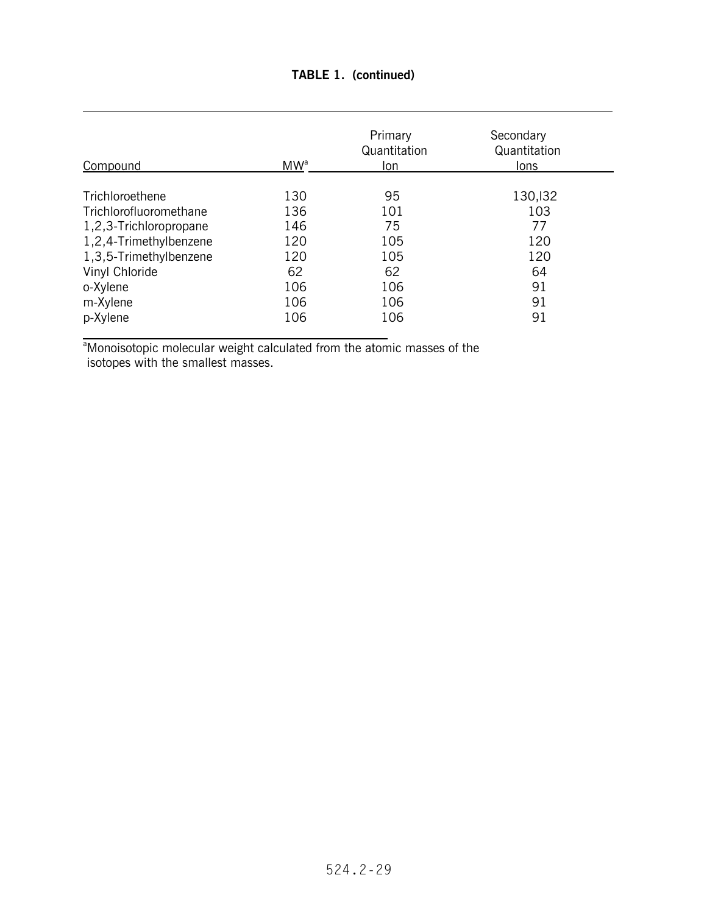**TABLE 1. (continued)**

| Compound | MW[a] | Primary Quantitation Ion | Secondary Quantitation Ions |
|---|---|---|---|
| Trichloroethene | 130 | 95 | 130,I32 |
| Trichlorofluoromethane | 136 | 101 | 103 |
| 1,2,3-Trichloropropane | 146 | 75 | 77 |
| 1,2,4-Trimethylbenzene | 120 | 105 | 120 |
| 1,3,5-Trimethylbenzene | 120 | 105 | 120 |
| Vinyl Chloride | 62 | 62 | 64 |
| o-Xylene | 106 | 106 | 91 |
| m-Xylene | 106 | 106 | 91 |
| p-Xylene | 106 | 106 | 91 |

[a]Monoisotopic molecular weight calculated from the atomic masses of the isotopes with the smallest masses.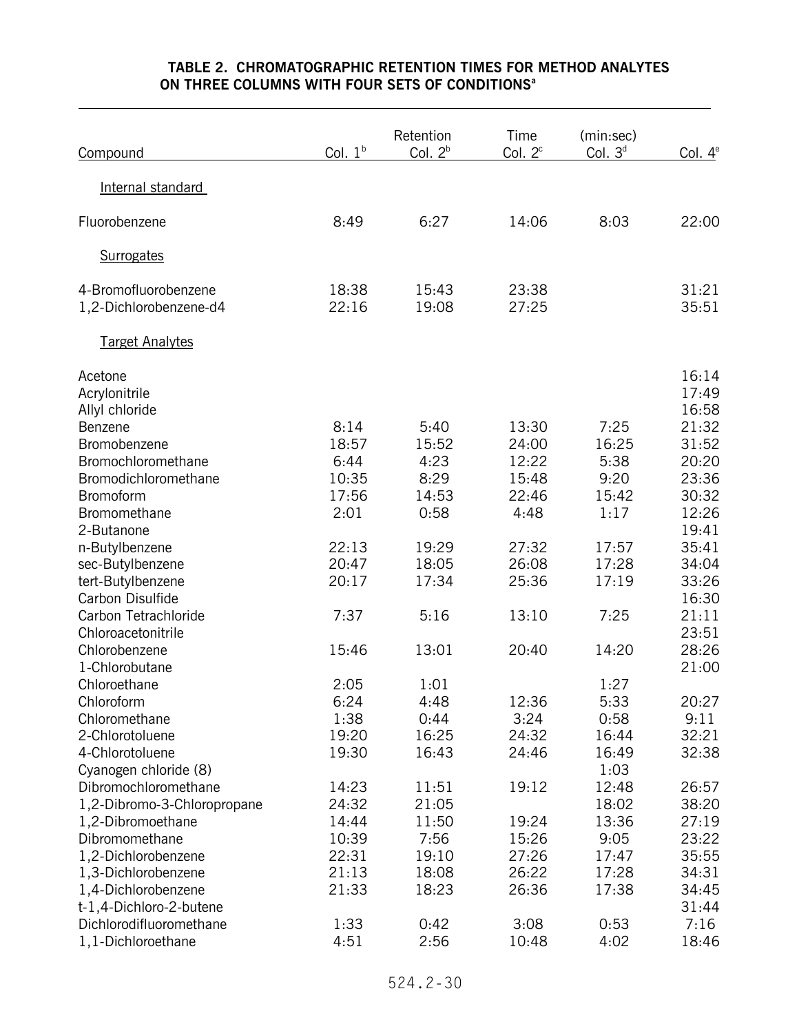# TABLE 2. CHROMATOGRAPHIC RETENTION TIMES FOR METHOD ANALYTES ON THREE COLUMNS WITH FOUR SETS OF CONDITIONS[a]

| Compound | Retention Time (min:sec) | | | | |
|---|---|---|---|---|---|
| | Col. 1[b] | Col. 2[b] | Col. 2[c] | Col. 3[d] | Col. 4[e] |
| Internal standard | | | | | |
| Fluorobenzene | 8:49 | 6:27 | 14:06 | 8:03 | 22:00 |
| Surrogates | | | | | |
| 4-Bromofluorobenzene | 18:38 | 15:43 | 23:38 | | 31:21 |
| 1,2-Dichlorobenzene-d4 | 22:16 | 19:08 | 27:25 | | 35:51 |
| Target Analytes | | | | | |
| Acetone | | | | | 16:14 |
| Acrylonitrile | | | | | 17:49 |
| Allyl chloride | | | | | 16:58 |
| Benzene | 8:14 | 5:40 | 13:30 | 7:25 | 21:32 |
| Bromobenzene | 18:57 | 15:52 | 24:00 | 16:25 | 31:52 |
| Bromochloromethane | 6:44 | 4:23 | 12:22 | 5:38 | 20:20 |
| Bromodichloromethane | 10:35 | 8:29 | 15:48 | 9:20 | 23:36 |
| Bromoform | 17:56 | 14:53 | 22:46 | 15:42 | 30:32 |
| Bromomethane | 2:01 | 0:58 | 4:48 | 1:17 | 12:26 |
| 2-Butanone | | | | | 19:41 |
| n-Butylbenzene | 22:13 | 19:29 | 27:32 | 17:57 | 35:41 |
| sec-Butylbenzene | 20:47 | 18:05 | 26:08 | 17:28 | 34:04 |
| tert-Butylbenzene | 20:17 | 17:34 | 25:36 | 17:19 | 33:26 |
| Carbon Disulfide | | | | | 16:30 |
| Carbon Tetrachloride | 7:37 | 5:16 | 13:10 | 7:25 | 21:11 |
| Chloroacetonitrile | | | | | 23:51 |
| Chlorobenzene | 15:46 | 13:01 | 20:40 | 14:20 | 28:26 |
| 1-Chlorobutane | | | | | 21:00 |
| Chloroethane | 2:05 | 1:01 | | 1:27 | |
| Chloroform | 6:24 | 4:48 | 12:36 | 5:33 | 20:27 |
| Chloromethane | 1:38 | 0:44 | 3:24 | 0:58 | 9:11 |
| 2-Chlorotoluene | 19:20 | 16:25 | 24:32 | 16:44 | 32:21 |
| 4-Chlorotoluene | 19:30 | 16:43 | 24:46 | 16:49 | 32:38 |
| Cyanogen chloride (8) | | | | 1:03 | |
| Dibromochloromethane | 14:23 | 11:51 | 19:12 | 12:48 | 26:57 |
| 1,2-Dibromo-3-Chloropropane | 24:32 | 21:05 | | 18:02 | 38:20 |
| 1,2-Dibromoethane | 14:44 | 11:50 | 19:24 | 13:36 | 27:19 |
| Dibromomethane | 10:39 | 7:56 | 15:26 | 9:05 | 23:22 |
| 1,2-Dichlorobenzene | 22:31 | 19:10 | 27:26 | 17:47 | 35:55 |
| 1,3-Dichlorobenzene | 21:13 | 18:08 | 26:22 | 17:28 | 34:31 |
| 1,4-Dichlorobenzene | 21:33 | 18:23 | 26:36 | 17:38 | 34:45 |
| t-1,4-Dichloro-2-butene | | | | | 31:44 |
| Dichlorodifluoromethane | 1:33 | 0:42 | 3:08 | 0:53 | 7:16 |
| 1,1-Dichloroethane | 4:51 | 2:56 | 10:48 | 4:02 | 18:46 |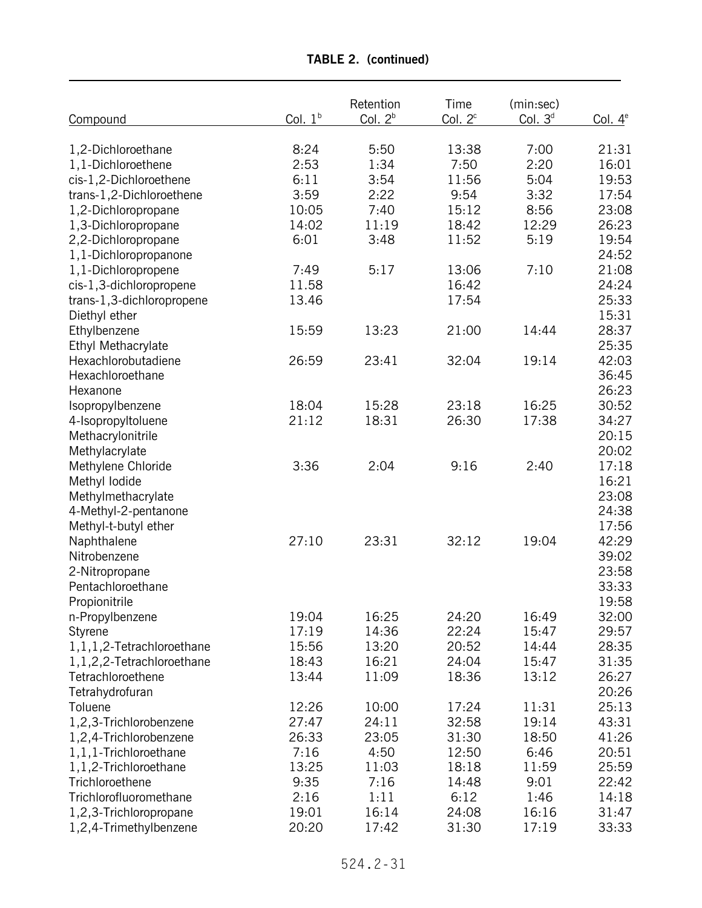**TABLE 2. (continued)**

| Compound | Col. 1[b] | Retention Col. 2[b] | Time Col. 2[c] | (min:sec) Col. 3[d] | Col. 4[e] |
|---|---|---|---|---|---|
| 1,2-Dichloroethane | 8:24 | 5:50 | 13:38 | 7:00 | 21:31 |
| 1,1-Dichloroethene | 2:53 | 1:34 | 7:50 | 2:20 | 16:01 |
| cis-1,2-Dichloroethene | 6:11 | 3:54 | 11:56 | 5:04 | 19:53 |
| trans-1,2-Dichloroethene | 3:59 | 2:22 | 9:54 | 3:32 | 17:54 |
| 1,2-Dichloropropane | 10:05 | 7:40 | 15:12 | 8:56 | 23:08 |
| 1,3-Dichloropropane | 14:02 | 11:19 | 18:42 | 12:29 | 26:23 |
| 2,2-Dichloropropane | 6:01 | 3:48 | 11:52 | 5:19 | 19:54 |
| 1,1-Dichloropropanone | | | | | 24:52 |
| 1,1-Dichloropropene | 7:49 | 5:17 | 13:06 | 7:10 | 21:08 |
| cis-1,3-dichloropropene | 11.58 | | 16:42 | | 24:24 |
| trans-1,3-dichloropropene | 13.46 | | 17:54 | | 25:33 |
| Diethyl ether | | | | | 15:31 |
| Ethylbenzene | 15:59 | 13:23 | 21:00 | 14:44 | 28:37 |
| Ethyl Methacrylate | | | | | 25:35 |
| Hexachlorobutadiene | 26:59 | 23:41 | 32:04 | 19:14 | 42:03 |
| Hexachloroethane | | | | | 36:45 |
| Hexanone | | | | | 26:23 |
| Isopropylbenzene | 18:04 | 15:28 | 23:18 | 16:25 | 30:52 |
| 4-Isopropyltoluene | 21:12 | 18:31 | 26:30 | 17:38 | 34:27 |
| Methacrylonitrile | | | | | 20:15 |
| Methylacrylate | | | | | 20:02 |
| Methylene Chloride | 3:36 | 2:04 | 9:16 | 2:40 | 17:18 |
| Methyl Iodide | | | | | 16:21 |
| Methylmethacrylate | | | | | 23:08 |
| 4-Methyl-2-pentanone | | | | | 24:38 |
| Methyl-t-butyl ether | | | | | 17:56 |
| Naphthalene | 27:10 | 23:31 | 32:12 | 19:04 | 42:29 |
| Nitrobenzene | | | | | 39:02 |
| 2-Nitropropane | | | | | 23:58 |
| Pentachloroethane | | | | | 33:33 |
| Propionitrile | | | | | 19:58 |
| n-Propylbenzene | 19:04 | 16:25 | 24:20 | 16:49 | 32:00 |
| Styrene | 17:19 | 14:36 | 22:24 | 15:47 | 29:57 |
| 1,1,1,2-Tetrachloroethane | 15:56 | 13:20 | 20:52 | 14:44 | 28:35 |
| 1,1,2,2-Tetrachloroethane | 18:43 | 16:21 | 24:04 | 15:47 | 31:35 |
| Tetrachloroethene | 13:44 | 11:09 | 18:36 | 13:12 | 26:27 |
| Tetrahydrofuran | | | | | 20:26 |
| Toluene | 12:26 | 10:00 | 17:24 | 11:31 | 25:13 |
| 1,2,3-Trichlorobenzene | 27:47 | 24:11 | 32:58 | 19:14 | 43:31 |
| 1,2,4-Trichlorobenzene | 26:33 | 23:05 | 31:30 | 18:50 | 41:26 |
| 1,1,1-Trichloroethane | 7:16 | 4:50 | 12:50 | 6:46 | 20:51 |
| 1,1,2-Trichloroethane | 13:25 | 11:03 | 18:18 | 11:59 | 25:59 |
| Trichloroethene | 9:35 | 7:16 | 14:48 | 9:01 | 22:42 |
| Trichlorofluoromethane | 2:16 | 1:11 | 6:12 | 1:46 | 14:18 |
| 1,2,3-Trichloropropane | 19:01 | 16:14 | 24:08 | 16:16 | 31:47 |
| 1,2,4-Trimethylbenzene | 20:20 | 17:42 | 31:30 | 17:19 | 33:33 |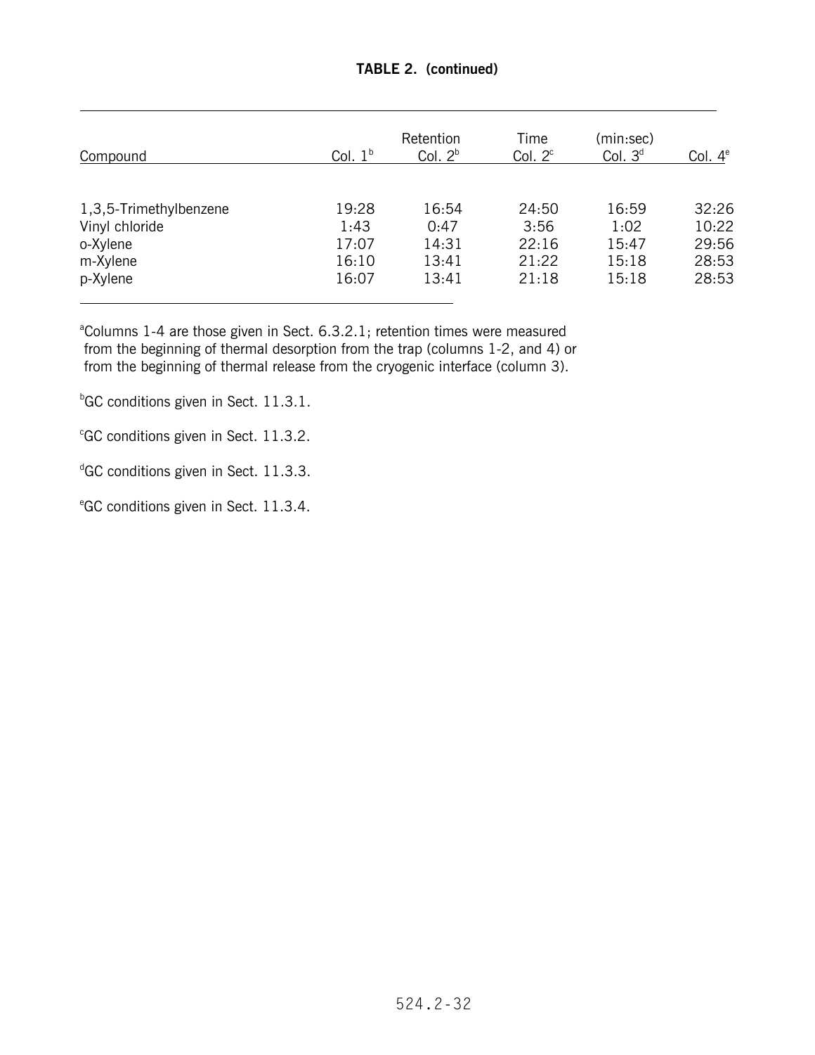**TABLE 2. (continued)**

| Compound | Col. 1[b] | Retention Col. 2[b] | Time Col. 2[c] | (min:sec) Col. 3[d] | Col. 4[e] |
|---|---|---|---|---|---|
| 1,3,5-Trimethylbenzene | 19:28 | 16:54 | 24:50 | 16:59 | 32:26 |
| Vinyl chloride | 1:43 | 0:47 | 3:56 | 1:02 | 10:22 |
| o-Xylene | 17:07 | 14:31 | 22:16 | 15:47 | 29:56 |
| m-Xylene | 16:10 | 13:41 | 21:22 | 15:18 | 28:53 |
| p-Xylene | 16:07 | 13:41 | 21:18 | 15:18 | 28:53 |

[a]Columns 1-4 are those given in Sect. 6.3.2.1; retention times were measured from the beginning of thermal desorption from the trap (columns 1-2, and 4) or from the beginning of thermal release from the cryogenic interface (column 3).

[b]GC conditions given in Sect. 11.3.1.

[c]GC conditions given in Sect. 11.3.2.

[d]GC conditions given in Sect. 11.3.3.

[e]GC conditions given in Sect. 11.3.4.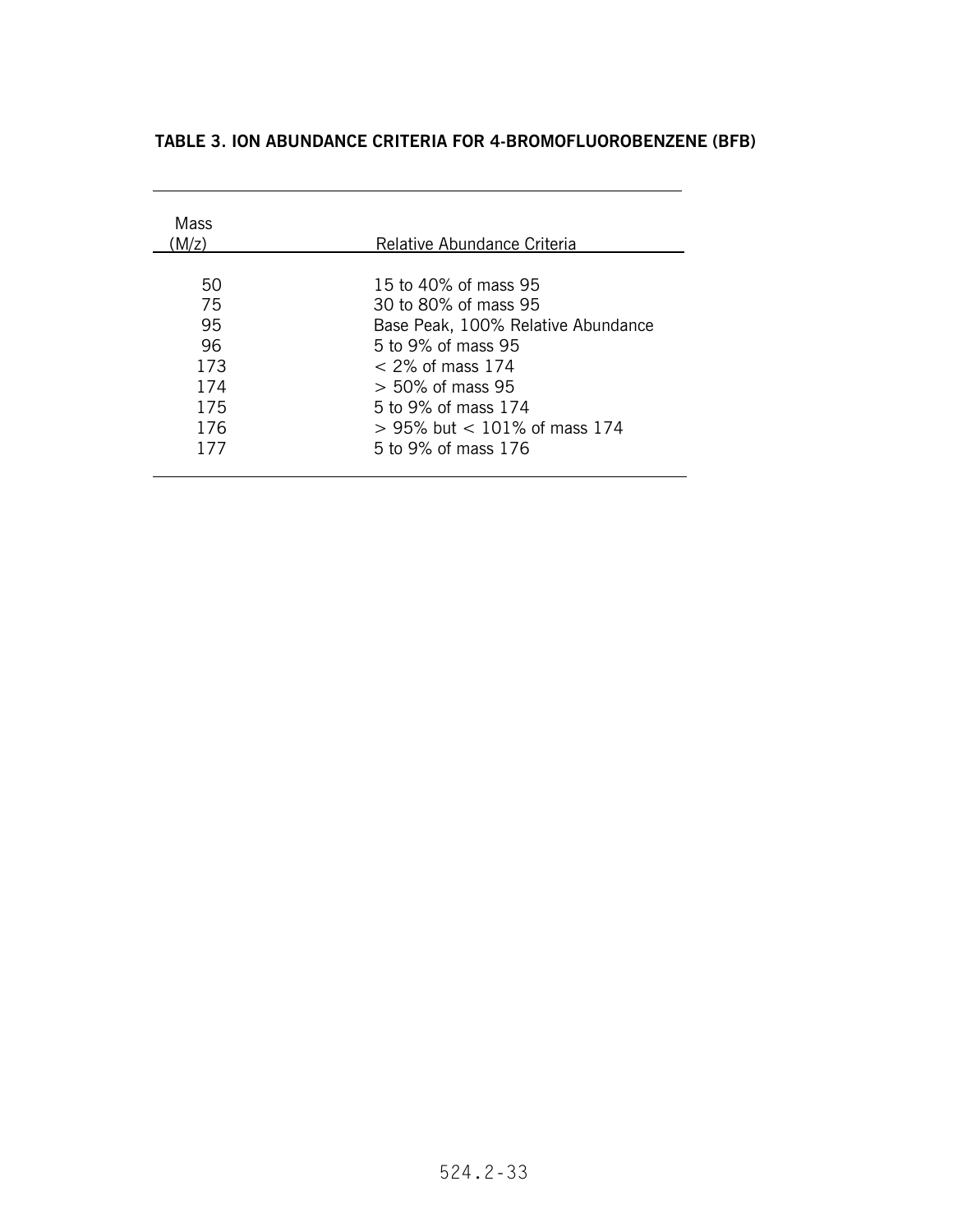**TABLE 3. ION ABUNDANCE CRITERIA FOR 4-BROMOFLUOROBENZENE (BFB)**

| Mass (M/z) | Relative Abundance Criteria |
|---|---|
| 50 | 15 to 40% of mass 95 |
| 75 | 30 to 80% of mass 95 |
| 95 | Base Peak, 100% Relative Abundance |
| 96 | 5 to 9% of mass 95 |
| 173 | < 2% of mass 174 |
| 174 | > 50% of mass 95 |
| 175 | 5 to 9% of mass 174 |
| 176 | > 95% but < 101% of mass 174 |
| 177 | 5 to 9% of mass 176 |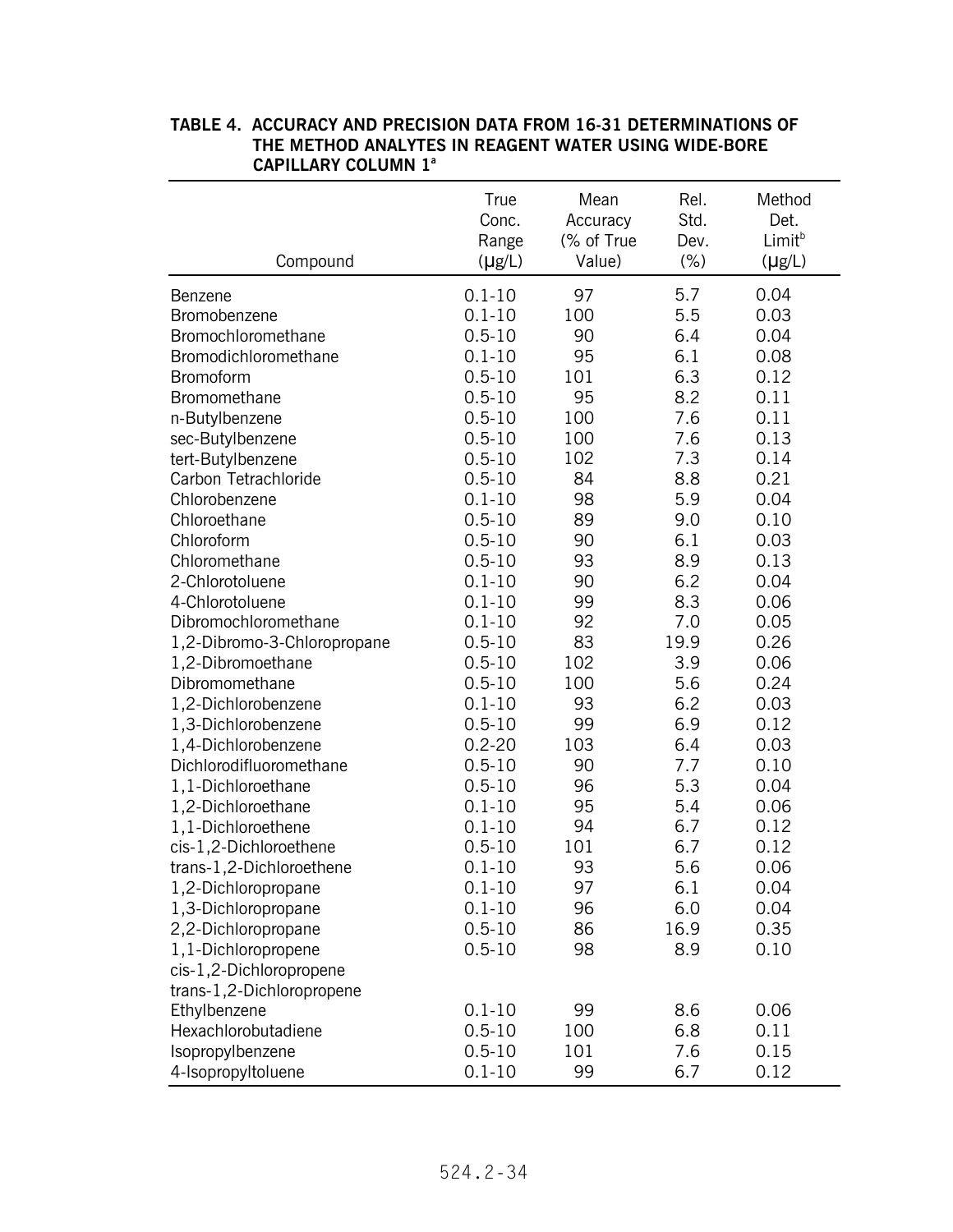**TABLE 4. ACCURACY AND PRECISION DATA FROM 16-31 DETERMINATIONS OF THE METHOD ANALYTES IN REAGENT WATER USING WIDE-BORE CAPILLARY COLUMN 1[a]**

| Compound | True Conc. Range (μg/L) | Mean Accuracy (% of True Value) | Rel. Std. Dev. (%) | Method Det. Limit[b] (μg/L) |
|---|---|---|---|---|
| Benzene | 0.1-10 | 97 | 5.7 | 0.04 |
| Bromobenzene | 0.1-10 | 100 | 5.5 | 0.03 |
| Bromochloromethane | 0.5-10 | 90 | 6.4 | 0.04 |
| Bromodichloromethane | 0.1-10 | 95 | 6.1 | 0.08 |
| Bromoform | 0.5-10 | 101 | 6.3 | 0.12 |
| Bromomethane | 0.5-10 | 95 | 8.2 | 0.11 |
| n-Butylbenzene | 0.5-10 | 100 | 7.6 | 0.11 |
| sec-Butylbenzene | 0.5-10 | 100 | 7.6 | 0.13 |
| tert-Butylbenzene | 0.5-10 | 102 | 7.3 | 0.14 |
| Carbon Tetrachloride | 0.5-10 | 84 | 8.8 | 0.21 |
| Chlorobenzene | 0.1-10 | 98 | 5.9 | 0.04 |
| Chloroethane | 0.5-10 | 89 | 9.0 | 0.10 |
| Chloroform | 0.5-10 | 90 | 6.1 | 0.03 |
| Chloromethane | 0.5-10 | 93 | 8.9 | 0.13 |
| 2-Chlorotoluene | 0.1-10 | 90 | 6.2 | 0.04 |
| 4-Chlorotoluene | 0.1-10 | 99 | 8.3 | 0.06 |
| Dibromochloromethane | 0.1-10 | 92 | 7.0 | 0.05 |
| 1,2-Dibromo-3-Chloropropane | 0.5-10 | 83 | 19.9 | 0.26 |
| 1,2-Dibromoethane | 0.5-10 | 102 | 3.9 | 0.06 |
| Dibromomethane | 0.5-10 | 100 | 5.6 | 0.24 |
| 1,2-Dichlorobenzene | 0.1-10 | 93 | 6.2 | 0.03 |
| 1,3-Dichlorobenzene | 0.5-10 | 99 | 6.9 | 0.12 |
| 1,4-Dichlorobenzene | 0.2-20 | 103 | 6.4 | 0.03 |
| Dichlorodifluoromethane | 0.5-10 | 90 | 7.7 | 0.10 |
| 1,1-Dichloroethane | 0.5-10 | 96 | 5.3 | 0.04 |
| 1,2-Dichloroethane | 0.1-10 | 95 | 5.4 | 0.06 |
| 1,1-Dichloroethene | 0.1-10 | 94 | 6.7 | 0.12 |
| cis-1,2-Dichloroethene | 0.5-10 | 101 | 6.7 | 0.12 |
| trans-1,2-Dichloroethene | 0.1-10 | 93 | 5.6 | 0.06 |
| 1,2-Dichloropropane | 0.1-10 | 97 | 6.1 | 0.04 |
| 1,3-Dichloropropane | 0.1-10 | 96 | 6.0 | 0.04 |
| 2,2-Dichloropropane | 0.5-10 | 86 | 16.9 | 0.35 |
| 1,1-Dichloropropene | 0.5-10 | 98 | 8.9 | 0.10 |
| cis-1,2-Dichloropropene | | | | |
| trans-1,2-Dichloropropene | | | | |
| Ethylbenzene | 0.1-10 | 99 | 8.6 | 0.06 |
| Hexachlorobutadiene | 0.5-10 | 100 | 6.8 | 0.11 |
| Isopropylbenzene | 0.5-10 | 101 | 7.6 | 0.15 |
| 4-Isopropyltoluene | 0.1-10 | 99 | 6.7 | 0.12 |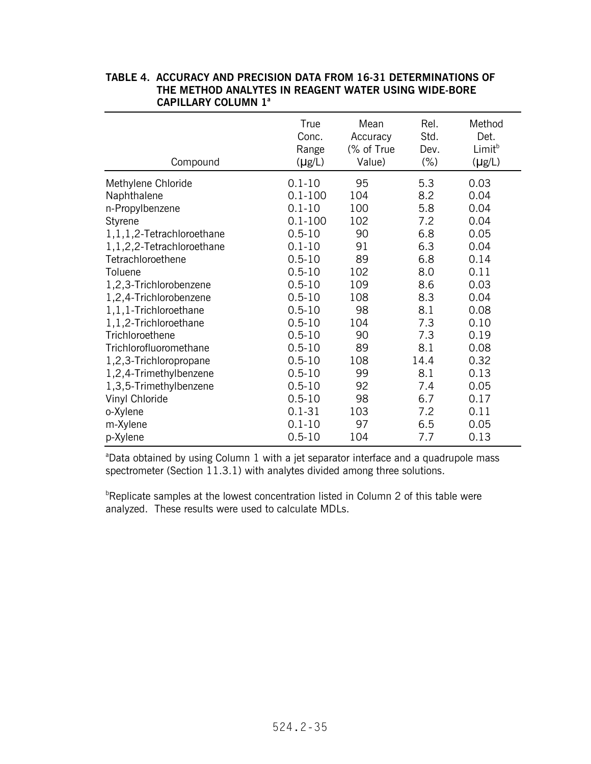**TABLE 4. ACCURACY AND PRECISION DATA FROM 16-31 DETERMINATIONS OF THE METHOD ANALYTES IN REAGENT WATER USING WIDE-BORE CAPILLARY COLUMN 1[a]**

| Compound | True Conc. Range (μg/L) | Mean Accuracy (% of True Value) | Rel. Std. Dev. (%) | Method Det. Limit[b] (μg/L) |
|---|---|---|---|---|
| Methylene Chloride | 0.1-10 | 95 | 5.3 | 0.03 |
| Naphthalene | 0.1-100 | 104 | 8.2 | 0.04 |
| n-Propylbenzene | 0.1-10 | 100 | 5.8 | 0.04 |
| Styrene | 0.1-100 | 102 | 7.2 | 0.04 |
| 1,1,1,2-Tetrachloroethane | 0.5-10 | 90 | 6.8 | 0.05 |
| 1,1,2,2-Tetrachloroethane | 0.1-10 | 91 | 6.3 | 0.04 |
| Tetrachloroethene | 0.5-10 | 89 | 6.8 | 0.14 |
| Toluene | 0.5-10 | 102 | 8.0 | 0.11 |
| 1,2,3-Trichlorobenzene | 0.5-10 | 109 | 8.6 | 0.03 |
| 1,2,4-Trichlorobenzene | 0.5-10 | 108 | 8.3 | 0.04 |
| 1,1,1-Trichloroethane | 0.5-10 | 98 | 8.1 | 0.08 |
| 1,1,2-Trichloroethane | 0.5-10 | 104 | 7.3 | 0.10 |
| Trichloroethene | 0.5-10 | 90 | 7.3 | 0.19 |
| Trichlorofluoromethane | 0.5-10 | 89 | 8.1 | 0.08 |
| 1,2,3-Trichloropropane | 0.5-10 | 108 | 14.4 | 0.32 |
| 1,2,4-Trimethylbenzene | 0.5-10 | 99 | 8.1 | 0.13 |
| 1,3,5-Trimethylbenzene | 0.5-10 | 92 | 7.4 | 0.05 |
| Vinyl Chloride | 0.5-10 | 98 | 6.7 | 0.17 |
| o-Xylene | 0.1-31 | 103 | 7.2 | 0.11 |
| m-Xylene | 0.1-10 | 97 | 6.5 | 0.05 |
| p-Xylene | 0.5-10 | 104 | 7.7 | 0.13 |

[a]Data obtained by using Column 1 with a jet separator interface and a quadrupole mass spectrometer (Section 11.3.1) with analytes divided among three solutions.

[b]Replicate samples at the lowest concentration listed in Column 2 of this table were analyzed. These results were used to calculate MDLs.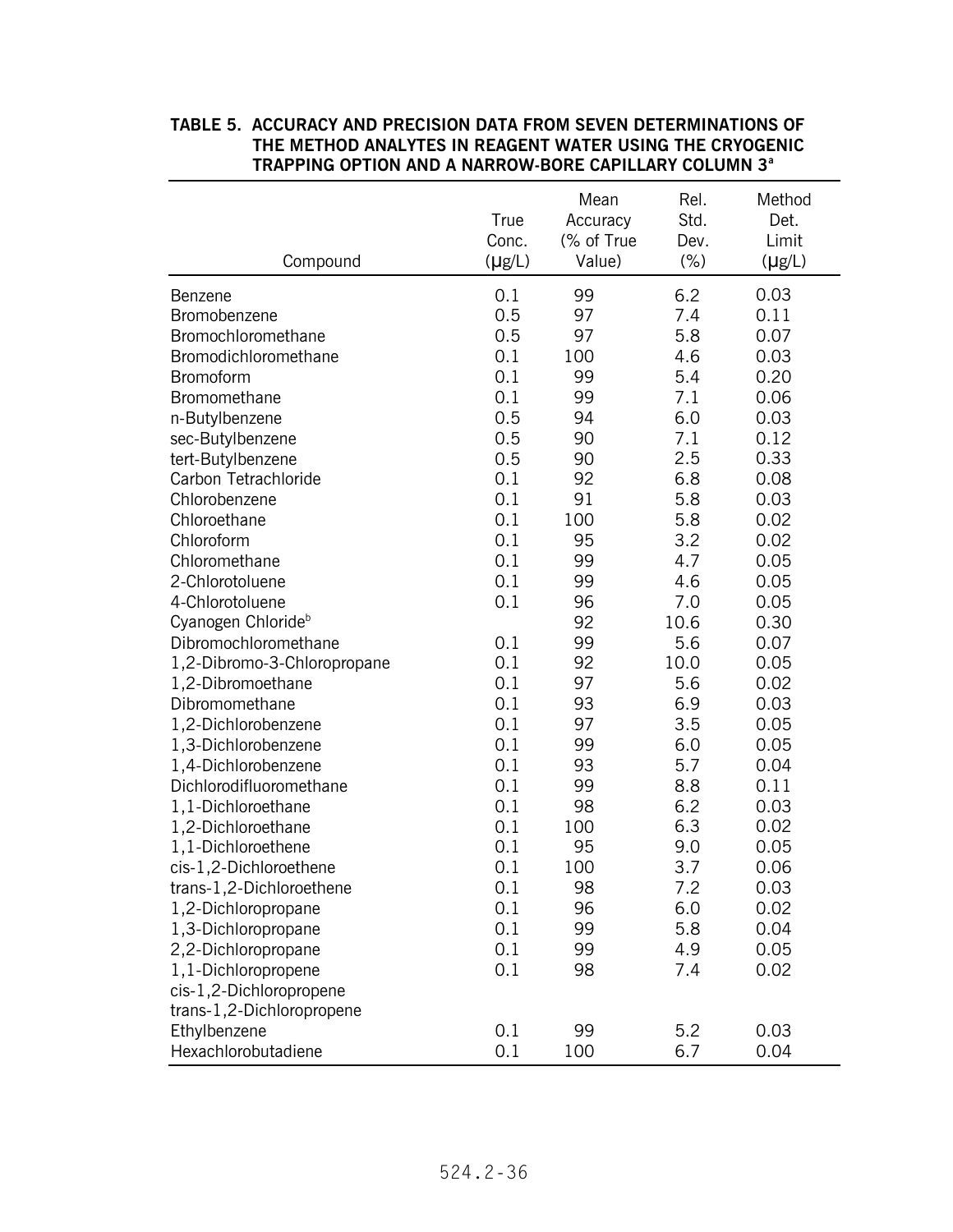**TABLE 5. ACCURACY AND PRECISION DATA FROM SEVEN DETERMINATIONS OF THE METHOD ANALYTES IN REAGENT WATER USING THE CRYOGENIC TRAPPING OPTION AND A NARROW-BORE CAPILLARY COLUMN 3[a]**

| Compound | True Conc. (μg/L) | Mean Accuracy (% of True Value) | Rel. Std. Dev. (%) | Method Det. Limit (μg/L) |
|---|---|---|---|---|
| Benzene | 0.1 | 99 | 6.2 | 0.03 |
| Bromobenzene | 0.5 | 97 | 7.4 | 0.11 |
| Bromochloromethane | 0.5 | 97 | 5.8 | 0.07 |
| Bromodichloromethane | 0.1 | 100 | 4.6 | 0.03 |
| Bromoform | 0.1 | 99 | 5.4 | 0.20 |
| Bromomethane | 0.1 | 99 | 7.1 | 0.06 |
| n-Butylbenzene | 0.5 | 94 | 6.0 | 0.03 |
| sec-Butylbenzene | 0.5 | 90 | 7.1 | 0.12 |
| tert-Butylbenzene | 0.5 | 90 | 2.5 | 0.33 |
| Carbon Tetrachloride | 0.1 | 92 | 6.8 | 0.08 |
| Chlorobenzene | 0.1 | 91 | 5.8 | 0.03 |
| Chloroethane | 0.1 | 100 | 5.8 | 0.02 |
| Chloroform | 0.1 | 95 | 3.2 | 0.02 |
| Chloromethane | 0.1 | 99 | 4.7 | 0.05 |
| 2-Chlorotoluene | 0.1 | 99 | 4.6 | 0.05 |
| 4-Chlorotoluene | 0.1 | 96 | 7.0 | 0.05 |
| Cyanogen Chloride[b] | | 92 | 10.6 | 0.30 |
| Dibromochloromethane | 0.1 | 99 | 5.6 | 0.07 |
| 1,2-Dibromo-3-Chloropropane | 0.1 | 92 | 10.0 | 0.05 |
| 1,2-Dibromoethane | 0.1 | 97 | 5.6 | 0.02 |
| Dibromomethane | 0.1 | 93 | 6.9 | 0.03 |
| 1,2-Dichlorobenzene | 0.1 | 97 | 3.5 | 0.05 |
| 1,3-Dichlorobenzene | 0.1 | 99 | 6.0 | 0.05 |
| 1,4-Dichlorobenzene | 0.1 | 93 | 5.7 | 0.04 |
| Dichlorodifluoromethane | 0.1 | 99 | 8.8 | 0.11 |
| 1,1-Dichloroethane | 0.1 | 98 | 6.2 | 0.03 |
| 1,2-Dichloroethane | 0.1 | 100 | 6.3 | 0.02 |
| 1,1-Dichloroethene | 0.1 | 95 | 9.0 | 0.05 |
| cis-1,2-Dichloroethene | 0.1 | 100 | 3.7 | 0.06 |
| trans-1,2-Dichloroethene | 0.1 | 98 | 7.2 | 0.03 |
| 1,2-Dichloropropane | 0.1 | 96 | 6.0 | 0.02 |
| 1,3-Dichloropropane | 0.1 | 99 | 5.8 | 0.04 |
| 2,2-Dichloropropane | 0.1 | 99 | 4.9 | 0.05 |
| 1,1-Dichloropropene | 0.1 | 98 | 7.4 | 0.02 |
| cis-1,2-Dichloropropene | | | | |
| trans-1,2-Dichloropropene | | | | |
| Ethylbenzene | 0.1 | 99 | 5.2 | 0.03 |
| Hexachlorobutadiene | 0.1 | 100 | 6.7 | 0.04 |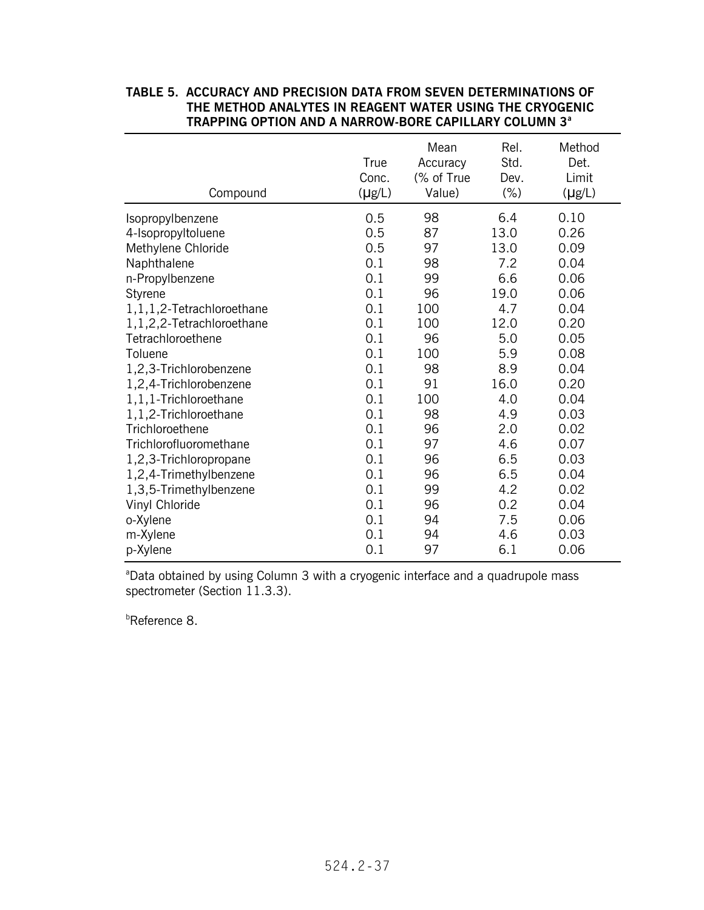**TABLE 5. ACCURACY AND PRECISION DATA FROM SEVEN DETERMINATIONS OF THE METHOD ANALYTES IN REAGENT WATER USING THE CRYOGENIC TRAPPING OPTION AND A NARROW-BORE CAPILLARY COLUMN 3[a]**

| Compound | True Conc. (μg/L) | Mean Accuracy (% of True Value) | Rel. Std. Dev. (%) | Method Det. Limit (μg/L) |
|---|---|---|---|---|
| Isopropylbenzene | 0.5 | 98 | 6.4 | 0.10 |
| 4-Isopropyltoluene | 0.5 | 87 | 13.0 | 0.26 |
| Methylene Chloride | 0.5 | 97 | 13.0 | 0.09 |
| Naphthalene | 0.1 | 98 | 7.2 | 0.04 |
| n-Propylbenzene | 0.1 | 99 | 6.6 | 0.06 |
| Styrene | 0.1 | 96 | 19.0 | 0.06 |
| 1,1,1,2-Tetrachloroethane | 0.1 | 100 | 4.7 | 0.04 |
| 1,1,2,2-Tetrachloroethane | 0.1 | 100 | 12.0 | 0.20 |
| Tetrachloroethene | 0.1 | 96 | 5.0 | 0.05 |
| Toluene | 0.1 | 100 | 5.9 | 0.08 |
| 1,2,3-Trichlorobenzene | 0.1 | 98 | 8.9 | 0.04 |
| 1,2,4-Trichlorobenzene | 0.1 | 91 | 16.0 | 0.20 |
| 1,1,1-Trichloroethane | 0.1 | 100 | 4.0 | 0.04 |
| 1,1,2-Trichloroethane | 0.1 | 98 | 4.9 | 0.03 |
| Trichloroethene | 0.1 | 96 | 2.0 | 0.02 |
| Trichlorofluoromethane | 0.1 | 97 | 4.6 | 0.07 |
| 1,2,3-Trichloropropane | 0.1 | 96 | 6.5 | 0.03 |
| 1,2,4-Trimethylbenzene | 0.1 | 96 | 6.5 | 0.04 |
| 1,3,5-Trimethylbenzene | 0.1 | 99 | 4.2 | 0.02 |
| Vinyl Chloride | 0.1 | 96 | 0.2 | 0.04 |
| o-Xylene | 0.1 | 94 | 7.5 | 0.06 |
| m-Xylene | 0.1 | 94 | 4.6 | 0.03 |
| p-Xylene | 0.1 | 97 | 6.1 | 0.06 |

[a]Data obtained by using Column 3 with a cryogenic interface and a quadrupole mass spectrometer (Section 11.3.3).

[b]Reference 8.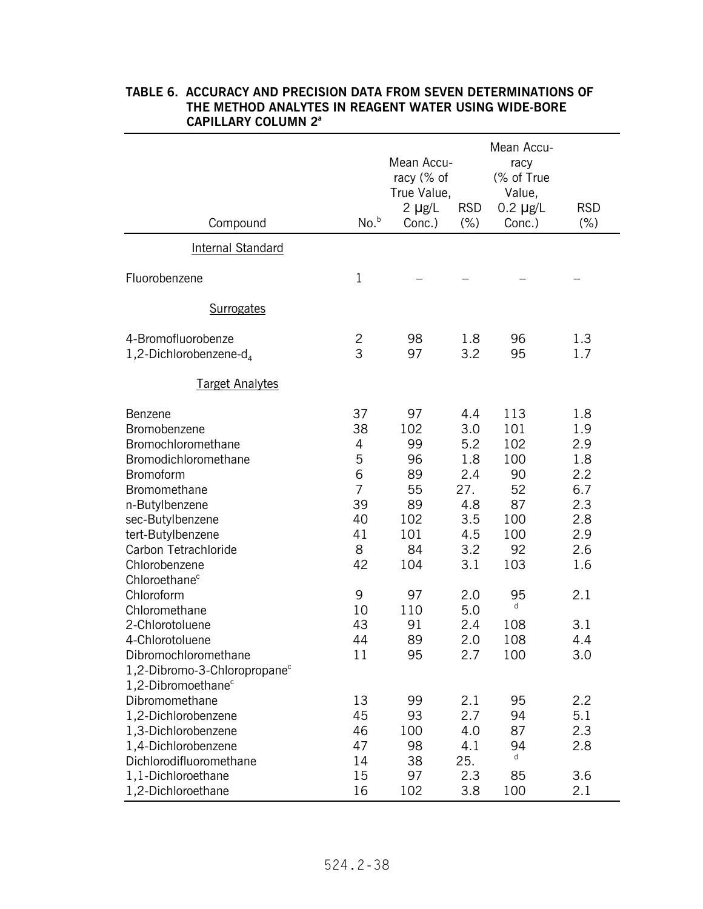**TABLE 6. ACCURACY AND PRECISION DATA FROM SEVEN DETERMINATIONS OF THE METHOD ANALYTES IN REAGENT WATER USING WIDE-BORE CAPILLARY COLUMN 2[a]**

| Compound | No.[b] | Mean Accuracy (% of True Value, 2 μg/L Conc.) | RSD (%) | Mean Accuracy (% of True Value, 0.2 μg/L Conc.) | RSD (%) |
|---|---|---|---|---|---|
| Internal Standard | | | | | |
| Fluorobenzene | 1 | – | – | – | – |
| Surrogates | | | | | |
| 4-Bromofluorobenze | 2 | 98 | 1.8 | 96 | 1.3 |
| 1,2-Dichlorobenzene-$d_4$ | 3 | 97 | 3.2 | 95 | 1.7 |
| Target Analytes | | | | | |
| Benzene | 37 | 97 | 4.4 | 113 | 1.8 |
| Bromobenzene | 38 | 102 | 3.0 | 101 | 1.9 |
| Bromochloromethane | 4 | 99 | 5.2 | 102 | 2.9 |
| Bromodichloromethane | 5 | 96 | 1.8 | 100 | 1.8 |
| Bromoform | 6 | 89 | 2.4 | 90 | 2.2 |
| Bromomethane | 7 | 55 | 27. | 52 | 6.7 |
| n-Butylbenzene | 39 | 89 | 4.8 | 87 | 2.3 |
| sec-Butylbenzene | 40 | 102 | 3.5 | 100 | 2.8 |
| tert-Butylbenzene | 41 | 101 | 4.5 | 100 | 2.9 |
| Carbon Tetrachloride | 8 | 84 | 3.2 | 92 | 2.6 |
| Chlorobenzene | 42 | 104 | 3.1 | 103 | 1.6 |
| Chloroethane[c] | | | | | |
| Chloroform | 9 | 97 | 2.0 | 95 | 2.1 |
| Chloromethane | 10 | 110 | 5.0 | [d] | |
| 2-Chlorotoluene | 43 | 91 | 2.4 | 108 | 3.1 |
| 4-Chlorotoluene | 44 | 89 | 2.0 | 108 | 4.4 |
| Dibromochloromethane | 11 | 95 | 2.7 | 100 | 3.0 |
| 1,2-Dibromo-3-Chloropropane[c] | | | | | |
| 1,2-Dibromoethane[c] | | | | | |
| Dibromomethane | 13 | 99 | 2.1 | 95 | 2.2 |
| 1,2-Dichlorobenzene | 45 | 93 | 2.7 | 94 | 5.1 |
| 1,3-Dichlorobenzene | 46 | 100 | 4.0 | 87 | 2.3 |
| 1,4-Dichlorobenzene | 47 | 98 | 4.1 | 94 | 2.8 |
| Dichlorodifluoromethane | 14 | 38 | 25. | [d] | |
| 1,1-Dichloroethane | 15 | 97 | 2.3 | 85 | 3.6 |
| 1,2-Dichloroethane | 16 | 102 | 3.8 | 100 | 2.1 |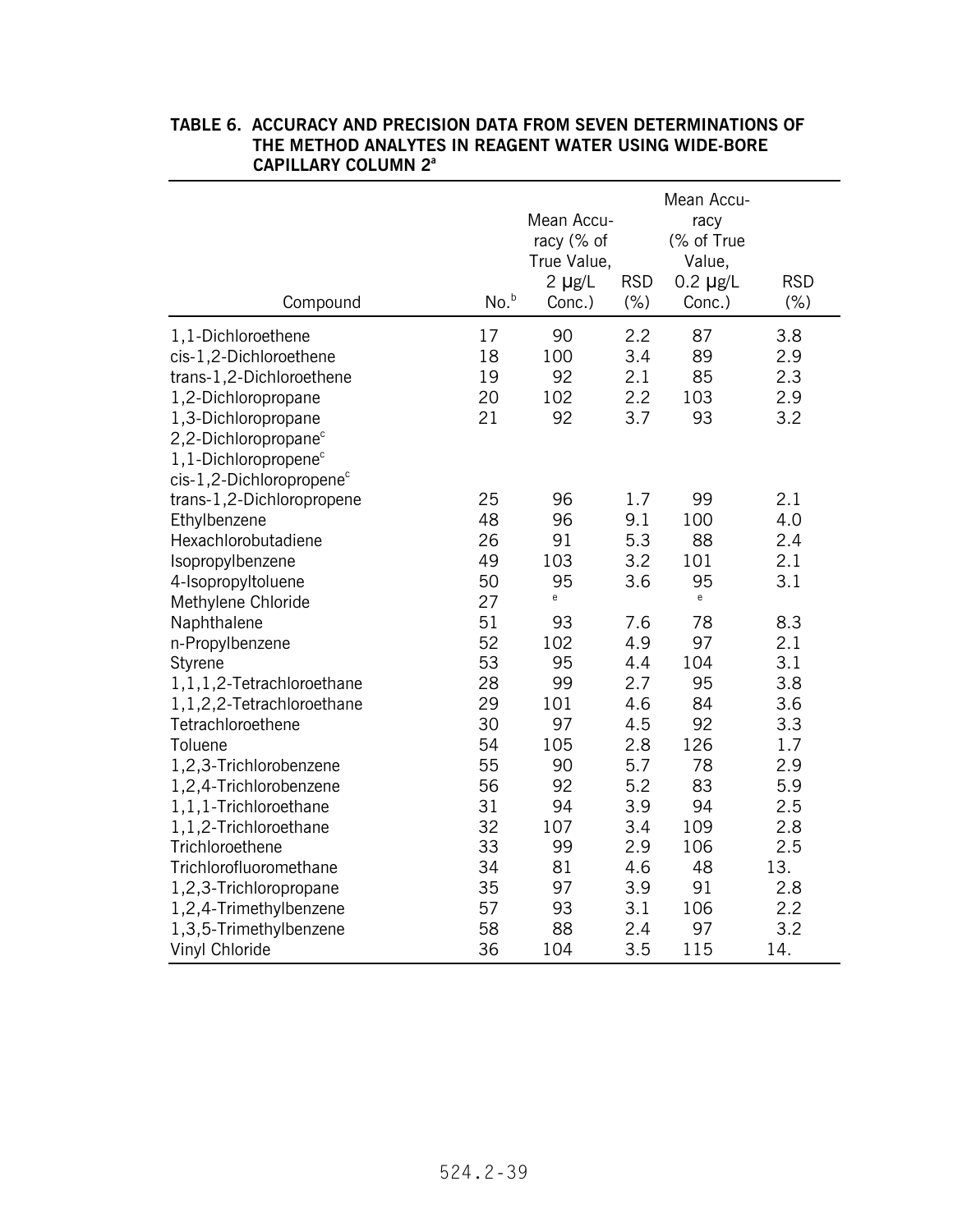**TABLE 6. ACCURACY AND PRECISION DATA FROM SEVEN DETERMINATIONS OF THE METHOD ANALYTES IN REAGENT WATER USING WIDE-BORE CAPILLARY COLUMN 2[a]**

| Compound | No.[b] | Mean Accuracy (% of True Value, 2 μg/L Conc.) | RSD (%) | Mean Accuracy (% of True Value, 0.2 μg/L Conc.) | RSD (%) |
|---|---|---|---|---|---|
| 1,1-Dichloroethene | 17 | 90 | 2.2 | 87 | 3.8 |
| cis-1,2-Dichloroethene | 18 | 100 | 3.4 | 89 | 2.9 |
| trans-1,2-Dichloroethene | 19 | 92 | 2.1 | 85 | 2.3 |
| 1,2-Dichloropropane | 20 | 102 | 2.2 | 103 | 2.9 |
| 1,3-Dichloropropane | 21 | 92 | 3.7 | 93 | 3.2 |
| 2,2-Dichloropropane[c] | | | | | |
| 1,1-Dichloropropene[c] | | | | | |
| cis-1,2-Dichloropropene[c] | | | | | |
| trans-1,2-Dichloropropene | 25 | 96 | 1.7 | 99 | 2.1 |
| Ethylbenzene | 48 | 96 | 9.1 | 100 | 4.0 |
| Hexachlorobutadiene | 26 | 91 | 5.3 | 88 | 2.4 |
| Isopropylbenzene | 49 | 103 | 3.2 | 101 | 2.1 |
| 4-Isopropyltoluene | 50 | 95 | 3.6 | 95 | 3.1 |
| Methylene Chloride | 27 | [e] | | [e] | |
| Naphthalene | 51 | 93 | 7.6 | 78 | 8.3 |
| n-Propylbenzene | 52 | 102 | 4.9 | 97 | 2.1 |
| Styrene | 53 | 95 | 4.4 | 104 | 3.1 |
| 1,1,1,2-Tetrachloroethane | 28 | 99 | 2.7 | 95 | 3.8 |
| 1,1,2,2-Tetrachloroethane | 29 | 101 | 4.6 | 84 | 3.6 |
| Tetrachloroethene | 30 | 97 | 4.5 | 92 | 3.3 |
| Toluene | 54 | 105 | 2.8 | 126 | 1.7 |
| 1,2,3-Trichlorobenzene | 55 | 90 | 5.7 | 78 | 2.9 |
| 1,2,4-Trichlorobenzene | 56 | 92 | 5.2 | 83 | 5.9 |
| 1,1,1-Trichloroethane | 31 | 94 | 3.9 | 94 | 2.5 |
| 1,1,2-Trichloroethane | 32 | 107 | 3.4 | 109 | 2.8 |
| Trichloroethene | 33 | 99 | 2.9 | 106 | 2.5 |
| Trichlorofluoromethane | 34 | 81 | 4.6 | 48 | 13. |
| 1,2,3-Trichloropropane | 35 | 97 | 3.9 | 91 | 2.8 |
| 1,2,4-Trimethylbenzene | 57 | 93 | 3.1 | 106 | 2.2 |
| 1,3,5-Trimethylbenzene | 58 | 88 | 2.4 | 97 | 3.2 |
| Vinyl Chloride | 36 | 104 | 3.5 | 115 | 14. |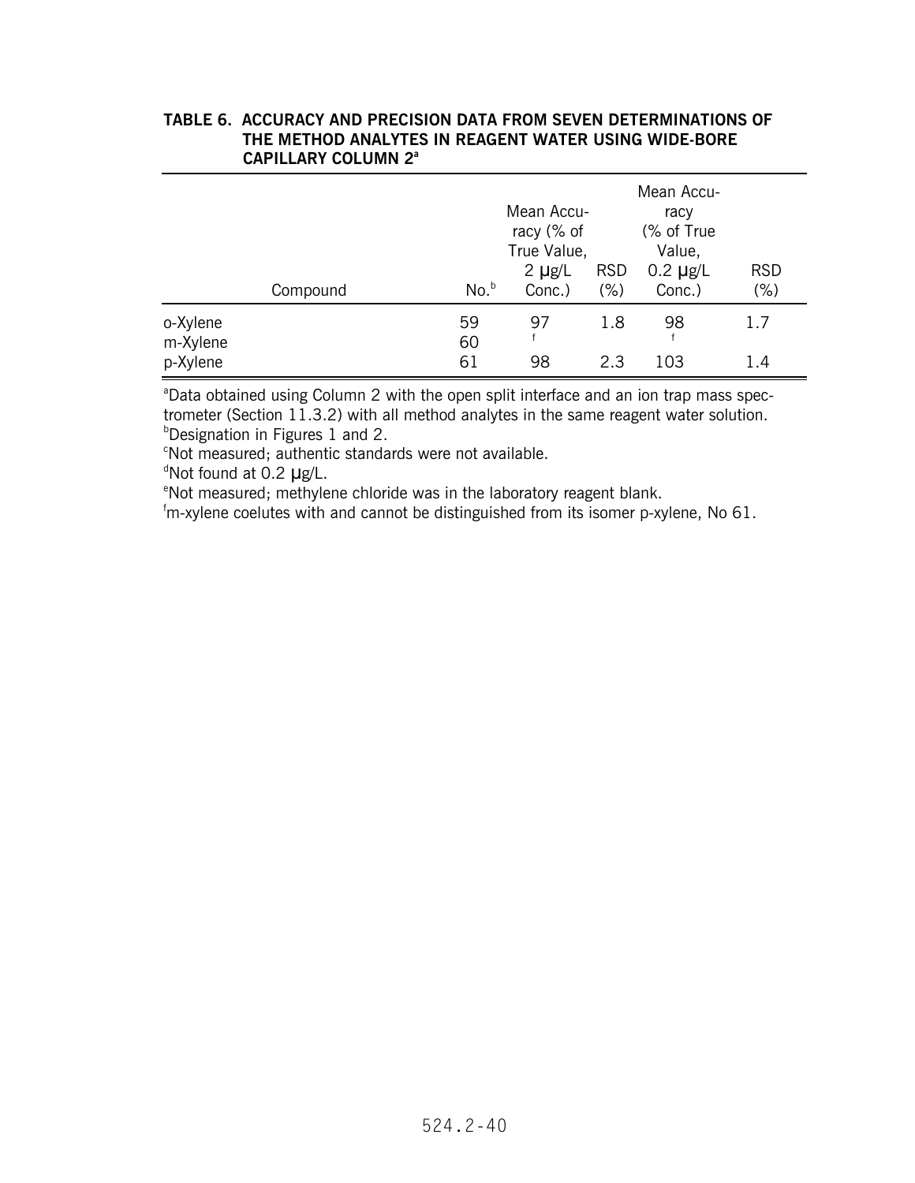**TABLE 6. ACCURACY AND PRECISION DATA FROM SEVEN DETERMINATIONS OF THE METHOD ANALYTES IN REAGENT WATER USING WIDE-BORE CAPILLARY COLUMN 2[a]**

| Compound | No.[b] | Mean Accuracy (% of True Value, 2 μg/L Conc.) | RSD (%) | Mean Accuracy (% of True Value, 0.2 μg/L Conc.) | RSD (%) |
|---|---|---|---|---|---|
| o-Xylene | 59 | 97 | 1.8 | 98 | 1.7 |
| m-Xylene | 60 | [f] | | [f] | |
| p-Xylene | 61 | 98 | 2.3 | 103 | 1.4 |

[a]Data obtained using Column 2 with the open split interface and an ion trap mass spectrometer (Section 11.3.2) with all method analytes in the same reagent water solution.
[b]Designation in Figures 1 and 2.
[c]Not measured; authentic standards were not available.
[d]Not found at 0.2 μg/L.
[e]Not measured; methylene chloride was in the laboratory reagent blank.
[f]m-xylene coelutes with and cannot be distinguished from its isomer p-xylene, No 61.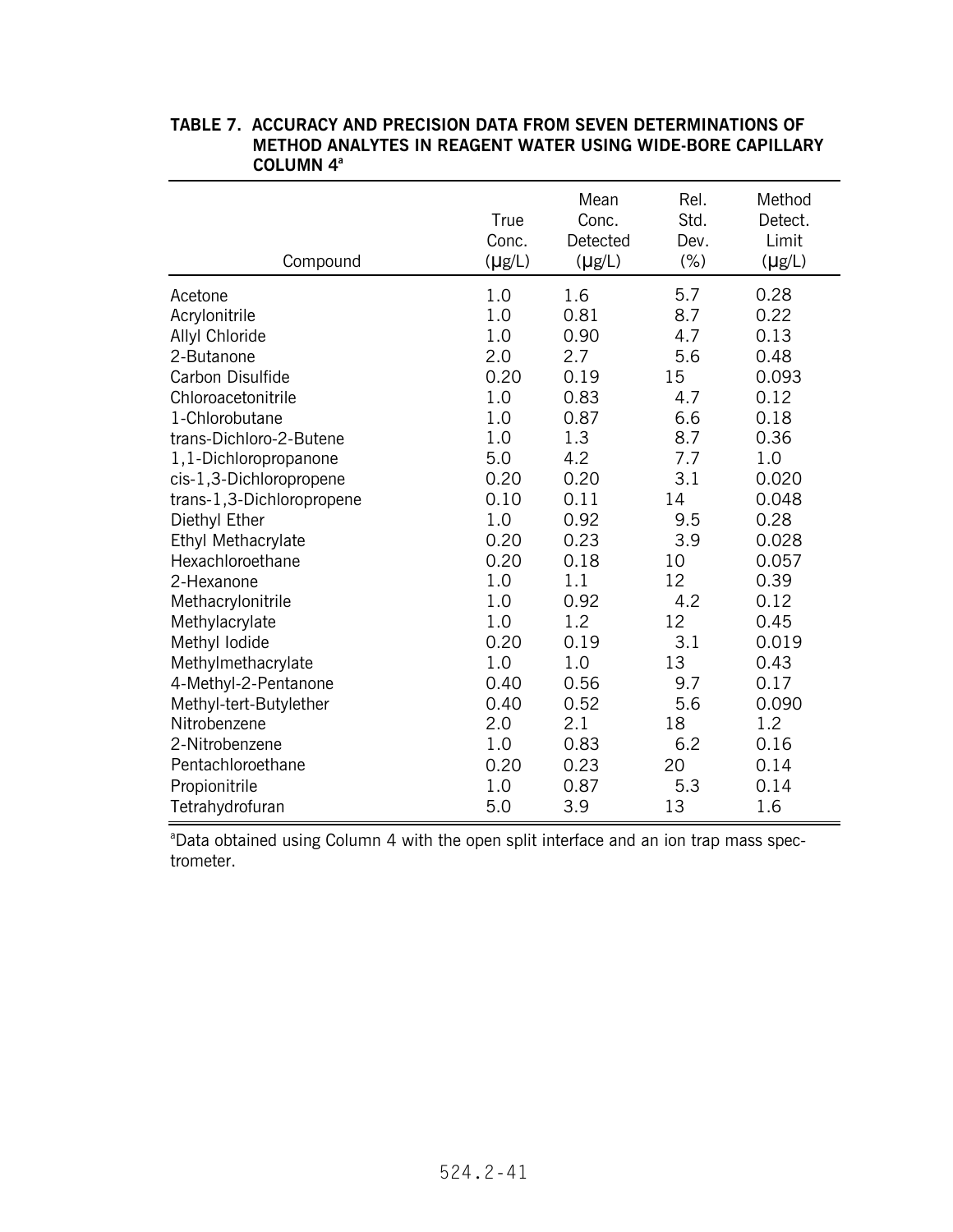**TABLE 7. ACCURACY AND PRECISION DATA FROM SEVEN DETERMINATIONS OF METHOD ANALYTES IN REAGENT WATER USING WIDE-BORE CAPILLARY COLUMN 4[a]**

| Compound | True Conc. (μg/L) | Mean Conc. Detected (μg/L) | Rel. Std. Dev. (%) | Method Detect. Limit (μg/L) |
|---|---|---|---|---|
| Acetone | 1.0 | 1.6 | 5.7 | 0.28 |
| Acrylonitrile | 1.0 | 0.81 | 8.7 | 0.22 |
| Allyl Chloride | 1.0 | 0.90 | 4.7 | 0.13 |
| 2-Butanone | 2.0 | 2.7 | 5.6 | 0.48 |
| Carbon Disulfide | 0.20 | 0.19 | 15 | 0.093 |
| Chloroacetonitrile | 1.0 | 0.83 | 4.7 | 0.12 |
| 1-Chlorobutane | 1.0 | 0.87 | 6.6 | 0.18 |
| trans-Dichloro-2-Butene | 1.0 | 1.3 | 8.7 | 0.36 |
| 1,1-Dichloropropanone | 5.0 | 4.2 | 7.7 | 1.0 |
| cis-1,3-Dichloropropene | 0.20 | 0.20 | 3.1 | 0.020 |
| trans-1,3-Dichloropropene | 0.10 | 0.11 | 14 | 0.048 |
| Diethyl Ether | 1.0 | 0.92 | 9.5 | 0.28 |
| Ethyl Methacrylate | 0.20 | 0.23 | 3.9 | 0.028 |
| Hexachloroethane | 0.20 | 0.18 | 10 | 0.057 |
| 2-Hexanone | 1.0 | 1.1 | 12 | 0.39 |
| Methacrylonitrile | 1.0 | 0.92 | 4.2 | 0.12 |
| Methylacrylate | 1.0 | 1.2 | 12 | 0.45 |
| Methyl Iodide | 0.20 | 0.19 | 3.1 | 0.019 |
| Methylmethacrylate | 1.0 | 1.0 | 13 | 0.43 |
| 4-Methyl-2-Pentanone | 0.40 | 0.56 | 9.7 | 0.17 |
| Methyl-tert-Butylether | 0.40 | 0.52 | 5.6 | 0.090 |
| Nitrobenzene | 2.0 | 2.1 | 18 | 1.2 |
| 2-Nitrobenzene | 1.0 | 0.83 | 6.2 | 0.16 |
| Pentachloroethane | 0.20 | 0.23 | 20 | 0.14 |
| Propionitrile | 1.0 | 0.87 | 5.3 | 0.14 |
| Tetrahydrofuran | 5.0 | 3.9 | 13 | 1.6 |

[a]Data obtained using Column 4 with the open split interface and an ion trap mass spectrometer.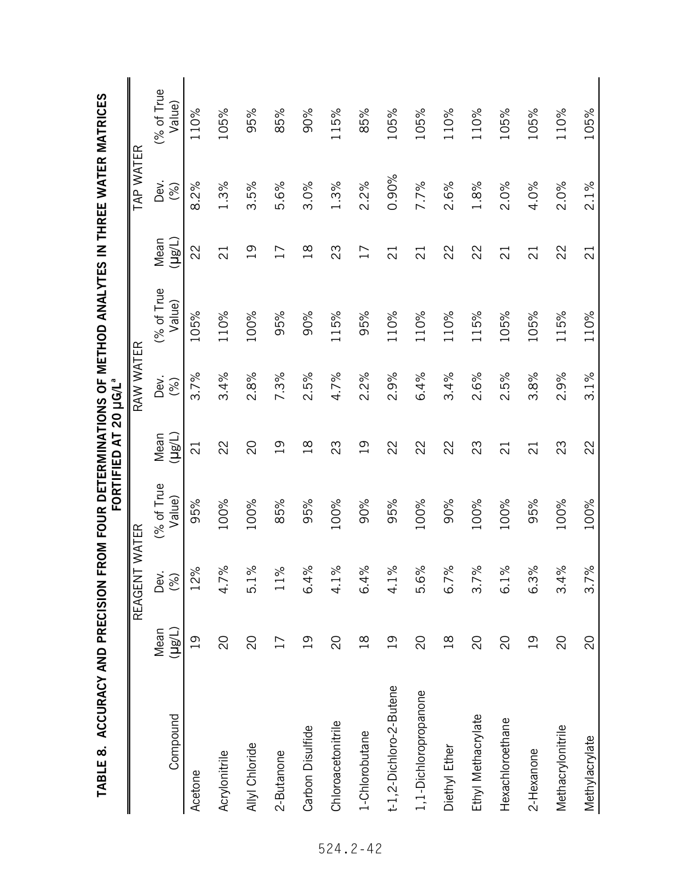**TABLE 8. ACCURACY AND PRECISION FROM FOUR DETERMINATIONS OF METHOD ANALYTES IN THREE WATER MATRICES FORTIFIED AT 20 µG/L[a]**

| Compound | REAGENT WATER | | | RAW WATER | | | TAP WATER | | |
|---|---|---|---|---|---|---|---|---|---|
| | Mean (µg/L) | Dev. (%) | (% of True Value) | Mean (µg/L) | Dev. (%) | (% of True Value) | Mean (µg/L) | Dev. (%) | (% of True Value) |
| Acetone | 19 | 12% | 95% | 21 | 3.7% | 105% | 22 | 8.2% | 110% |
| Acrylonitrile | 20 | 4.7% | 100% | 22 | 3.4% | 110% | 21 | 1.3% | 105% |
| Allyl Chloride | 20 | 5.1% | 100% | 20 | 2.8% | 100% | 19 | 3.5% | 95% |
| 2-Butanone | 17 | 11% | 85% | 19 | 7.3% | 95% | 17 | 5.6% | 85% |
| Carbon Disulfide | 19 | 6.4% | 95% | 18 | 2.5% | 90% | 18 | 3.0% | 90% |
| Chloroacetonitrile | 20 | 4.1% | 100% | 23 | 4.7% | 115% | 23 | 1.3% | 115% |
| 1-Chlorobutane | 18 | 6.4% | 90% | 19 | 2.2% | 95% | 17 | 2.2% | 85% |
| t-1,2-Dichloro-2-Butene | 19 | 4.1% | 95% | 22 | 2.9% | 110% | 21 | 0.90% | 105% |
| 1,1-Dichloropropanone | 20 | 5.6% | 100% | 22 | 6.4% | 110% | 21 | 7.7% | 105% |
| Diethyl Ether | 18 | 6.7% | 90% | 22 | 3.4% | 110% | 22 | 2.6% | 110% |
| Ethyl Methacrylate | 20 | 3.7% | 100% | 23 | 2.6% | 115% | 22 | 1.8% | 110% |
| Hexachloroethane | 20 | 6.1% | 100% | 21 | 2.5% | 105% | 21 | 2.0% | 105% |
| 2-Hexanone | 19 | 6.3% | 95% | 21 | 3.8% | 105% | 21 | 4.0% | 105% |
| Methacrylonitrile | 20 | 3.4% | 100% | 23 | 2.9% | 115% | 22 | 2.0% | 110% |
| Methylacrylate | 20 | 3.7% | 100% | 22 | 3.1% | 110% | 21 | 2.1% | 105% |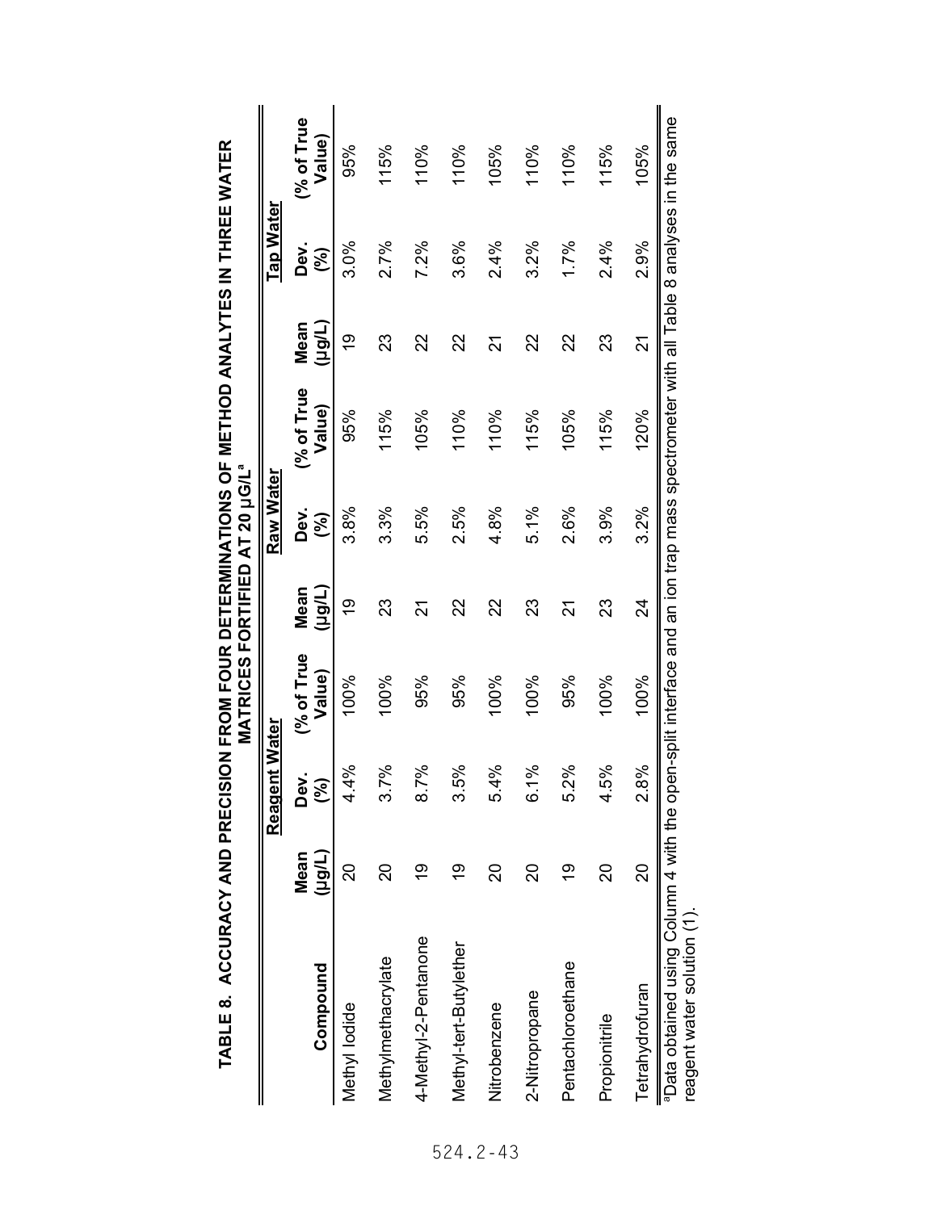**TABLE 8. ACCURACY AND PRECISION FROM FOUR DETERMINATIONS OF METHOD ANALYTES IN THREE WATER MATRICES FORTIFIED AT 20 µG/L[a]**

| Compound | Reagent Water | | | Raw Water | | | Tap Water | | |
|---|---|---|---|---|---|---|---|---|---|
| | Mean (µg/L) | Dev. (%) | (% of True Value) | Mean (µg/L) | Dev. (%) | (% of True Value) | Mean (µg/L) | Dev. (%) | (% of True Value) |
| Methyl Iodide | 20 | 4.4% | 100% | 19 | 3.8% | 95% | 19 | 3.0% | 95% |
| Methylmethacrylate | 20 | 3.7% | 100% | 23 | 3.3% | 115% | 23 | 2.7% | 115% |
| 4-Methyl-2-Pentanone | 19 | 8.7% | 95% | 21 | 5.5% | 105% | 22 | 7.2% | 110% |
| Methyl-tert-Butylether | 19 | 3.5% | 95% | 22 | 2.5% | 110% | 22 | 3.6% | 110% |
| Nitrobenzene | 20 | 5.4% | 100% | 22 | 4.8% | 110% | 21 | 2.4% | 105% |
| 2-Nitropropane | 20 | 6.1% | 100% | 23 | 5.1% | 115% | 22 | 3.2% | 110% |
| Pentachloroethane | 19 | 5.2% | 95% | 21 | 2.6% | 105% | 22 | 1.7% | 110% |
| Propionitrile | 20 | 4.5% | 100% | 23 | 3.9% | 115% | 23 | 2.4% | 115% |
| Tetrahydrofuran | 20 | 2.8% | 100% | 24 | 3.2% | 120% | 21 | 2.9% | 105% |

[a]Data obtained using Column 4 with the open-split interface and an ion trap mass spectrometer with all Table 8 analyses in the same reagent water solution (1).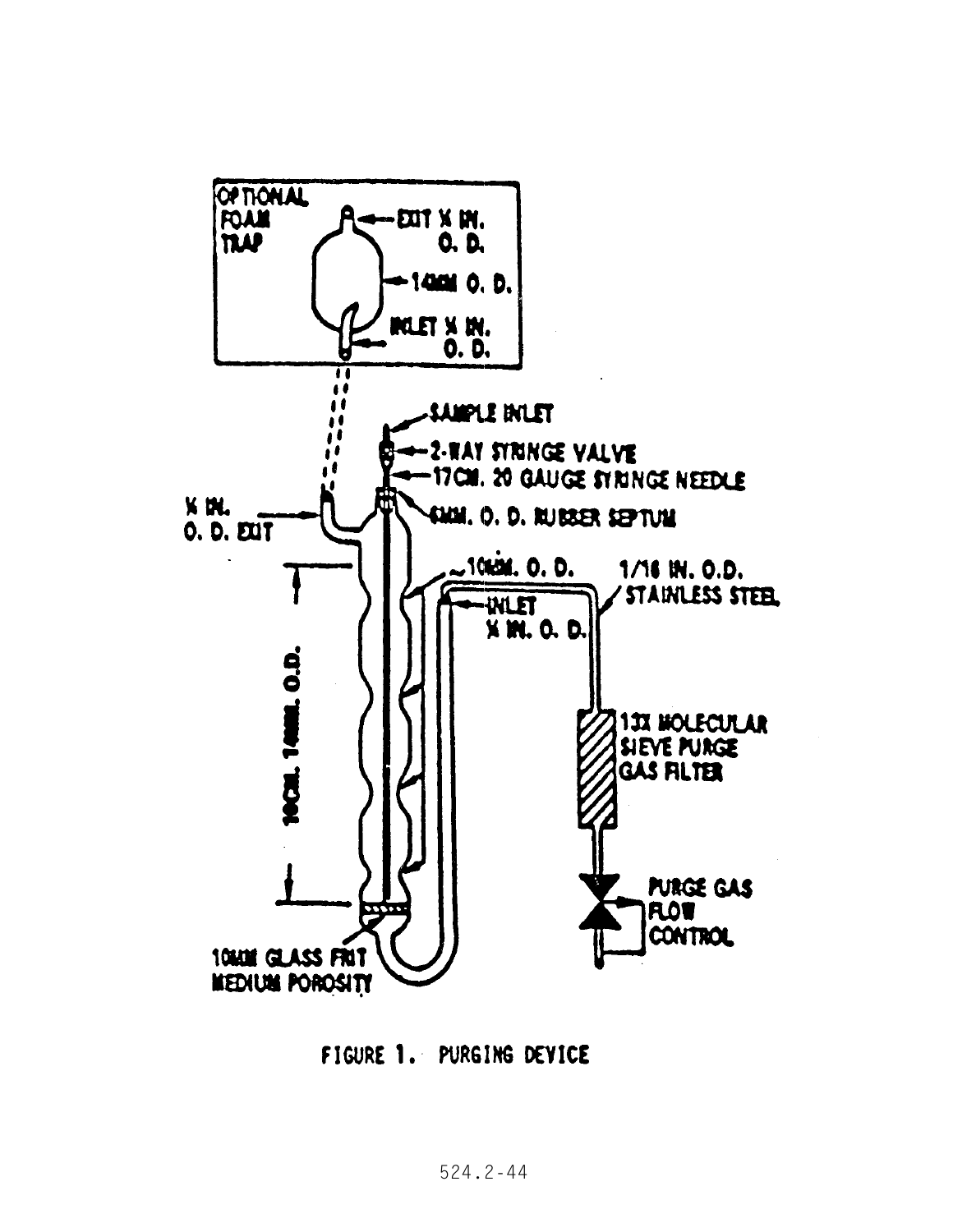OPTIONAL FOAM TRAP

EXIT ¼ IN. O. D.

14MM O. D.

INLET ¼ IN. O. D.

SAMPLE INLET

2-WAY SYRINGE VALVE

17CM. 20 GAUGE SYRINGE NEEDLE

6MM. O. D. RUBBER SEPTUM

¼ IN. O. D. EXIT

~10MM. O. D.

1/16 IN. O.D. STAINLESS STEEL

INLET ¼ IN. O. D.

10CM. 14MM. O.D.

13X MOLECULAR SIEVE PURGE GAS FILTER

PURGE GAS FLOW CONTROL

10MM GLASS FRIT MEDIUM POROSITY

FIGURE 1. PURGING DEVICE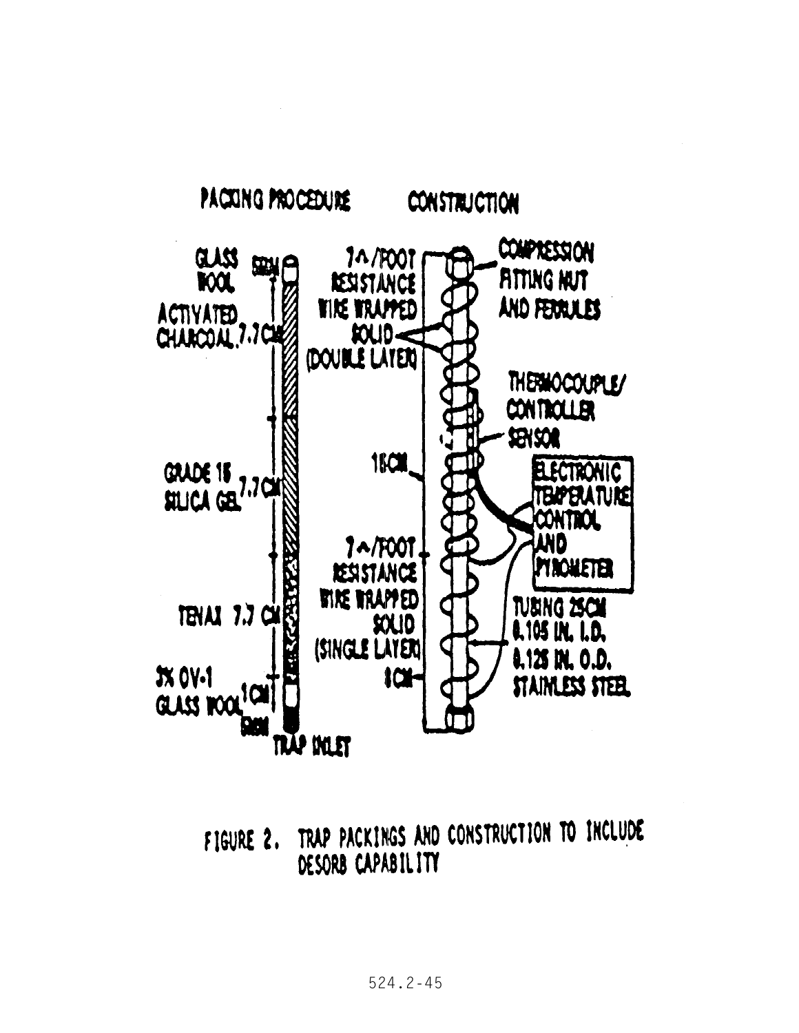PACKING PROCEDURE

CONSTRUCTION

GLASS WOOL 5MM

ACTIVATED CHARCOAL 7.7CM

GRADE 15 SILICA GEL 7.7CM

TENAX 7.7 CM

3% OV-1 1CM

GLASS WOOL 5MM

TRAP INLET

7Ω/FOOT RESISTANCE WIRE WRAPPED SOLID (DOUBLE LAYER)

15CM

7Ω/FOOT RESISTANCE WIRE WRAPPED SOLID (SINGLE LAYER)

8CM

COMPRESSION FITTING NUT AND FERRULES

THERMOCOUPLE/ CONTROLLER SENSOR

ELECTRONIC TEMPERATURE CONTROL AND PYROMETER

TUBING 25CM 0.105 IN. I.D. 0.125 IN. O.D. STAINLESS STEEL

FIGURE 2. TRAP PACKINGS AND CONSTRUCTION TO INCLUDE DESORB CAPABILITY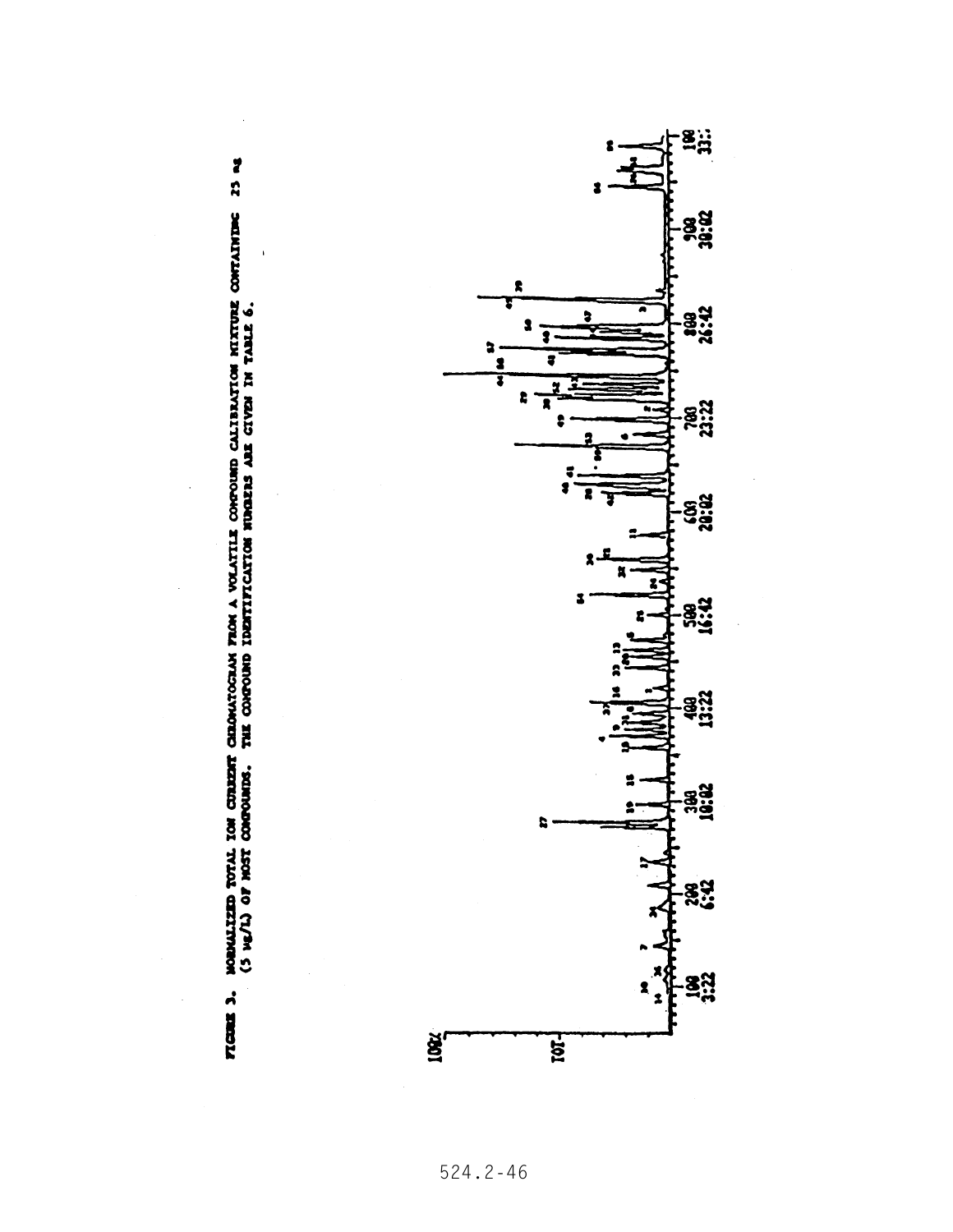FIGURE 3. NORMALIZED TOTAL ION CURRENT CHROMATOGRAM FROM A VOLATILE COMPOUND CALIBRATION MIXTURE CONTAINING 25 ng (5 µg/L) OF MOST COMPOUNDS. THE COMPOUND IDENTIFICATION NUMBERS ARE GIVEN IN TABLE 6.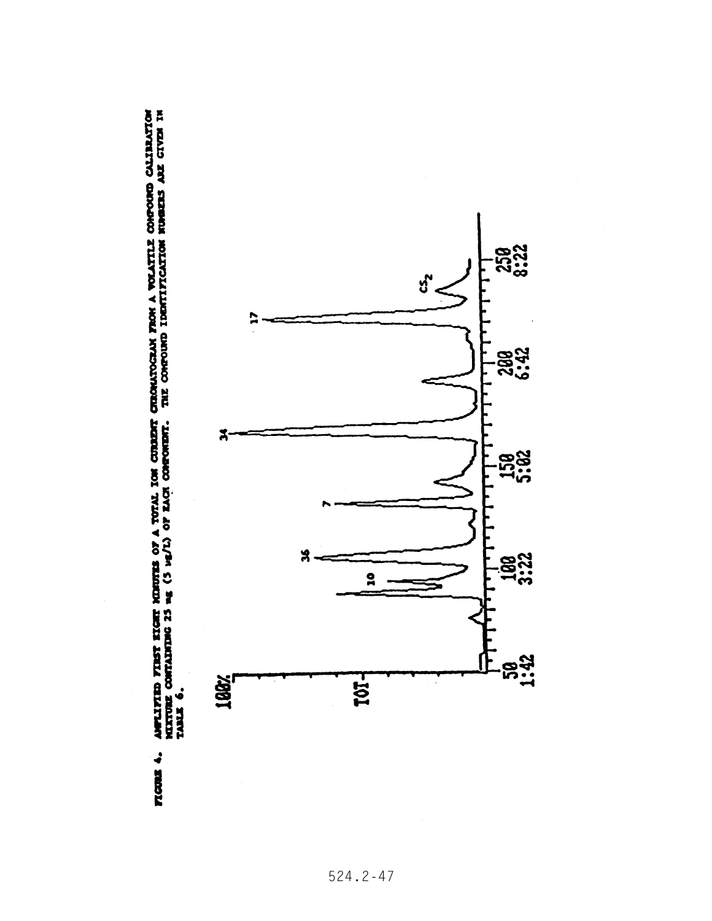FIGURE 4. AMPLIFIED FIRST EIGHT MINUTES OF A TOTAL ION CURRENT CHROMATOGRAM FROM A VOLATILE COMPOUND CALIBRATION MIXTURE CONTAINING 25 ng (5 µg/L) OF EACH COMPONENT. THE COMPOUND IDENTIFICATION NUMBERS ARE GIVEN IN TABLE 6.

100%

TOT

10

36

7

34

17

$CS_2$

50
1:42

100
3:22

150
5:02

200
6:42

250
8:22